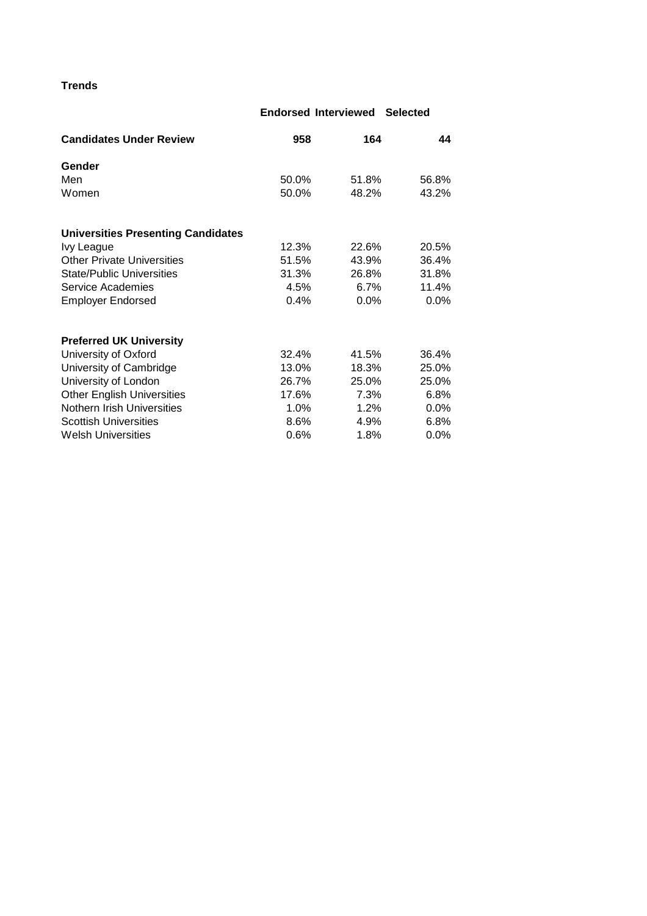**Trends**

| | Endorsed | Interviewed | Selected |
|---|---|---|---|
| **Candidates Under Review** | **958** | **164** | **44** |
| **Gender** | | | |
| Men | 50.0% | 51.8% | 56.8% |
| Women | 50.0% | 48.2% | 43.2% |
| **Universities Presenting Candidates** | | | |
| Ivy League | 12.3% | 22.6% | 20.5% |
| Other Private Universities | 51.5% | 43.9% | 36.4% |
| State/Public Universities | 31.3% | 26.8% | 31.8% |
| Service Academies | 4.5% | 6.7% | 11.4% |
| Employer Endorsed | 0.4% | 0.0% | 0.0% |
| **Preferred UK University** | | | |
| University of Oxford | 32.4% | 41.5% | 36.4% |
| University of Cambridge | 13.0% | 18.3% | 25.0% |
| University of London | 26.7% | 25.0% | 25.0% |
| Other English Universities | 17.6% | 7.3% | 6.8% |
| Nothern Irish Universities | 1.0% | 1.2% | 0.0% |
| Scottish Universities | 8.6% | 4.9% | 6.8% |
| Welsh Universities | 0.6% | 1.8% | 0.0% |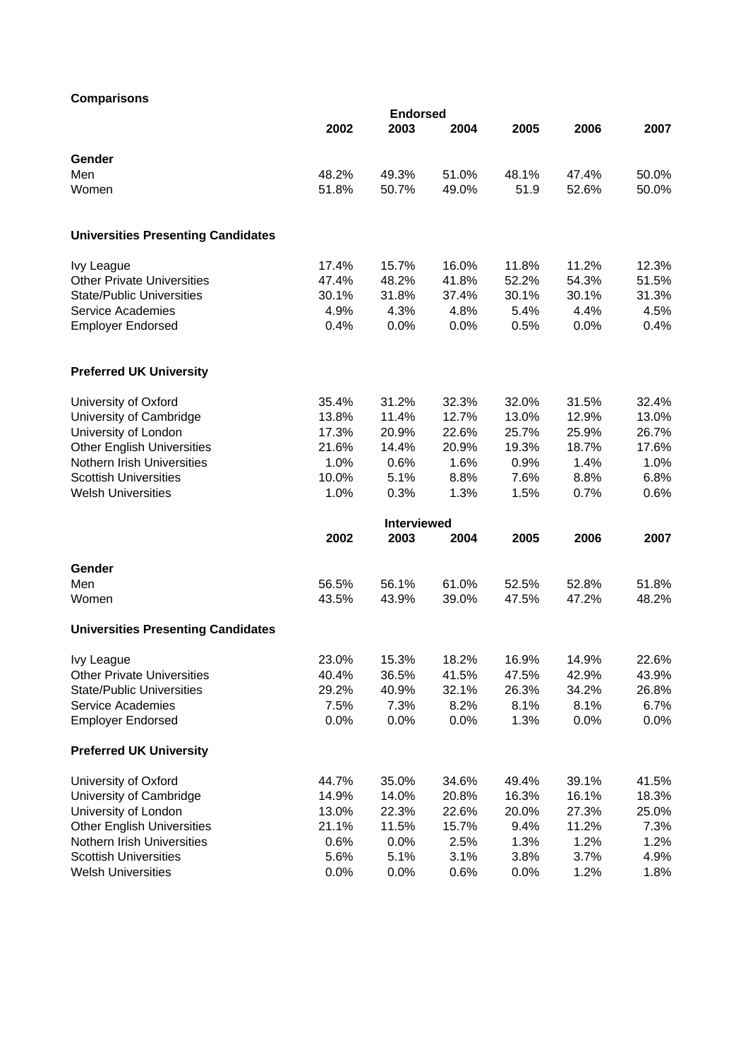**Comparisons**

| | Endorsed | | | | | |
|---|---|---|---|---|---|---|
| | 2002 | 2003 | 2004 | 2005 | 2006 | 2007 |
| **Gender** | | | | | | |
| Men | 48.2% | 49.3% | 51.0% | 48.1% | 47.4% | 50.0% |
| Women | 51.8% | 50.7% | 49.0% | 51.9 | 52.6% | 50.0% |
| **Universities Presenting Candidates** | | | | | | |
| Ivy League | 17.4% | 15.7% | 16.0% | 11.8% | 11.2% | 12.3% |
| Other Private Universities | 47.4% | 48.2% | 41.8% | 52.2% | 54.3% | 51.5% |
| State/Public Universities | 30.1% | 31.8% | 37.4% | 30.1% | 30.1% | 31.3% |
| Service Academies | 4.9% | 4.3% | 4.8% | 5.4% | 4.4% | 4.5% |
| Employer Endorsed | 0.4% | 0.0% | 0.0% | 0.5% | 0.0% | 0.4% |
| **Preferred UK University** | | | | | | |
| University of Oxford | 35.4% | 31.2% | 32.3% | 32.0% | 31.5% | 32.4% |
| University of Cambridge | 13.8% | 11.4% | 12.7% | 13.0% | 12.9% | 13.0% |
| University of London | 17.3% | 20.9% | 22.6% | 25.7% | 25.9% | 26.7% |
| Other English Universities | 21.6% | 14.4% | 20.9% | 19.3% | 18.7% | 17.6% |
| Nothern Irish Universities | 1.0% | 0.6% | 1.6% | 0.9% | 1.4% | 1.0% |
| Scottish Universities | 10.0% | 5.1% | 8.8% | 7.6% | 8.8% | 6.8% |
| Welsh Universities | 1.0% | 0.3% | 1.3% | 1.5% | 0.7% | 0.6% |

| | Interviewed | | | | | |
|---|---|---|---|---|---|---|
| | 2002 | 2003 | 2004 | 2005 | 2006 | 2007 |
| **Gender** | | | | | | |
| Men | 56.5% | 56.1% | 61.0% | 52.5% | 52.8% | 51.8% |
| Women | 43.5% | 43.9% | 39.0% | 47.5% | 47.2% | 48.2% |
| **Universities Presenting Candidates** | | | | | | |
| Ivy League | 23.0% | 15.3% | 18.2% | 16.9% | 14.9% | 22.6% |
| Other Private Universities | 40.4% | 36.5% | 41.5% | 47.5% | 42.9% | 43.9% |
| State/Public Universities | 29.2% | 40.9% | 32.1% | 26.3% | 34.2% | 26.8% |
| Service Academies | 7.5% | 7.3% | 8.2% | 8.1% | 8.1% | 6.7% |
| Employer Endorsed | 0.0% | 0.0% | 0.0% | 1.3% | 0.0% | 0.0% |
| **Preferred UK University** | | | | | | |
| University of Oxford | 44.7% | 35.0% | 34.6% | 49.4% | 39.1% | 41.5% |
| University of Cambridge | 14.9% | 14.0% | 20.8% | 16.3% | 16.1% | 18.3% |
| University of London | 13.0% | 22.3% | 22.6% | 20.0% | 27.3% | 25.0% |
| Other English Universities | 21.1% | 11.5% | 15.7% | 9.4% | 11.2% | 7.3% |
| Nothern Irish Universities | 0.6% | 0.0% | 2.5% | 1.3% | 1.2% | 1.2% |
| Scottish Universities | 5.6% | 5.1% | 3.1% | 3.8% | 3.7% | 4.9% |
| Welsh Universities | 0.0% | 0.0% | 0.6% | 0.0% | 1.2% | 1.8% |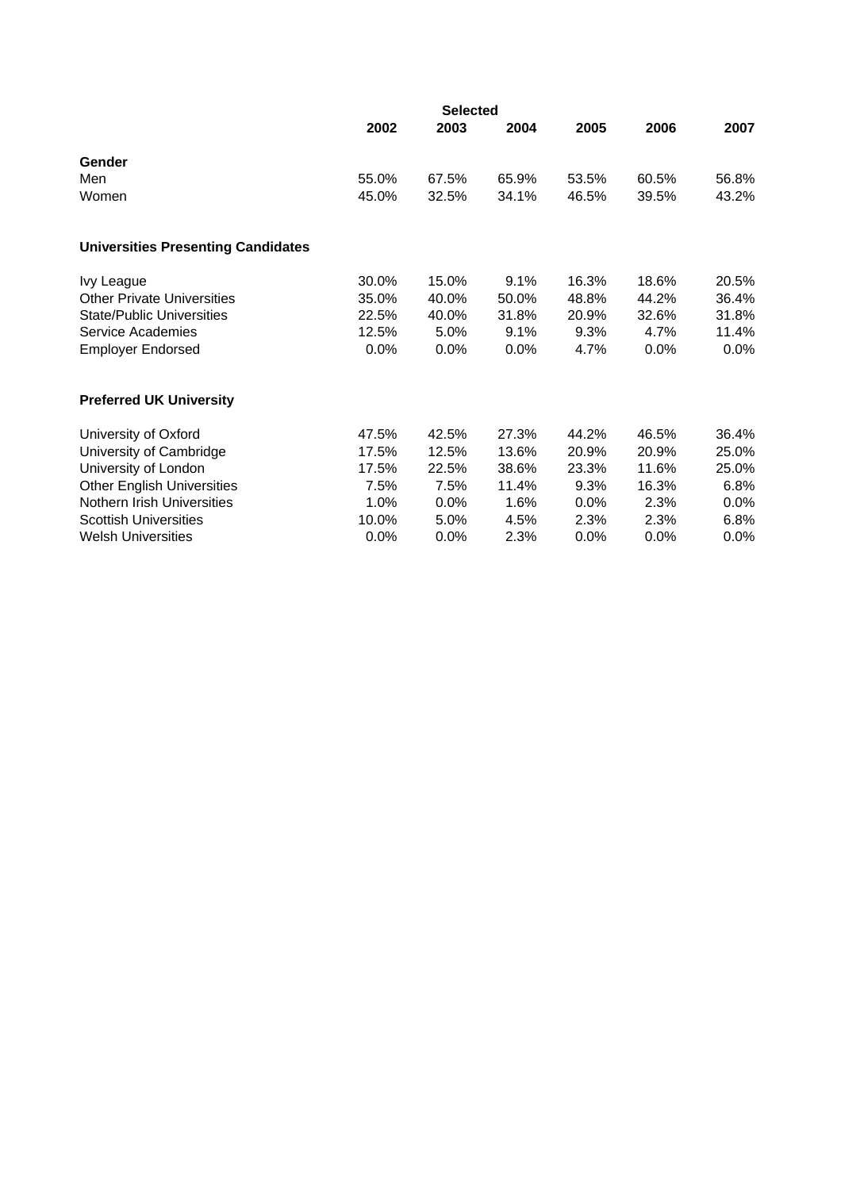| | Selected | | | | | |
|---|---|---|---|---|---|---|
| | 2002 | 2003 | 2004 | 2005 | 2006 | 2007 |
| **Gender** | | | | | | |
| Men | 55.0% | 67.5% | 65.9% | 53.5% | 60.5% | 56.8% |
| Women | 45.0% | 32.5% | 34.1% | 46.5% | 39.5% | 43.2% |
| **Universities Presenting Candidates** | | | | | | |
| Ivy League | 30.0% | 15.0% | 9.1% | 16.3% | 18.6% | 20.5% |
| Other Private Universities | 35.0% | 40.0% | 50.0% | 48.8% | 44.2% | 36.4% |
| State/Public Universities | 22.5% | 40.0% | 31.8% | 20.9% | 32.6% | 31.8% |
| Service Academies | 12.5% | 5.0% | 9.1% | 9.3% | 4.7% | 11.4% |
| Employer Endorsed | 0.0% | 0.0% | 0.0% | 4.7% | 0.0% | 0.0% |
| **Preferred UK University** | | | | | | |
| University of Oxford | 47.5% | 42.5% | 27.3% | 44.2% | 46.5% | 36.4% |
| University of Cambridge | 17.5% | 12.5% | 13.6% | 20.9% | 20.9% | 25.0% |
| University of London | 17.5% | 22.5% | 38.6% | 23.3% | 11.6% | 25.0% |
| Other English Universities | 7.5% | 7.5% | 11.4% | 9.3% | 16.3% | 6.8% |
| Nothern Irish Universities | 1.0% | 0.0% | 1.6% | 0.0% | 2.3% | 0.0% |
| Scottish Universities | 10.0% | 5.0% | 4.5% | 2.3% | 2.3% | 6.8% |
| Welsh Universities | 0.0% | 0.0% | 2.3% | 0.0% | 0.0% | 0.0% |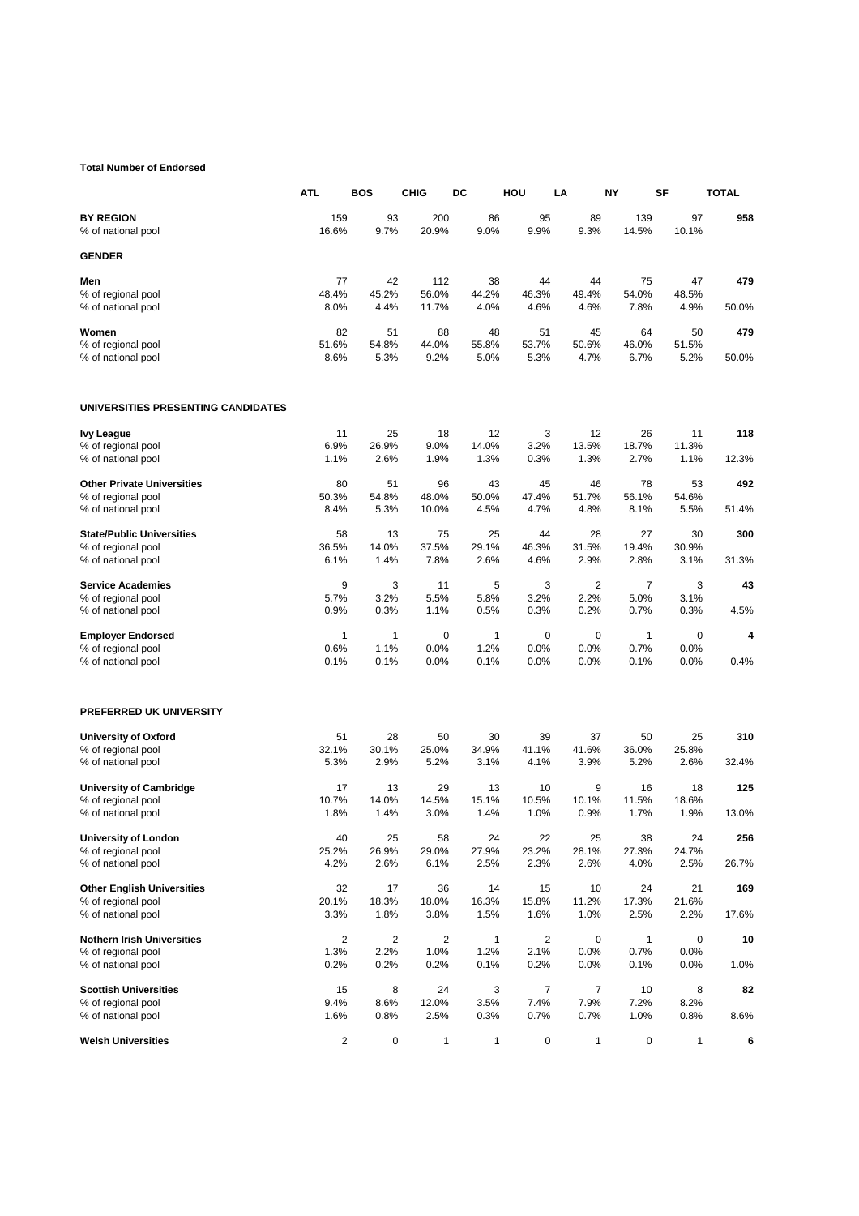**Total Number of Endorsed**

| | ATL | BOS | CHIG | DC | HOU | LA | NY | SF | TOTAL |
|---|---|---|---|---|---|---|---|---|---|
| **BY REGION** | 159 | 93 | 200 | 86 | 95 | 89 | 139 | 97 | **958** |
| % of national pool | 16.6% | 9.7% | 20.9% | 9.0% | 9.9% | 9.3% | 14.5% | 10.1% | |
| **GENDER** | | | | | | | | | |
| **Men** | 77 | 42 | 112 | 38 | 44 | 44 | 75 | 47 | **479** |
| % of regional pool | 48.4% | 45.2% | 56.0% | 44.2% | 46.3% | 49.4% | 54.0% | 48.5% | |
| % of national pool | 8.0% | 4.4% | 11.7% | 4.0% | 4.6% | 4.6% | 7.8% | 4.9% | 50.0% |
| **Women** | 82 | 51 | 88 | 48 | 51 | 45 | 64 | 50 | **479** |
| % of regional pool | 51.6% | 54.8% | 44.0% | 55.8% | 53.7% | 50.6% | 46.0% | 51.5% | |
| % of national pool | 8.6% | 5.3% | 9.2% | 5.0% | 5.3% | 4.7% | 6.7% | 5.2% | 50.0% |
| **UNIVERSITIES PRESENTING CANDIDATES** | | | | | | | | | |
| **Ivy League** | 11 | 25 | 18 | 12 | 3 | 12 | 26 | 11 | **118** |
| % of regional pool | 6.9% | 26.9% | 9.0% | 14.0% | 3.2% | 13.5% | 18.7% | 11.3% | |
| % of national pool | 1.1% | 2.6% | 1.9% | 1.3% | 0.3% | 1.3% | 2.7% | 1.1% | 12.3% |
| **Other Private Universities** | 80 | 51 | 96 | 43 | 45 | 46 | 78 | 53 | **492** |
| % of regional pool | 50.3% | 54.8% | 48.0% | 50.0% | 47.4% | 51.7% | 56.1% | 54.6% | |
| % of national pool | 8.4% | 5.3% | 10.0% | 4.5% | 4.7% | 4.8% | 8.1% | 5.5% | 51.4% |
| **State/Public Universities** | 58 | 13 | 75 | 25 | 44 | 28 | 27 | 30 | **300** |
| % of regional pool | 36.5% | 14.0% | 37.5% | 29.1% | 46.3% | 31.5% | 19.4% | 30.9% | |
| % of national pool | 6.1% | 1.4% | 7.8% | 2.6% | 4.6% | 2.9% | 2.8% | 3.1% | 31.3% |
| **Service Academies** | 9 | 3 | 11 | 5 | 3 | 2 | 7 | 3 | **43** |
| % of regional pool | 5.7% | 3.2% | 5.5% | 5.8% | 3.2% | 2.2% | 5.0% | 3.1% | |
| % of national pool | 0.9% | 0.3% | 1.1% | 0.5% | 0.3% | 0.2% | 0.7% | 0.3% | 4.5% |
| **Employer Endorsed** | 1 | 1 | 0 | 1 | 0 | 0 | 1 | 0 | **4** |
| % of regional pool | 0.6% | 1.1% | 0.0% | 1.2% | 0.0% | 0.0% | 0.7% | 0.0% | |
| % of national pool | 0.1% | 0.1% | 0.0% | 0.1% | 0.0% | 0.0% | 0.1% | 0.0% | 0.4% |
| **PREFERRED UK UNIVERSITY** | | | | | | | | | |
| **University of Oxford** | 51 | 28 | 50 | 30 | 39 | 37 | 50 | 25 | **310** |
| % of regional pool | 32.1% | 30.1% | 25.0% | 34.9% | 41.1% | 41.6% | 36.0% | 25.8% | |
| % of national pool | 5.3% | 2.9% | 5.2% | 3.1% | 4.1% | 3.9% | 5.2% | 2.6% | 32.4% |
| **University of Cambridge** | 17 | 13 | 29 | 13 | 10 | 9 | 16 | 18 | **125** |
| % of regional pool | 10.7% | 14.0% | 14.5% | 15.1% | 10.5% | 10.1% | 11.5% | 18.6% | |
| % of national pool | 1.8% | 1.4% | 3.0% | 1.4% | 1.0% | 0.9% | 1.7% | 1.9% | 13.0% |
| **University of London** | 40 | 25 | 58 | 24 | 22 | 25 | 38 | 24 | **256** |
| % of regional pool | 25.2% | 26.9% | 29.0% | 27.9% | 23.2% | 28.1% | 27.3% | 24.7% | |
| % of national pool | 4.2% | 2.6% | 6.1% | 2.5% | 2.3% | 2.6% | 4.0% | 2.5% | 26.7% |
| **Other English Universities** | 32 | 17 | 36 | 14 | 15 | 10 | 24 | 21 | **169** |
| % of regional pool | 20.1% | 18.3% | 18.0% | 16.3% | 15.8% | 11.2% | 17.3% | 21.6% | |
| % of national pool | 3.3% | 1.8% | 3.8% | 1.5% | 1.6% | 1.0% | 2.5% | 2.2% | 17.6% |
| **Nothern Irish Universities** | 2 | 2 | 2 | 1 | 2 | 0 | 1 | 0 | **10** |
| % of regional pool | 1.3% | 2.2% | 1.0% | 1.2% | 2.1% | 0.0% | 0.7% | 0.0% | |
| % of national pool | 0.2% | 0.2% | 0.2% | 0.1% | 0.2% | 0.0% | 0.1% | 0.0% | 1.0% |
| **Scottish Universities** | 15 | 8 | 24 | 3 | 7 | 7 | 10 | 8 | **82** |
| % of regional pool | 9.4% | 8.6% | 12.0% | 3.5% | 7.4% | 7.9% | 7.2% | 8.2% | |
| % of national pool | 1.6% | 0.8% | 2.5% | 0.3% | 0.7% | 0.7% | 1.0% | 0.8% | 8.6% |
| **Welsh Universities** | 2 | 0 | 1 | 1 | 0 | 1 | 0 | 1 | **6** |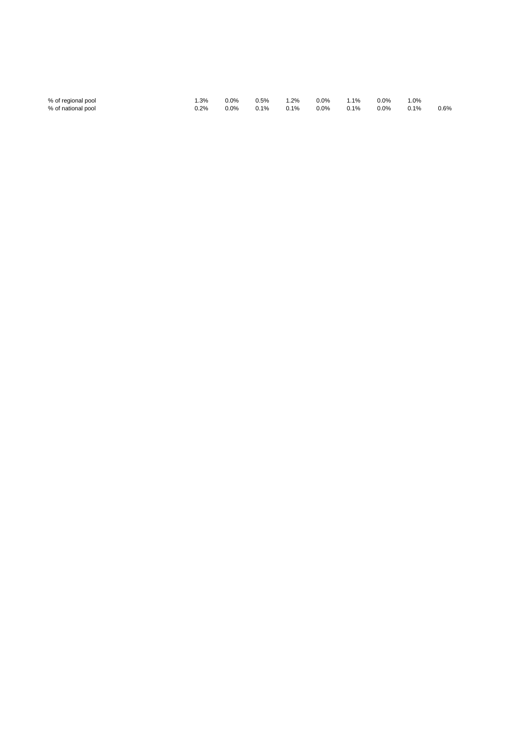| | | | | | | | | | |
|---|---|---|---|---|---|---|---|---|---|
| % of regional pool | 1.3% | 0.0% | 0.5% | 1.2% | 0.0% | 1.1% | 0.0% | 1.0% | |
| % of national pool | 0.2% | 0.0% | 0.1% | 0.1% | 0.0% | 0.1% | 0.0% | 0.1% | 0.6% |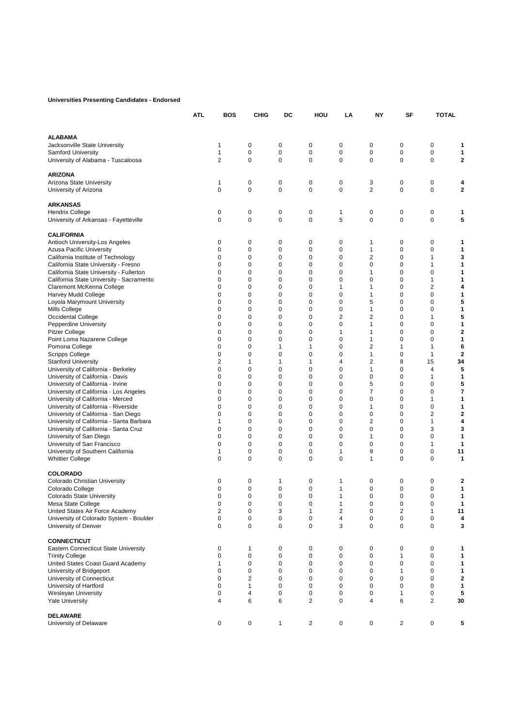**Universities Presenting Candidates - Endorsed**

| | ATL | BOS | CHIG | DC | HOU | LA | NY | SF | TOTAL |
|---|---|---|---|---|---|---|---|---|---|
| **ALABAMA** | | | | | | | | | |
| Jacksonville State University | 1 | 0 | 0 | 0 | 0 | 0 | 0 | 0 | **1** |
| Samford University | 1 | 0 | 0 | 0 | 0 | 0 | 0 | 0 | **1** |
| University of Alabama - Tuscaloosa | 2 | 0 | 0 | 0 | 0 | 0 | 0 | 0 | **2** |
| **ARIZONA** | | | | | | | | | |
| Arizona State University | 1 | 0 | 0 | 0 | 0 | 3 | 0 | 0 | **4** |
| University of Arizona | 0 | 0 | 0 | 0 | 0 | 2 | 0 | 0 | **2** |
| **ARKANSAS** | | | | | | | | | |
| Hendrix College | 0 | 0 | 0 | 0 | 1 | 0 | 0 | 0 | **1** |
| University of Arkansas - Fayetteville | 0 | 0 | 0 | 0 | 5 | 0 | 0 | 0 | **5** |
| **CALIFORNIA** | | | | | | | | | |
| Antioch University-Los Angeles | 0 | 0 | 0 | 0 | 0 | 1 | 0 | 0 | **1** |
| Azusa Pacific University | 0 | 0 | 0 | 0 | 0 | 1 | 0 | 0 | **1** |
| California Institute of Technology | 0 | 0 | 0 | 0 | 0 | 2 | 0 | 1 | **3** |
| California State University - Fresno | 0 | 0 | 0 | 0 | 0 | 0 | 0 | 1 | **1** |
| California State University - Fullerton | 0 | 0 | 0 | 0 | 0 | 1 | 0 | 0 | **1** |
| California State University - Sacramento | 0 | 0 | 0 | 0 | 0 | 0 | 0 | 1 | **1** |
| Claremont McKenna College | 0 | 0 | 0 | 0 | 1 | 1 | 0 | 2 | **4** |
| Harvey Mudd College | 0 | 0 | 0 | 0 | 0 | 1 | 0 | 0 | **1** |
| Loyola Marymount University | 0 | 0 | 0 | 0 | 0 | 5 | 0 | 0 | **5** |
| Mills College | 0 | 0 | 0 | 0 | 0 | 1 | 0 | 0 | **1** |
| Occidental College | 0 | 0 | 0 | 0 | 2 | 2 | 0 | 1 | **5** |
| Pepperdine University | 0 | 0 | 0 | 0 | 0 | 1 | 0 | 0 | **1** |
| Pitzer College | 0 | 0 | 0 | 0 | 1 | 1 | 0 | 0 | **2** |
| Point Loma Nazarene College | 0 | 0 | 0 | 0 | 0 | 1 | 0 | 0 | **1** |
| Pomona College | 0 | 0 | 1 | 1 | 0 | 2 | 1 | 1 | **6** |
| Scripps College | 0 | 0 | 0 | 0 | 0 | 1 | 0 | 1 | **2** |
| Stanford University | 2 | 1 | 1 | 1 | 4 | 2 | 8 | 15 | **34** |
| University of California - Berkeley | 0 | 0 | 0 | 0 | 0 | 1 | 0 | 4 | **5** |
| University of California - Davis | 0 | 0 | 0 | 0 | 0 | 0 | 0 | 1 | **1** |
| University of California - Irvine | 0 | 0 | 0 | 0 | 0 | 5 | 0 | 0 | **5** |
| University of California - Los Angeles | 0 | 0 | 0 | 0 | 0 | 7 | 0 | 0 | **7** |
| University of California - Merced | 0 | 0 | 0 | 0 | 0 | 0 | 0 | 1 | **1** |
| University of California - Riverside | 0 | 0 | 0 | 0 | 0 | 1 | 0 | 0 | **1** |
| University of California - San Diego | 0 | 0 | 0 | 0 | 0 | 0 | 0 | 2 | **2** |
| University of California - Santa Barbara | 1 | 0 | 0 | 0 | 0 | 2 | 0 | 1 | **4** |
| University of California - Santa Cruz | 0 | 0 | 0 | 0 | 0 | 0 | 0 | 3 | **3** |
| University of San Diego | 0 | 0 | 0 | 0 | 0 | 1 | 0 | 0 | **1** |
| University of San Francisco | 0 | 0 | 0 | 0 | 0 | 0 | 0 | 1 | **1** |
| University of Southern California | 1 | 0 | 0 | 0 | 1 | 9 | 0 | 0 | **11** |
| Whittier College | 0 | 0 | 0 | 0 | 0 | 1 | 0 | 0 | **1** |
| **COLORADO** | | | | | | | | | |
| Colorado Christian University | 0 | 0 | 1 | 0 | 1 | 0 | 0 | 0 | **2** |
| Colorado College | 0 | 0 | 0 | 0 | 1 | 0 | 0 | 0 | **1** |
| Colorado State University | 0 | 0 | 0 | 0 | 1 | 0 | 0 | 0 | **1** |
| Mesa State College | 0 | 0 | 0 | 0 | 1 | 0 | 0 | 0 | **1** |
| United States Air Force Academy | 2 | 0 | 3 | 1 | 2 | 0 | 2 | 1 | **11** |
| University of Colorado System - Boulder | 0 | 0 | 0 | 0 | 4 | 0 | 0 | 0 | **4** |
| University of Denver | 0 | 0 | 0 | 0 | 3 | 0 | 0 | 0 | **3** |
| **CONNECTICUT** | | | | | | | | | |
| Eastern Connecticut State University | 0 | 1 | 0 | 0 | 0 | 0 | 0 | 0 | **1** |
| Trinity College | 0 | 0 | 0 | 0 | 0 | 0 | 1 | 0 | **1** |
| United States Coast Guard Academy | 1 | 0 | 0 | 0 | 0 | 0 | 0 | 0 | **1** |
| University of Bridgeport | 0 | 0 | 0 | 0 | 0 | 0 | 1 | 0 | **1** |
| University of Connecticut | 0 | 2 | 0 | 0 | 0 | 0 | 0 | 0 | **2** |
| University of Hartford | 0 | 1 | 0 | 0 | 0 | 0 | 0 | 0 | **1** |
| Wesleyan University | 0 | 4 | 0 | 0 | 0 | 0 | 1 | 0 | **5** |
| Yale University | 4 | 6 | 6 | 2 | 0 | 4 | 6 | 2 | **30** |
| **DELAWARE** | | | | | | | | | |
| University of Delaware | 0 | 0 | 1 | 2 | 0 | 0 | 2 | 0 | **5** |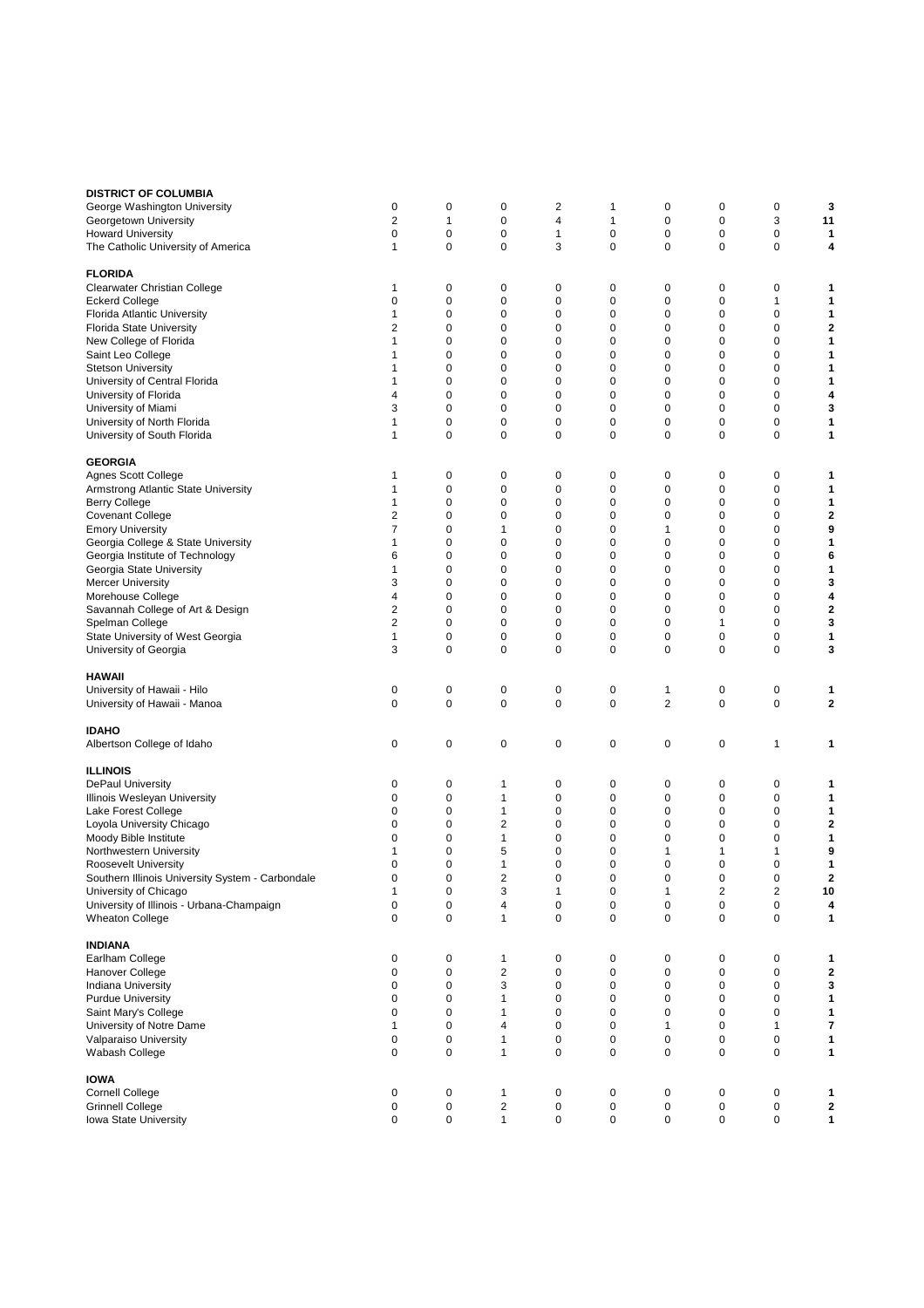| | | | | | | | | | |
|---|---|---|---|---|---|---|---|---|---|
| **DISTRICT OF COLUMBIA** | | | | | | | | | |
| George Washington University | 0 | 0 | 0 | 2 | 1 | 0 | 0 | 0 | **3** |
| Georgetown University | 2 | 1 | 0 | 4 | 1 | 0 | 0 | 3 | **11** |
| Howard University | 0 | 0 | 0 | 1 | 0 | 0 | 0 | 0 | **1** |
| The Catholic University of America | 1 | 0 | 0 | 3 | 0 | 0 | 0 | 0 | **4** |
| **FLORIDA** | | | | | | | | | |
| Clearwater Christian College | 1 | 0 | 0 | 0 | 0 | 0 | 0 | 0 | **1** |
| Eckerd College | 0 | 0 | 0 | 0 | 0 | 0 | 0 | 1 | **1** |
| Florida Atlantic University | 1 | 0 | 0 | 0 | 0 | 0 | 0 | 0 | **1** |
| Florida State University | 2 | 0 | 0 | 0 | 0 | 0 | 0 | 0 | **2** |
| New College of Florida | 1 | 0 | 0 | 0 | 0 | 0 | 0 | 0 | **1** |
| Saint Leo College | 1 | 0 | 0 | 0 | 0 | 0 | 0 | 0 | **1** |
| Stetson University | 1 | 0 | 0 | 0 | 0 | 0 | 0 | 0 | **1** |
| University of Central Florida | 1 | 0 | 0 | 0 | 0 | 0 | 0 | 0 | **1** |
| University of Florida | 4 | 0 | 0 | 0 | 0 | 0 | 0 | 0 | **4** |
| University of Miami | 3 | 0 | 0 | 0 | 0 | 0 | 0 | 0 | **3** |
| University of North Florida | 1 | 0 | 0 | 0 | 0 | 0 | 0 | 0 | **1** |
| University of South Florida | 1 | 0 | 0 | 0 | 0 | 0 | 0 | 0 | **1** |
| **GEORGIA** | | | | | | | | | |
| Agnes Scott College | 1 | 0 | 0 | 0 | 0 | 0 | 0 | 0 | **1** |
| Armstrong Atlantic State University | 1 | 0 | 0 | 0 | 0 | 0 | 0 | 0 | **1** |
| Berry College | 1 | 0 | 0 | 0 | 0 | 0 | 0 | 0 | **1** |
| Covenant College | 2 | 0 | 0 | 0 | 0 | 0 | 0 | 0 | **2** |
| Emory University | 7 | 0 | 1 | 0 | 0 | 1 | 0 | 0 | **9** |
| Georgia College & State University | 1 | 0 | 0 | 0 | 0 | 0 | 0 | 0 | **1** |
| Georgia Institute of Technology | 6 | 0 | 0 | 0 | 0 | 0 | 0 | 0 | **6** |
| Georgia State University | 1 | 0 | 0 | 0 | 0 | 0 | 0 | 0 | **1** |
| Mercer University | 3 | 0 | 0 | 0 | 0 | 0 | 0 | 0 | **3** |
| Morehouse College | 4 | 0 | 0 | 0 | 0 | 0 | 0 | 0 | **4** |
| Savannah College of Art & Design | 2 | 0 | 0 | 0 | 0 | 0 | 0 | 0 | **2** |
| Spelman College | 2 | 0 | 0 | 0 | 0 | 0 | 1 | 0 | **3** |
| State University of West Georgia | 1 | 0 | 0 | 0 | 0 | 0 | 0 | 0 | **1** |
| University of Georgia | 3 | 0 | 0 | 0 | 0 | 0 | 0 | 0 | **3** |
| **HAWAII** | | | | | | | | | |
| University of Hawaii - Hilo | 0 | 0 | 0 | 0 | 0 | 1 | 0 | 0 | **1** |
| University of Hawaii - Manoa | 0 | 0 | 0 | 0 | 0 | 2 | 0 | 0 | **2** |
| **IDAHO** | | | | | | | | | |
| Albertson College of Idaho | 0 | 0 | 0 | 0 | 0 | 0 | 0 | 1 | **1** |
| **ILLINOIS** | | | | | | | | | |
| DePaul University | 0 | 0 | 1 | 0 | 0 | 0 | 0 | 0 | **1** |
| Illinois Wesleyan University | 0 | 0 | 1 | 0 | 0 | 0 | 0 | 0 | **1** |
| Lake Forest College | 0 | 0 | 1 | 0 | 0 | 0 | 0 | 0 | **1** |
| Loyola University Chicago | 0 | 0 | 2 | 0 | 0 | 0 | 0 | 0 | **2** |
| Moody Bible Institute | 0 | 0 | 1 | 0 | 0 | 0 | 0 | 0 | **1** |
| Northwestern University | 1 | 0 | 5 | 0 | 0 | 1 | 1 | 1 | **9** |
| Roosevelt University | 0 | 0 | 1 | 0 | 0 | 0 | 0 | 0 | **1** |
| Southern Illinois University System - Carbondale | 0 | 0 | 2 | 0 | 0 | 0 | 0 | 0 | **2** |
| University of Chicago | 1 | 0 | 3 | 1 | 0 | 1 | 2 | 2 | **10** |
| University of Illinois - Urbana-Champaign | 0 | 0 | 4 | 0 | 0 | 0 | 0 | 0 | **4** |
| Wheaton College | 0 | 0 | 1 | 0 | 0 | 0 | 0 | 0 | **1** |
| **INDIANA** | | | | | | | | | |
| Earlham College | 0 | 0 | 1 | 0 | 0 | 0 | 0 | 0 | **1** |
| Hanover College | 0 | 0 | 2 | 0 | 0 | 0 | 0 | 0 | **2** |
| Indiana University | 0 | 0 | 3 | 0 | 0 | 0 | 0 | 0 | **3** |
| Purdue University | 0 | 0 | 1 | 0 | 0 | 0 | 0 | 0 | **1** |
| Saint Mary's College | 0 | 0 | 1 | 0 | 0 | 0 | 0 | 0 | **1** |
| University of Notre Dame | 1 | 0 | 4 | 0 | 0 | 1 | 0 | 1 | **7** |
| Valparaiso University | 0 | 0 | 1 | 0 | 0 | 0 | 0 | 0 | **1** |
| Wabash College | 0 | 0 | 1 | 0 | 0 | 0 | 0 | 0 | **1** |
| **IOWA** | | | | | | | | | |
| Cornell College | 0 | 0 | 1 | 0 | 0 | 0 | 0 | 0 | **1** |
| Grinnell College | 0 | 0 | 2 | 0 | 0 | 0 | 0 | 0 | **2** |
| Iowa State University | 0 | 0 | 1 | 0 | 0 | 0 | 0 | 0 | **1** |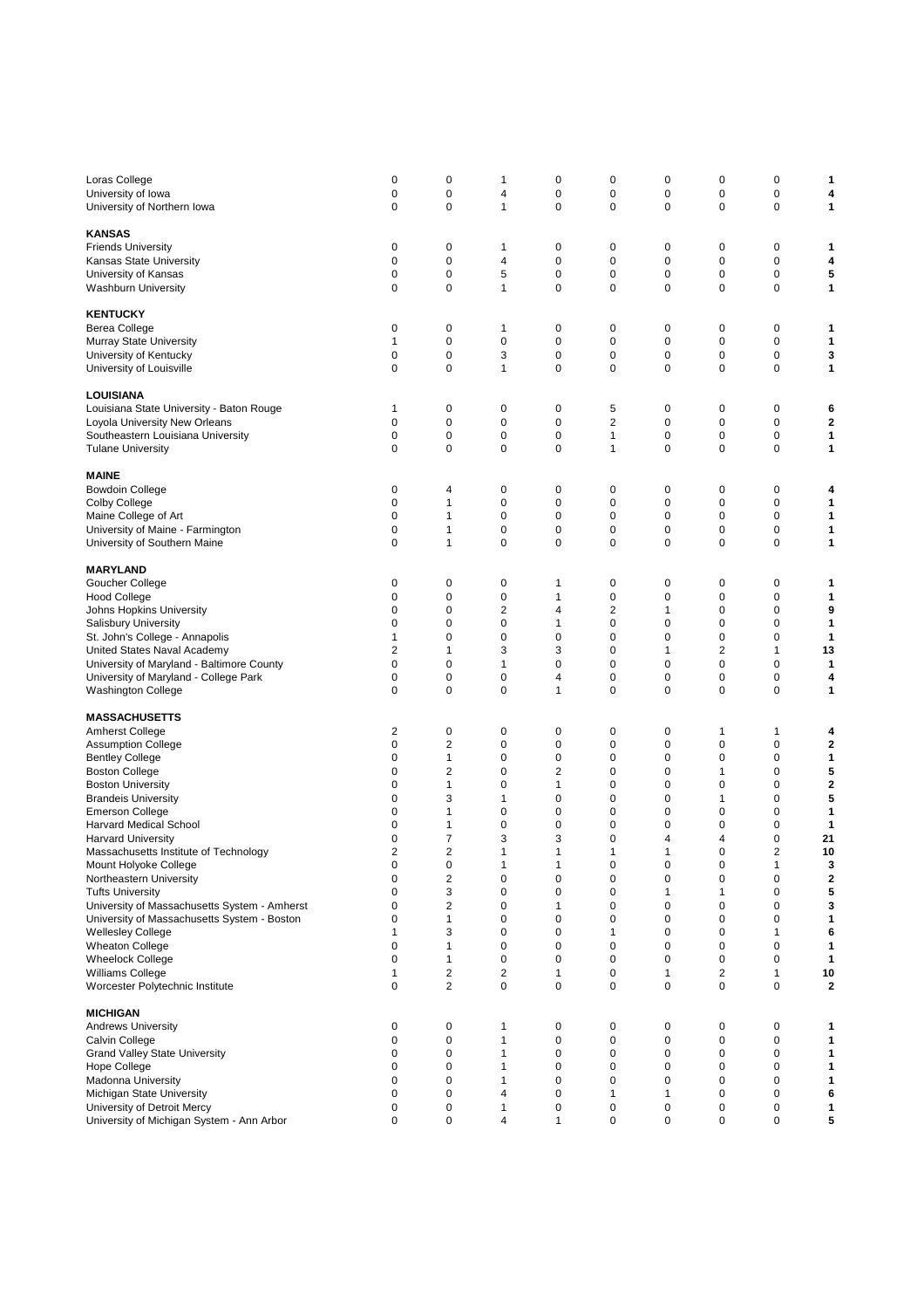| | | | | | | | | | |
|---|---|---|---|---|---|---|---|---|---|
| Loras College | 0 | 0 | 1 | 0 | 0 | 0 | 0 | 0 | **1** |
| University of Iowa | 0 | 0 | 4 | 0 | 0 | 0 | 0 | 0 | **4** |
| University of Northern Iowa | 0 | 0 | 1 | 0 | 0 | 0 | 0 | 0 | **1** |
| | | | | | | | | | |
| **KANSAS** | | | | | | | | | |
| Friends University | 0 | 0 | 1 | 0 | 0 | 0 | 0 | 0 | **1** |
| Kansas State University | 0 | 0 | 4 | 0 | 0 | 0 | 0 | 0 | **4** |
| University of Kansas | 0 | 0 | 5 | 0 | 0 | 0 | 0 | 0 | **5** |
| Washburn University | 0 | 0 | 1 | 0 | 0 | 0 | 0 | 0 | **1** |
| | | | | | | | | | |
| **KENTUCKY** | | | | | | | | | |
| Berea College | 0 | 0 | 1 | 0 | 0 | 0 | 0 | 0 | **1** |
| Murray State University | 1 | 0 | 0 | 0 | 0 | 0 | 0 | 0 | **1** |
| University of Kentucky | 0 | 0 | 3 | 0 | 0 | 0 | 0 | 0 | **3** |
| University of Louisville | 0 | 0 | 1 | 0 | 0 | 0 | 0 | 0 | **1** |
| | | | | | | | | | |
| **LOUISIANA** | | | | | | | | | |
| Louisiana State University - Baton Rouge | 1 | 0 | 0 | 0 | 5 | 0 | 0 | 0 | **6** |
| Loyola University New Orleans | 0 | 0 | 0 | 0 | 2 | 0 | 0 | 0 | **2** |
| Southeastern Louisiana University | 0 | 0 | 0 | 0 | 1 | 0 | 0 | 0 | **1** |
| Tulane University | 0 | 0 | 0 | 0 | 1 | 0 | 0 | 0 | **1** |
| | | | | | | | | | |
| **MAINE** | | | | | | | | | |
| Bowdoin College | 0 | 4 | 0 | 0 | 0 | 0 | 0 | 0 | **4** |
| Colby College | 0 | 1 | 0 | 0 | 0 | 0 | 0 | 0 | **1** |
| Maine College of Art | 0 | 1 | 0 | 0 | 0 | 0 | 0 | 0 | **1** |
| University of Maine - Farmington | 0 | 1 | 0 | 0 | 0 | 0 | 0 | 0 | **1** |
| University of Southern Maine | 0 | 1 | 0 | 0 | 0 | 0 | 0 | 0 | **1** |
| | | | | | | | | | |
| **MARYLAND** | | | | | | | | | |
| Goucher College | 0 | 0 | 0 | 1 | 0 | 0 | 0 | 0 | **1** |
| Hood College | 0 | 0 | 0 | 1 | 0 | 0 | 0 | 0 | **1** |
| Johns Hopkins University | 0 | 0 | 2 | 4 | 2 | 1 | 0 | 0 | **9** |
| Salisbury University | 0 | 0 | 0 | 1 | 0 | 0 | 0 | 0 | **1** |
| St. John's College - Annapolis | 1 | 0 | 0 | 0 | 0 | 0 | 0 | 0 | **1** |
| United States Naval Academy | 2 | 1 | 3 | 3 | 0 | 1 | 2 | 1 | **13** |
| University of Maryland - Baltimore County | 0 | 0 | 1 | 0 | 0 | 0 | 0 | 0 | **1** |
| University of Maryland - College Park | 0 | 0 | 0 | 4 | 0 | 0 | 0 | 0 | **4** |
| Washington College | 0 | 0 | 0 | 1 | 0 | 0 | 0 | 0 | **1** |
| | | | | | | | | | |
| **MASSACHUSETTS** | | | | | | | | | |
| Amherst College | 2 | 0 | 0 | 0 | 0 | 0 | 1 | 1 | **4** |
| Assumption College | 0 | 2 | 0 | 0 | 0 | 0 | 0 | 0 | **2** |
| Bentley College | 0 | 1 | 0 | 0 | 0 | 0 | 0 | 0 | **1** |
| Boston College | 0 | 2 | 0 | 2 | 0 | 0 | 1 | 0 | **5** |
| Boston University | 0 | 1 | 0 | 1 | 0 | 0 | 0 | 0 | **2** |
| Brandeis University | 0 | 3 | 1 | 0 | 0 | 0 | 1 | 0 | **5** |
| Emerson College | 0 | 1 | 0 | 0 | 0 | 0 | 0 | 0 | **1** |
| Harvard Medical School | 0 | 1 | 0 | 0 | 0 | 0 | 0 | 0 | **1** |
| Harvard University | 0 | 7 | 3 | 3 | 0 | 4 | 4 | 0 | **21** |
| Massachusetts Institute of Technology | 2 | 2 | 1 | 1 | 1 | 1 | 0 | 2 | **10** |
| Mount Holyoke College | 0 | 0 | 1 | 1 | 0 | 0 | 0 | 1 | **3** |
| Northeastern University | 0 | 2 | 0 | 0 | 0 | 0 | 0 | 0 | **2** |
| Tufts University | 0 | 3 | 0 | 0 | 0 | 1 | 1 | 0 | **5** |
| University of Massachusetts System - Amherst | 0 | 2 | 0 | 1 | 0 | 0 | 0 | 0 | **3** |
| University of Massachusetts System - Boston | 0 | 1 | 0 | 0 | 0 | 0 | 0 | 0 | **1** |
| Wellesley College | 1 | 3 | 0 | 0 | 1 | 0 | 0 | 1 | **6** |
| Wheaton College | 0 | 1 | 0 | 0 | 0 | 0 | 0 | 0 | **1** |
| Wheelock College | 0 | 1 | 0 | 0 | 0 | 0 | 0 | 0 | **1** |
| Williams College | 1 | 2 | 2 | 1 | 0 | 1 | 2 | 1 | **10** |
| Worcester Polytechnic Institute | 0 | 2 | 0 | 0 | 0 | 0 | 0 | 0 | **2** |
| | | | | | | | | | |
| **MICHIGAN** | | | | | | | | | |
| Andrews University | 0 | 0 | 1 | 0 | 0 | 0 | 0 | 0 | **1** |
| Calvin College | 0 | 0 | 1 | 0 | 0 | 0 | 0 | 0 | **1** |
| Grand Valley State University | 0 | 0 | 1 | 0 | 0 | 0 | 0 | 0 | **1** |
| Hope College | 0 | 0 | 1 | 0 | 0 | 0 | 0 | 0 | **1** |
| Madonna University | 0 | 0 | 1 | 0 | 0 | 0 | 0 | 0 | **1** |
| Michigan State University | 0 | 0 | 4 | 0 | 1 | 1 | 0 | 0 | **6** |
| University of Detroit Mercy | 0 | 0 | 1 | 0 | 0 | 0 | 0 | 0 | **1** |
| University of Michigan System - Ann Arbor | 0 | 0 | 4 | 1 | 0 | 0 | 0 | 0 | **5** |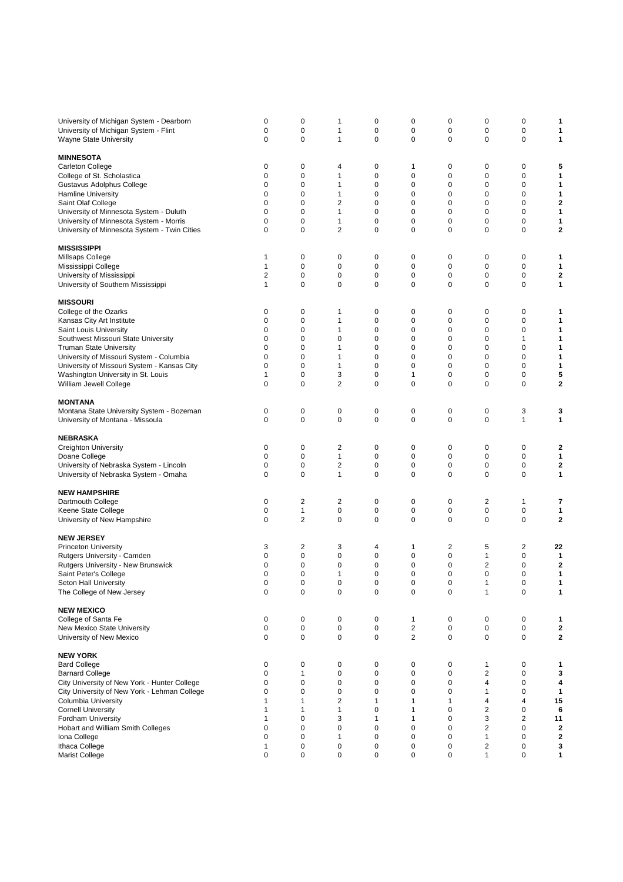| | | | | | | | | | |
|---|---|---|---|---|---|---|---|---|---|
| University of Michigan System - Dearborn | 0 | 0 | 1 | 0 | 0 | 0 | 0 | 0 | **1** |
| University of Michigan System - Flint | 0 | 0 | 1 | 0 | 0 | 0 | 0 | 0 | **1** |
| Wayne State University | 0 | 0 | 1 | 0 | 0 | 0 | 0 | 0 | **1** |
| | | | | | | | | | |
| **MINNESOTA** | | | | | | | | | |
| Carleton College | 0 | 0 | 4 | 0 | 1 | 0 | 0 | 0 | **5** |
| College of St. Scholastica | 0 | 0 | 1 | 0 | 0 | 0 | 0 | 0 | **1** |
| Gustavus Adolphus College | 0 | 0 | 1 | 0 | 0 | 0 | 0 | 0 | **1** |
| Hamline University | 0 | 0 | 1 | 0 | 0 | 0 | 0 | 0 | **1** |
| Saint Olaf College | 0 | 0 | 2 | 0 | 0 | 0 | 0 | 0 | **2** |
| University of Minnesota System - Duluth | 0 | 0 | 1 | 0 | 0 | 0 | 0 | 0 | **1** |
| University of Minnesota System - Morris | 0 | 0 | 1 | 0 | 0 | 0 | 0 | 0 | **1** |
| University of Minnesota System - Twin Cities | 0 | 0 | 2 | 0 | 0 | 0 | 0 | 0 | **2** |
| | | | | | | | | | |
| **MISSISSIPPI** | | | | | | | | | |
| Millsaps College | 1 | 0 | 0 | 0 | 0 | 0 | 0 | 0 | **1** |
| Mississippi College | 1 | 0 | 0 | 0 | 0 | 0 | 0 | 0 | **1** |
| University of Mississippi | 2 | 0 | 0 | 0 | 0 | 0 | 0 | 0 | **2** |
| University of Southern Mississippi | 1 | 0 | 0 | 0 | 0 | 0 | 0 | 0 | **1** |
| | | | | | | | | | |
| **MISSOURI** | | | | | | | | | |
| College of the Ozarks | 0 | 0 | 1 | 0 | 0 | 0 | 0 | 0 | **1** |
| Kansas City Art Institute | 0 | 0 | 1 | 0 | 0 | 0 | 0 | 0 | **1** |
| Saint Louis University | 0 | 0 | 1 | 0 | 0 | 0 | 0 | 0 | **1** |
| Southwest Missouri State University | 0 | 0 | 0 | 0 | 0 | 0 | 0 | 1 | **1** |
| Truman State University | 0 | 0 | 1 | 0 | 0 | 0 | 0 | 0 | **1** |
| University of Missouri System - Columbia | 0 | 0 | 1 | 0 | 0 | 0 | 0 | 0 | **1** |
| University of Missouri System - Kansas City | 0 | 0 | 1 | 0 | 0 | 0 | 0 | 0 | **1** |
| Washington University in St. Louis | 1 | 0 | 3 | 0 | 1 | 0 | 0 | 0 | **5** |
| William Jewell College | 0 | 0 | 2 | 0 | 0 | 0 | 0 | 0 | **2** |
| | | | | | | | | | |
| **MONTANA** | | | | | | | | | |
| Montana State University System - Bozeman | 0 | 0 | 0 | 0 | 0 | 0 | 0 | 3 | **3** |
| University of Montana - Missoula | 0 | 0 | 0 | 0 | 0 | 0 | 0 | 1 | **1** |
| | | | | | | | | | |
| **NEBRASKA** | | | | | | | | | |
| Creighton University | 0 | 0 | 2 | 0 | 0 | 0 | 0 | 0 | **2** |
| Doane College | 0 | 0 | 1 | 0 | 0 | 0 | 0 | 0 | **1** |
| University of Nebraska System - Lincoln | 0 | 0 | 2 | 0 | 0 | 0 | 0 | 0 | **2** |
| University of Nebraska System - Omaha | 0 | 0 | 1 | 0 | 0 | 0 | 0 | 0 | **1** |
| | | | | | | | | | |
| **NEW HAMPSHIRE** | | | | | | | | | |
| Dartmouth College | 0 | 2 | 2 | 0 | 0 | 0 | 2 | 1 | **7** |
| Keene State College | 0 | 1 | 0 | 0 | 0 | 0 | 0 | 0 | **1** |
| University of New Hampshire | 0 | 2 | 0 | 0 | 0 | 0 | 0 | 0 | **2** |
| | | | | | | | | | |
| **NEW JERSEY** | | | | | | | | | |
| Princeton University | 3 | 2 | 3 | 4 | 1 | 2 | 5 | 2 | **22** |
| Rutgers University - Camden | 0 | 0 | 0 | 0 | 0 | 0 | 1 | 0 | **1** |
| Rutgers University - New Brunswick | 0 | 0 | 0 | 0 | 0 | 0 | 2 | 0 | **2** |
| Saint Peter's College | 0 | 0 | 1 | 0 | 0 | 0 | 0 | 0 | **1** |
| Seton Hall University | 0 | 0 | 0 | 0 | 0 | 0 | 1 | 0 | **1** |
| The College of New Jersey | 0 | 0 | 0 | 0 | 0 | 0 | 1 | 0 | **1** |
| | | | | | | | | | |
| **NEW MEXICO** | | | | | | | | | |
| College of Santa Fe | 0 | 0 | 0 | 0 | 1 | 0 | 0 | 0 | **1** |
| New Mexico State University | 0 | 0 | 0 | 0 | 2 | 0 | 0 | 0 | **2** |
| University of New Mexico | 0 | 0 | 0 | 0 | 2 | 0 | 0 | 0 | **2** |
| | | | | | | | | | |
| **NEW YORK** | | | | | | | | | |
| Bard College | 0 | 0 | 0 | 0 | 0 | 0 | 1 | 0 | **1** |
| Barnard College | 0 | 1 | 0 | 0 | 0 | 0 | 2 | 0 | **3** |
| City University of New York - Hunter College | 0 | 0 | 0 | 0 | 0 | 0 | 4 | 0 | **4** |
| City University of New York - Lehman College | 0 | 0 | 0 | 0 | 0 | 0 | 1 | 0 | **1** |
| Columbia University | 1 | 1 | 2 | 1 | 1 | 1 | 4 | 4 | **15** |
| Cornell University | 1 | 1 | 1 | 0 | 1 | 0 | 2 | 0 | **6** |
| Fordham University | 1 | 0 | 3 | 1 | 1 | 0 | 3 | 2 | **11** |
| Hobart and William Smith Colleges | 0 | 0 | 0 | 0 | 0 | 0 | 2 | 0 | **2** |
| Iona College | 0 | 0 | 1 | 0 | 0 | 0 | 1 | 0 | **2** |
| Ithaca College | 1 | 0 | 0 | 0 | 0 | 0 | 2 | 0 | **3** |
| Marist College | 0 | 0 | 0 | 0 | 0 | 0 | 1 | 0 | **1** |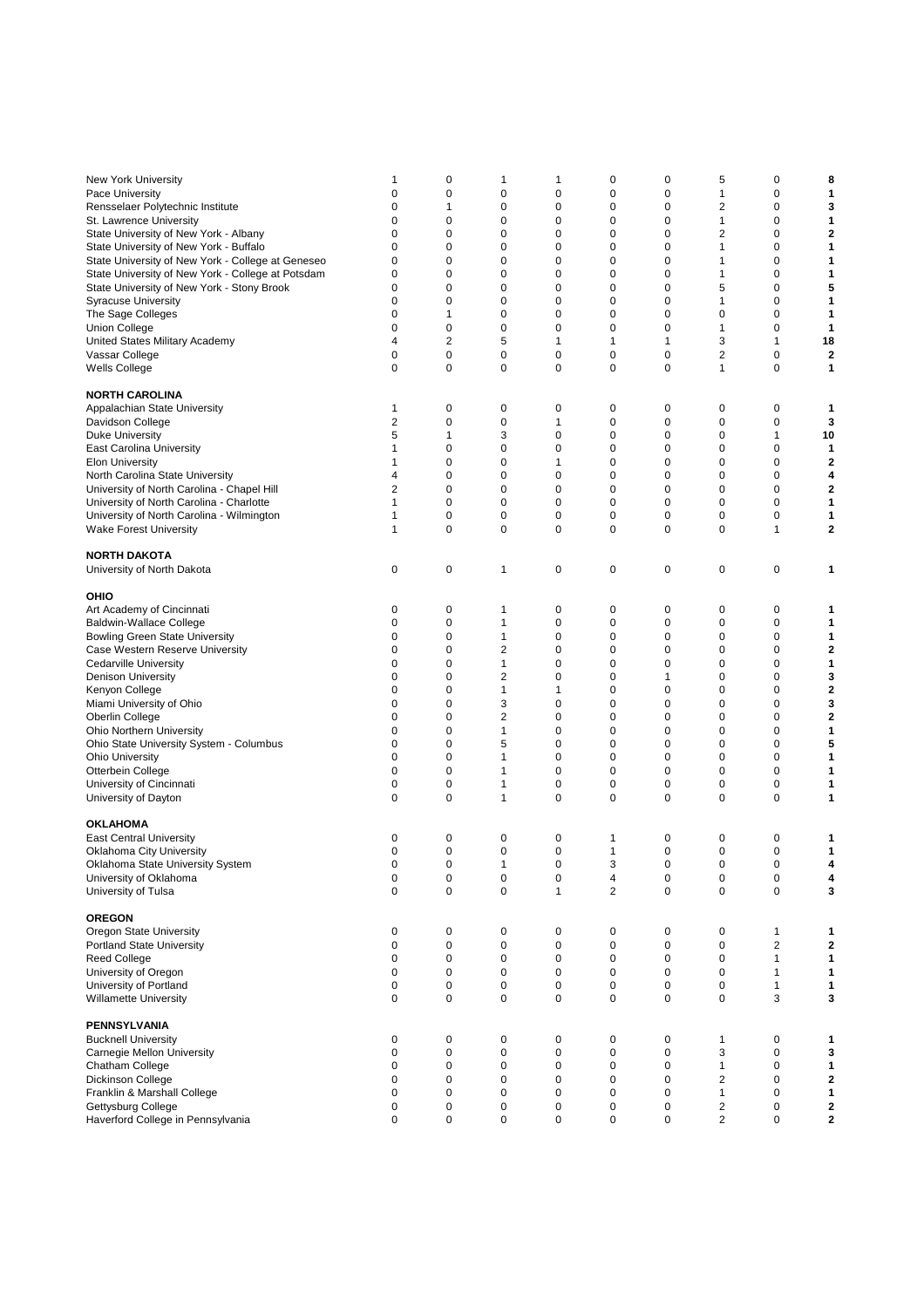| | | | | | | | | | |
|---|---|---|---|---|---|---|---|---|---|
| New York University | 1 | 0 | 1 | 1 | 0 | 0 | 5 | 0 | **8** |
| Pace University | 0 | 0 | 0 | 0 | 0 | 0 | 1 | 0 | **1** |
| Rensselaer Polytechnic Institute | 0 | 1 | 0 | 0 | 0 | 0 | 2 | 0 | **3** |
| St. Lawrence University | 0 | 0 | 0 | 0 | 0 | 0 | 1 | 0 | **1** |
| State University of New York - Albany | 0 | 0 | 0 | 0 | 0 | 0 | 2 | 0 | **2** |
| State University of New York - Buffalo | 0 | 0 | 0 | 0 | 0 | 0 | 1 | 0 | **1** |
| State University of New York - College at Geneseo | 0 | 0 | 0 | 0 | 0 | 0 | 1 | 0 | **1** |
| State University of New York - College at Potsdam | 0 | 0 | 0 | 0 | 0 | 0 | 1 | 0 | **1** |
| State University of New York - Stony Brook | 0 | 0 | 0 | 0 | 0 | 0 | 5 | 0 | **5** |
| Syracuse University | 0 | 0 | 0 | 0 | 0 | 0 | 1 | 0 | **1** |
| The Sage Colleges | 0 | 1 | 0 | 0 | 0 | 0 | 0 | 0 | **1** |
| Union College | 0 | 0 | 0 | 0 | 0 | 0 | 1 | 0 | **1** |
| United States Military Academy | 4 | 2 | 5 | 1 | 1 | 1 | 3 | 1 | **18** |
| Vassar College | 0 | 0 | 0 | 0 | 0 | 0 | 2 | 0 | **2** |
| Wells College | 0 | 0 | 0 | 0 | 0 | 0 | 1 | 0 | **1** |
| | | | | | | | | | |
| **NORTH CAROLINA** | | | | | | | | | |
| Appalachian State University | 1 | 0 | 0 | 0 | 0 | 0 | 0 | 0 | **1** |
| Davidson College | 2 | 0 | 0 | 1 | 0 | 0 | 0 | 0 | **3** |
| Duke University | 5 | 1 | 3 | 0 | 0 | 0 | 0 | 1 | **10** |
| East Carolina University | 1 | 0 | 0 | 0 | 0 | 0 | 0 | 0 | **1** |
| Elon University | 1 | 0 | 0 | 1 | 0 | 0 | 0 | 0 | **2** |
| North Carolina State University | 4 | 0 | 0 | 0 | 0 | 0 | 0 | 0 | **4** |
| University of North Carolina - Chapel Hill | 2 | 0 | 0 | 0 | 0 | 0 | 0 | 0 | **2** |
| University of North Carolina - Charlotte | 1 | 0 | 0 | 0 | 0 | 0 | 0 | 0 | **1** |
| University of North Carolina - Wilmington | 1 | 0 | 0 | 0 | 0 | 0 | 0 | 0 | **1** |
| Wake Forest University | 1 | 0 | 0 | 0 | 0 | 0 | 0 | 1 | **2** |
| | | | | | | | | | |
| **NORTH DAKOTA** | | | | | | | | | |
| University of North Dakota | 0 | 0 | 1 | 0 | 0 | 0 | 0 | 0 | **1** |
| | | | | | | | | | |
| **OHIO** | | | | | | | | | |
| Art Academy of Cincinnati | 0 | 0 | 1 | 0 | 0 | 0 | 0 | 0 | **1** |
| Baldwin-Wallace College | 0 | 0 | 1 | 0 | 0 | 0 | 0 | 0 | **1** |
| Bowling Green State University | 0 | 0 | 1 | 0 | 0 | 0 | 0 | 0 | **1** |
| Case Western Reserve University | 0 | 0 | 2 | 0 | 0 | 0 | 0 | 0 | **2** |
| Cedarville University | 0 | 0 | 1 | 0 | 0 | 0 | 0 | 0 | **1** |
| Denison University | 0 | 0 | 2 | 0 | 0 | 1 | 0 | 0 | **3** |
| Kenyon College | 0 | 0 | 1 | 1 | 0 | 0 | 0 | 0 | **2** |
| Miami University of Ohio | 0 | 0 | 3 | 0 | 0 | 0 | 0 | 0 | **3** |
| Oberlin College | 0 | 0 | 2 | 0 | 0 | 0 | 0 | 0 | **2** |
| Ohio Northern University | 0 | 0 | 1 | 0 | 0 | 0 | 0 | 0 | **1** |
| Ohio State University System - Columbus | 0 | 0 | 5 | 0 | 0 | 0 | 0 | 0 | **5** |
| Ohio University | 0 | 0 | 1 | 0 | 0 | 0 | 0 | 0 | **1** |
| Otterbein College | 0 | 0 | 1 | 0 | 0 | 0 | 0 | 0 | **1** |
| University of Cincinnati | 0 | 0 | 1 | 0 | 0 | 0 | 0 | 0 | **1** |
| University of Dayton | 0 | 0 | 1 | 0 | 0 | 0 | 0 | 0 | **1** |
| | | | | | | | | | |
| **OKLAHOMA** | | | | | | | | | |
| East Central University | 0 | 0 | 0 | 0 | 1 | 0 | 0 | 0 | **1** |
| Oklahoma City University | 0 | 0 | 0 | 0 | 1 | 0 | 0 | 0 | **1** |
| Oklahoma State University System | 0 | 0 | 1 | 0 | 3 | 0 | 0 | 0 | **4** |
| University of Oklahoma | 0 | 0 | 0 | 0 | 4 | 0 | 0 | 0 | **4** |
| University of Tulsa | 0 | 0 | 0 | 1 | 2 | 0 | 0 | 0 | **3** |
| | | | | | | | | | |
| **OREGON** | | | | | | | | | |
| Oregon State University | 0 | 0 | 0 | 0 | 0 | 0 | 0 | 1 | **1** |
| Portland State University | 0 | 0 | 0 | 0 | 0 | 0 | 0 | 2 | **2** |
| Reed College | 0 | 0 | 0 | 0 | 0 | 0 | 0 | 1 | **1** |
| University of Oregon | 0 | 0 | 0 | 0 | 0 | 0 | 0 | 1 | **1** |
| University of Portland | 0 | 0 | 0 | 0 | 0 | 0 | 0 | 1 | **1** |
| Willamette University | 0 | 0 | 0 | 0 | 0 | 0 | 0 | 3 | **3** |
| | | | | | | | | | |
| **PENNSYLVANIA** | | | | | | | | | |
| Bucknell University | 0 | 0 | 0 | 0 | 0 | 0 | 1 | 0 | **1** |
| Carnegie Mellon University | 0 | 0 | 0 | 0 | 0 | 0 | 3 | 0 | **3** |
| Chatham College | 0 | 0 | 0 | 0 | 0 | 0 | 1 | 0 | **1** |
| Dickinson College | 0 | 0 | 0 | 0 | 0 | 0 | 2 | 0 | **2** |
| Franklin & Marshall College | 0 | 0 | 0 | 0 | 0 | 0 | 1 | 0 | **1** |
| Gettysburg College | 0 | 0 | 0 | 0 | 0 | 0 | 2 | 0 | **2** |
| Haverford College in Pennsylvania | 0 | 0 | 0 | 0 | 0 | 0 | 2 | 0 | **2** |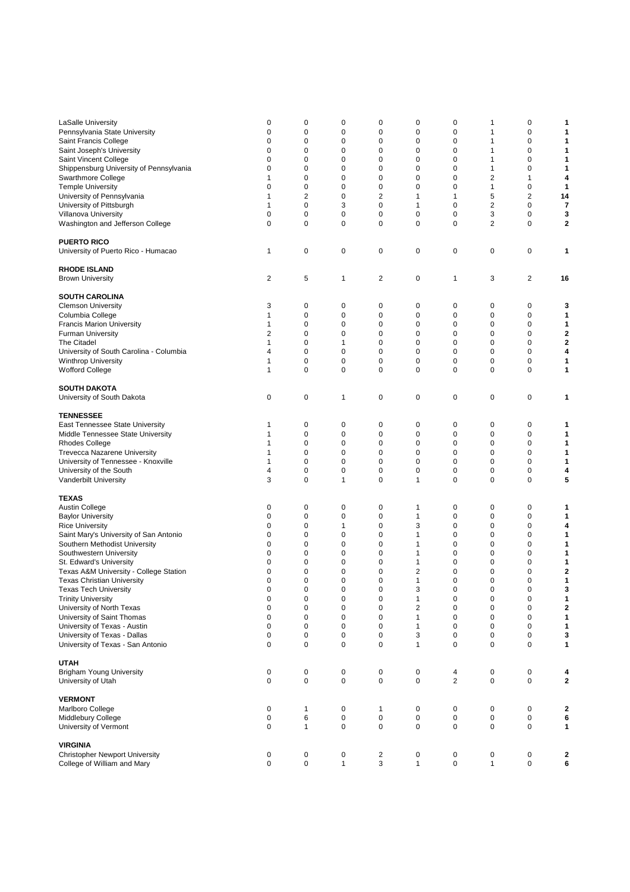| | | | | | | | | | |
|---|---|---|---|---|---|---|---|---|---|
| LaSalle University | 0 | 0 | 0 | 0 | 0 | 0 | 1 | 0 | **1** |
| Pennsylvania State University | 0 | 0 | 0 | 0 | 0 | 0 | 1 | 0 | **1** |
| Saint Francis College | 0 | 0 | 0 | 0 | 0 | 0 | 1 | 0 | **1** |
| Saint Joseph's University | 0 | 0 | 0 | 0 | 0 | 0 | 1 | 0 | **1** |
| Saint Vincent College | 0 | 0 | 0 | 0 | 0 | 0 | 1 | 0 | **1** |
| Shippensburg University of Pennsylvania | 0 | 0 | 0 | 0 | 0 | 0 | 1 | 0 | **1** |
| Swarthmore College | 1 | 0 | 0 | 0 | 0 | 0 | 2 | 1 | **4** |
| Temple University | 0 | 0 | 0 | 0 | 0 | 0 | 1 | 0 | **1** |
| University of Pennsylvania | 1 | 2 | 0 | 2 | 1 | 1 | 5 | 2 | **14** |
| University of Pittsburgh | 1 | 0 | 3 | 0 | 1 | 0 | 2 | 0 | **7** |
| Villanova University | 0 | 0 | 0 | 0 | 0 | 0 | 3 | 0 | **3** |
| Washington and Jefferson College | 0 | 0 | 0 | 0 | 0 | 0 | 2 | 0 | **2** |
| **PUERTO RICO** | | | | | | | | | |
| University of Puerto Rico - Humacao | 1 | 0 | 0 | 0 | 0 | 0 | 0 | 0 | **1** |
| **RHODE ISLAND** | | | | | | | | | |
| Brown University | 2 | 5 | 1 | 2 | 0 | 1 | 3 | 2 | **16** |
| **SOUTH CAROLINA** | | | | | | | | | |
| Clemson University | 3 | 0 | 0 | 0 | 0 | 0 | 0 | 0 | **3** |
| Columbia College | 1 | 0 | 0 | 0 | 0 | 0 | 0 | 0 | **1** |
| Francis Marion University | 1 | 0 | 0 | 0 | 0 | 0 | 0 | 0 | **1** |
| Furman University | 2 | 0 | 0 | 0 | 0 | 0 | 0 | 0 | **2** |
| The Citadel | 1 | 0 | 1 | 0 | 0 | 0 | 0 | 0 | **2** |
| University of South Carolina - Columbia | 4 | 0 | 0 | 0 | 0 | 0 | 0 | 0 | **4** |
| Winthrop University | 1 | 0 | 0 | 0 | 0 | 0 | 0 | 0 | **1** |
| Wofford College | 1 | 0 | 0 | 0 | 0 | 0 | 0 | 0 | **1** |
| **SOUTH DAKOTA** | | | | | | | | | |
| University of South Dakota | 0 | 0 | 1 | 0 | 0 | 0 | 0 | 0 | **1** |
| **TENNESSEE** | | | | | | | | | |
| East Tennessee State University | 1 | 0 | 0 | 0 | 0 | 0 | 0 | 0 | **1** |
| Middle Tennessee State University | 1 | 0 | 0 | 0 | 0 | 0 | 0 | 0 | **1** |
| Rhodes College | 1 | 0 | 0 | 0 | 0 | 0 | 0 | 0 | **1** |
| Trevecca Nazarene University | 1 | 0 | 0 | 0 | 0 | 0 | 0 | 0 | **1** |
| University of Tennessee - Knoxville | 1 | 0 | 0 | 0 | 0 | 0 | 0 | 0 | **1** |
| University of the South | 4 | 0 | 0 | 0 | 0 | 0 | 0 | 0 | **4** |
| Vanderbilt University | 3 | 0 | 1 | 0 | 1 | 0 | 0 | 0 | **5** |
| **TEXAS** | | | | | | | | | |
| Austin College | 0 | 0 | 0 | 0 | 1 | 0 | 0 | 0 | **1** |
| Baylor University | 0 | 0 | 0 | 0 | 1 | 0 | 0 | 0 | **1** |
| Rice University | 0 | 0 | 1 | 0 | 3 | 0 | 0 | 0 | **4** |
| Saint Mary's University of San Antonio | 0 | 0 | 0 | 0 | 1 | 0 | 0 | 0 | **1** |
| Southern Methodist University | 0 | 0 | 0 | 0 | 1 | 0 | 0 | 0 | **1** |
| Southwestern University | 0 | 0 | 0 | 0 | 1 | 0 | 0 | 0 | **1** |
| St. Edward's University | 0 | 0 | 0 | 0 | 1 | 0 | 0 | 0 | **1** |
| Texas A&M University - College Station | 0 | 0 | 0 | 0 | 2 | 0 | 0 | 0 | **2** |
| Texas Christian University | 0 | 0 | 0 | 0 | 1 | 0 | 0 | 0 | **1** |
| Texas Tech University | 0 | 0 | 0 | 0 | 3 | 0 | 0 | 0 | **3** |
| Trinity University | 0 | 0 | 0 | 0 | 1 | 0 | 0 | 0 | **1** |
| University of North Texas | 0 | 0 | 0 | 0 | 2 | 0 | 0 | 0 | **2** |
| University of Saint Thomas | 0 | 0 | 0 | 0 | 1 | 0 | 0 | 0 | **1** |
| University of Texas - Austin | 0 | 0 | 0 | 0 | 1 | 0 | 0 | 0 | **1** |
| University of Texas - Dallas | 0 | 0 | 0 | 0 | 3 | 0 | 0 | 0 | **3** |
| University of Texas - San Antonio | 0 | 0 | 0 | 0 | 1 | 0 | 0 | 0 | **1** |
| **UTAH** | | | | | | | | | |
| Brigham Young University | 0 | 0 | 0 | 0 | 0 | 4 | 0 | 0 | **4** |
| University of Utah | 0 | 0 | 0 | 0 | 0 | 2 | 0 | 0 | **2** |
| **VERMONT** | | | | | | | | | |
| Marlboro College | 0 | 1 | 0 | 1 | 0 | 0 | 0 | 0 | **2** |
| Middlebury College | 0 | 6 | 0 | 0 | 0 | 0 | 0 | 0 | **6** |
| University of Vermont | 0 | 1 | 0 | 0 | 0 | 0 | 0 | 0 | **1** |
| **VIRGINIA** | | | | | | | | | |
| Christopher Newport University | 0 | 0 | 0 | 2 | 0 | 0 | 0 | 0 | **2** |
| College of William and Mary | 0 | 0 | 1 | 3 | 1 | 0 | 1 | 0 | **6** |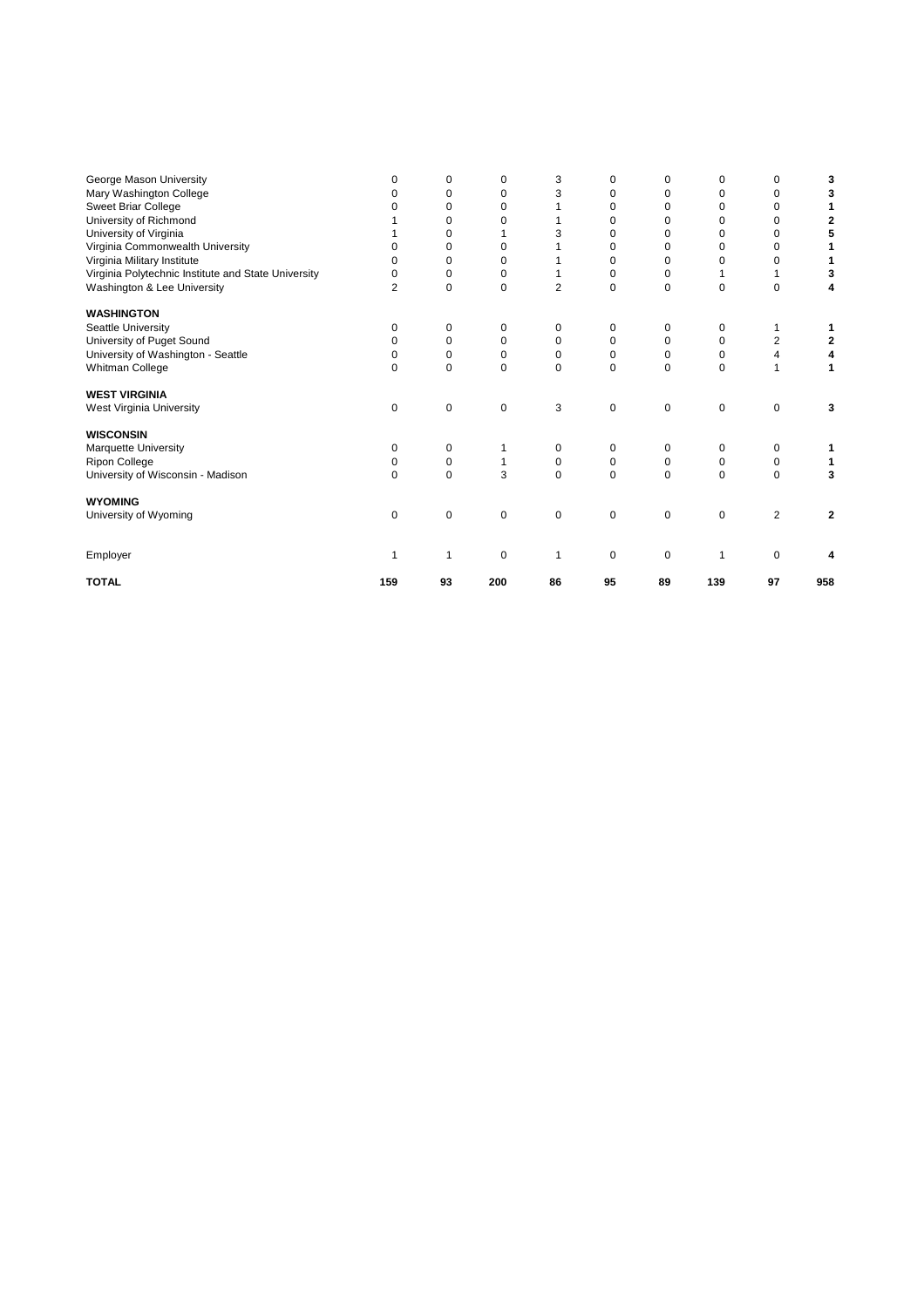| | | | | | | | | | |
|---|---|---|---|---|---|---|---|---|---|
| George Mason University | 0 | 0 | 0 | 3 | 0 | 0 | 0 | 0 | **3** |
| Mary Washington College | 0 | 0 | 0 | 3 | 0 | 0 | 0 | 0 | **3** |
| Sweet Briar College | 0 | 0 | 0 | 1 | 0 | 0 | 0 | 0 | **1** |
| University of Richmond | 1 | 0 | 0 | 1 | 0 | 0 | 0 | 0 | **2** |
| University of Virginia | 1 | 0 | 1 | 3 | 0 | 0 | 0 | 0 | **5** |
| Virginia Commonwealth University | 0 | 0 | 0 | 1 | 0 | 0 | 0 | 0 | **1** |
| Virginia Military Institute | 0 | 0 | 0 | 1 | 0 | 0 | 0 | 0 | **1** |
| Virginia Polytechnic Institute and State University | 0 | 0 | 0 | 1 | 0 | 0 | 1 | 1 | **3** |
| Washington & Lee University | 2 | 0 | 0 | 2 | 0 | 0 | 0 | 0 | **4** |
| **WASHINGTON** | | | | | | | | | |
| Seattle University | 0 | 0 | 0 | 0 | 0 | 0 | 0 | 1 | **1** |
| University of Puget Sound | 0 | 0 | 0 | 0 | 0 | 0 | 0 | 2 | **2** |
| University of Washington - Seattle | 0 | 0 | 0 | 0 | 0 | 0 | 0 | 4 | **4** |
| Whitman College | 0 | 0 | 0 | 0 | 0 | 0 | 0 | 1 | **1** |
| **WEST VIRGINIA** | | | | | | | | | |
| West Virginia University | 0 | 0 | 0 | 3 | 0 | 0 | 0 | 0 | **3** |
| **WISCONSIN** | | | | | | | | | |
| Marquette University | 0 | 0 | 1 | 0 | 0 | 0 | 0 | 0 | **1** |
| Ripon College | 0 | 0 | 1 | 0 | 0 | 0 | 0 | 0 | **1** |
| University of Wisconsin - Madison | 0 | 0 | 3 | 0 | 0 | 0 | 0 | 0 | **3** |
| **WYOMING** | | | | | | | | | |
| University of Wyoming | 0 | 0 | 0 | 0 | 0 | 0 | 0 | 2 | **2** |
| Employer | 1 | 1 | 0 | 1 | 0 | 0 | 1 | 0 | **4** |
| **TOTAL** | **159** | **93** | **200** | **86** | **95** | **89** | **139** | **97** | **958** |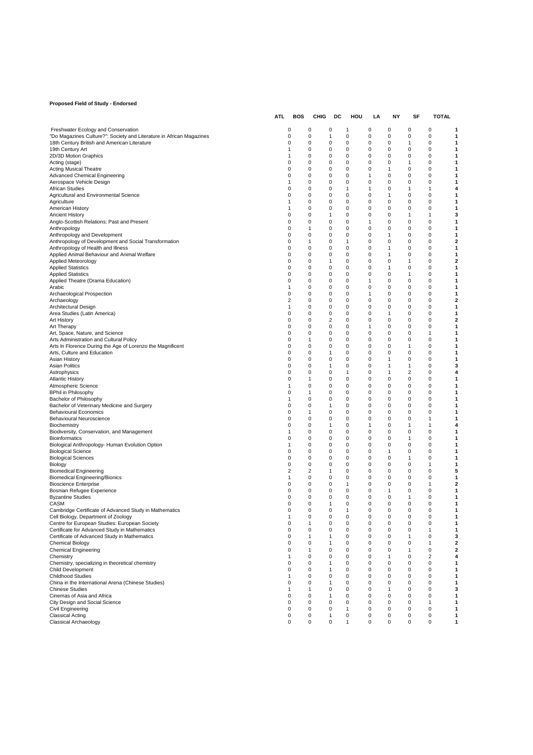**Proposed Field of Study - Endorsed**

| | ATL | BOS | CHIG | DC | HOU | LA | NY | SF | TOTAL |
|---|---|---|---|---|---|---|---|---|---|
| Freshwater Ecology and Conservation | 0 | 0 | 0 | 1 | 0 | 0 | 0 | 0 | **1** |
| "Do Magazines Culture?": Society and Literature in African Magazines | 0 | 0 | 1 | 0 | 0 | 0 | 0 | 0 | **1** |
| 18th Century British and American Literature | 0 | 0 | 0 | 0 | 0 | 0 | 1 | 0 | **1** |
| 19th Century Art | 1 | 0 | 0 | 0 | 0 | 0 | 0 | 0 | **1** |
| 2D/3D Motion Graphics | 1 | 0 | 0 | 0 | 0 | 0 | 0 | 0 | **1** |
| Acting (stage) | 0 | 0 | 0 | 0 | 0 | 0 | 1 | 0 | **1** |
| Acting Musical Theatre | 0 | 0 | 0 | 0 | 0 | 1 | 0 | 0 | **1** |
| Advanced Chemical Engineering | 0 | 0 | 0 | 0 | 1 | 0 | 0 | 0 | **1** |
| Aerospace Vehicle Design | 1 | 0 | 0 | 0 | 0 | 0 | 0 | 0 | **1** |
| African Studies | 0 | 0 | 0 | 1 | 1 | 0 | 1 | 1 | **4** |
| Agricultural and Environmental Science | 0 | 0 | 0 | 0 | 0 | 1 | 0 | 0 | **1** |
| Agriculture | 1 | 0 | 0 | 0 | 0 | 0 | 0 | 0 | **1** |
| American History | 1 | 0 | 0 | 0 | 0 | 0 | 0 | 0 | **1** |
| Ancient History | 0 | 0 | 1 | 0 | 0 | 0 | 1 | 1 | **3** |
| Anglo-Scottish Relations: Past and Present | 0 | 0 | 0 | 0 | 1 | 0 | 0 | 0 | **1** |
| Anthropology | 0 | 1 | 0 | 0 | 0 | 0 | 0 | 0 | **1** |
| Anthropology and Development | 0 | 0 | 0 | 0 | 0 | 1 | 0 | 0 | **1** |
| Anthropology of Development and Social Transformation | 0 | 1 | 0 | 1 | 0 | 0 | 0 | 0 | **2** |
| Anthropology of Health and Illness | 0 | 0 | 0 | 0 | 0 | 1 | 0 | 0 | **1** |
| Applied Animal Behaviour and Animal Welfare | 0 | 0 | 0 | 0 | 0 | 1 | 0 | 0 | **1** |
| Applied Meteorology | 0 | 0 | 1 | 0 | 0 | 0 | 1 | 0 | **2** |
| Applied Statistics | 0 | 0 | 0 | 0 | 0 | 1 | 0 | 0 | **1** |
| Applied Statistics | 0 | 0 | 0 | 0 | 0 | 0 | 1 | 0 | **1** |
| Applied Theatre (Drama Education) | 0 | 0 | 0 | 0 | 1 | 0 | 0 | 0 | **1** |
| Arabic | 1 | 0 | 0 | 0 | 0 | 0 | 0 | 0 | **1** |
| Archaeological Prospection | 0 | 0 | 0 | 0 | 1 | 0 | 0 | 0 | **1** |
| Archaeology | 2 | 0 | 0 | 0 | 0 | 0 | 0 | 0 | **2** |
| Architectural Design | 1 | 0 | 0 | 0 | 0 | 0 | 0 | 0 | **1** |
| Area Studies (Latin America) | 0 | 0 | 0 | 0 | 0 | 1 | 0 | 0 | **1** |
| Art History | 0 | 0 | 2 | 0 | 0 | 0 | 0 | 0 | **2** |
| Art Therapy | 0 | 0 | 0 | 0 | 1 | 0 | 0 | 0 | **1** |
| Art, Space, Nature, and Science | 0 | 0 | 0 | 0 | 0 | 0 | 0 | 1 | **1** |
| Arts Administration and Cultural Policy | 0 | 1 | 0 | 0 | 0 | 0 | 0 | 0 | **1** |
| Arts In Florence During the Age of Lorenzo the Magnificent | 0 | 0 | 0 | 0 | 0 | 0 | 1 | 0 | **1** |
| Arts, Culture and Education | 0 | 0 | 1 | 0 | 0 | 0 | 0 | 0 | **1** |
| Asian History | 0 | 0 | 0 | 0 | 0 | 1 | 0 | 0 | **1** |
| Asian Politics | 0 | 0 | 1 | 0 | 0 | 1 | 1 | 0 | **3** |
| Astrophysics | 0 | 0 | 0 | 1 | 0 | 1 | 2 | 0 | **4** |
| Atlantic History | 0 | 1 | 0 | 0 | 0 | 0 | 0 | 0 | **1** |
| Atmospheric Science | 1 | 0 | 0 | 0 | 0 | 0 | 0 | 0 | **1** |
| BPhil in Philosophy | 0 | 1 | 0 | 0 | 0 | 0 | 0 | 0 | **1** |
| Bachelor of Philosophy | 1 | 0 | 0 | 0 | 0 | 0 | 0 | 0 | **1** |
| Bachelor of Veterinary Medicine and Surgery | 0 | 0 | 1 | 0 | 0 | 0 | 0 | 0 | **1** |
| Behavioural Economics | 0 | 1 | 0 | 0 | 0 | 0 | 0 | 0 | **1** |
| Behavioural Neuroscience | 0 | 0 | 0 | 0 | 0 | 0 | 0 | 1 | **1** |
| Biochemistry | 0 | 0 | 1 | 0 | 1 | 0 | 1 | 1 | **4** |
| Biodiversity, Conservation, and Management | 1 | 0 | 0 | 0 | 0 | 0 | 0 | 0 | **1** |
| Bioinformatics | 0 | 0 | 0 | 0 | 0 | 0 | 1 | 0 | **1** |
| Biological Anthropology- Human Evolution Option | 1 | 0 | 0 | 0 | 0 | 0 | 0 | 0 | **1** |
| Biological Science | 0 | 0 | 0 | 0 | 0 | 1 | 0 | 0 | **1** |
| Biological Sciences | 0 | 0 | 0 | 0 | 0 | 0 | 1 | 0 | **1** |
| Biology | 0 | 0 | 0 | 0 | 0 | 0 | 0 | 1 | **1** |
| Biomedical Engineering | 2 | 2 | 1 | 0 | 0 | 0 | 0 | 0 | **5** |
| Biomedical Engineering/Bionics | 1 | 0 | 0 | 0 | 0 | 0 | 0 | 0 | **1** |
| Bioscience Enterprise | 0 | 0 | 0 | 1 | 0 | 0 | 0 | 1 | **2** |
| Bosnian Refugee Experience | 0 | 0 | 0 | 0 | 0 | 1 | 0 | 0 | **1** |
| Byzantine Studies | 0 | 0 | 0 | 0 | 0 | 0 | 1 | 0 | **1** |
| CASM | 0 | 0 | 1 | 0 | 0 | 0 | 0 | 0 | **1** |
| Cambridge Certificate of Advanced Study in Mathematics | 0 | 0 | 0 | 1 | 0 | 0 | 0 | 0 | **1** |
| Cell Biology, Department of Zoology | 1 | 0 | 0 | 0 | 0 | 0 | 0 | 0 | **1** |
| Centre for European Studies: European Society | 0 | 1 | 0 | 0 | 0 | 0 | 0 | 0 | **1** |
| Certificate for Advanced Study in Mathematics | 0 | 0 | 0 | 0 | 0 | 0 | 0 | 1 | **1** |
| Certificate of Advanced Study in Mathematics | 0 | 1 | 1 | 0 | 0 | 0 | 1 | 0 | **3** |
| Chemical Biology | 0 | 0 | 1 | 0 | 0 | 0 | 0 | 1 | **2** |
| Chemical Engineering | 0 | 1 | 0 | 0 | 0 | 0 | 1 | 0 | **2** |
| Chemistry | 1 | 0 | 0 | 0 | 0 | 1 | 0 | 2 | **4** |
| Chemistry, specializing in theoretical chemistry | 0 | 0 | 1 | 0 | 0 | 0 | 0 | 0 | **1** |
| Child Development | 0 | 0 | 1 | 0 | 0 | 0 | 0 | 0 | **1** |
| Childhood Studies | 1 | 0 | 0 | 0 | 0 | 0 | 0 | 0 | **1** |
| China in the International Arena (Chinese Studies) | 0 | 0 | 1 | 0 | 0 | 0 | 0 | 0 | **1** |
| Chinese Studies | 1 | 1 | 0 | 0 | 0 | 1 | 0 | 0 | **3** |
| Cinemas of Asia and Africa | 0 | 0 | 1 | 0 | 0 | 0 | 0 | 0 | **1** |
| City Design and Social Science | 0 | 0 | 0 | 0 | 0 | 0 | 0 | 1 | **1** |
| Civil Engineering | 0 | 0 | 0 | 1 | 0 | 0 | 0 | 0 | **1** |
| Classical Acting | 0 | 0 | 1 | 0 | 0 | 0 | 0 | 0 | **1** |
| Classical Archaeology | 0 | 0 | 0 | 1 | 0 | 0 | 0 | 0 | **1** |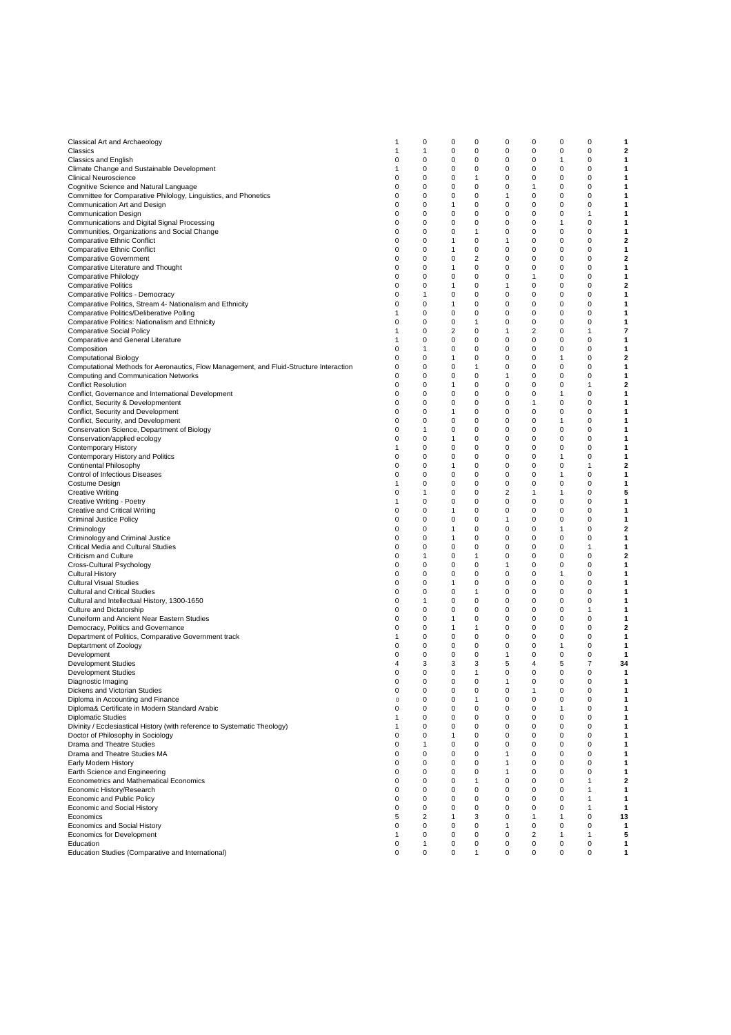| | | | | | | | | | |
|---|---|---|---|---|---|---|---|---|---|
| Classical Art and Archaeology | 1 | 0 | 0 | 0 | 0 | 0 | 0 | 0 | **1** |
| Classics | 1 | 1 | 0 | 0 | 0 | 0 | 0 | 0 | **2** |
| Classics and English | 0 | 0 | 0 | 0 | 0 | 0 | 1 | 0 | **1** |
| Climate Change and Sustainable Development | 1 | 0 | 0 | 0 | 0 | 0 | 0 | 0 | **1** |
| Clinical Neuroscience | 0 | 0 | 0 | 1 | 0 | 0 | 0 | 0 | **1** |
| Cognitive Science and Natural Language | 0 | 0 | 0 | 0 | 0 | 1 | 0 | 0 | **1** |
| Committee for Comparative Philology, Linguistics, and Phonetics | 0 | 0 | 0 | 0 | 1 | 0 | 0 | 0 | **1** |
| Communication Art and Design | 0 | 0 | 1 | 0 | 0 | 0 | 0 | 0 | **1** |
| Communication Design | 0 | 0 | 0 | 0 | 0 | 0 | 0 | 1 | **1** |
| Communications and Digital Signal Processing | 0 | 0 | 0 | 0 | 0 | 0 | 1 | 0 | **1** |
| Communities, Organizations and Social Change | 0 | 0 | 0 | 1 | 0 | 0 | 0 | 0 | **1** |
| Comparative Ethnic Conflict | 0 | 0 | 1 | 0 | 1 | 0 | 0 | 0 | **2** |
| Comparative Ethnic Conflict | 0 | 0 | 1 | 0 | 0 | 0 | 0 | 0 | **1** |
| Comparative Government | 0 | 0 | 0 | 2 | 0 | 0 | 0 | 0 | **2** |
| Comparative Literature and Thought | 0 | 0 | 1 | 0 | 0 | 0 | 0 | 0 | **1** |
| Comparative Philology | 0 | 0 | 0 | 0 | 0 | 1 | 0 | 0 | **1** |
| Comparative Politics | 0 | 0 | 1 | 0 | 1 | 0 | 0 | 0 | **2** |
| Comparative Politics - Democracy | 0 | 1 | 0 | 0 | 0 | 0 | 0 | 0 | **1** |
| Comparative Politics, Stream 4- Nationalism and Ethnicity | 0 | 0 | 1 | 0 | 0 | 0 | 0 | 0 | **1** |
| Comparative Politics/Deliberative Polling | 1 | 0 | 0 | 0 | 0 | 0 | 0 | 0 | **1** |
| Comparative Politics: Nationalism and Ethnicity | 0 | 0 | 0 | 1 | 0 | 0 | 0 | 0 | **1** |
| Comparative Social Policy | 1 | 0 | 2 | 0 | 1 | 2 | 0 | 1 | **7** |
| Comparative and General Literature | 1 | 0 | 0 | 0 | 0 | 0 | 0 | 0 | **1** |
| Composition | 0 | 1 | 0 | 0 | 0 | 0 | 0 | 0 | **1** |
| Computational Biology | 0 | 0 | 1 | 0 | 0 | 0 | 1 | 0 | **2** |
| Computational Methods for Aeronautics, Flow Management, and Fluid-Structure Interaction | 0 | 0 | 0 | 1 | 0 | 0 | 0 | 0 | **1** |
| Computing and Communication Networks | 0 | 0 | 0 | 0 | 1 | 0 | 0 | 0 | **1** |
| Conflict Resolution | 0 | 0 | 1 | 0 | 0 | 0 | 0 | 1 | **2** |
| Conflict, Governance and International Development | 0 | 0 | 0 | 0 | 0 | 0 | 1 | 0 | **1** |
| Conflict, Security & Developmentent | 0 | 0 | 0 | 0 | 0 | 1 | 0 | 0 | **1** |
| Conflict, Security and Development | 0 | 0 | 1 | 0 | 0 | 0 | 0 | 0 | **1** |
| Conflict, Security, and Development | 0 | 0 | 0 | 0 | 0 | 0 | 1 | 0 | **1** |
| Conservation Science, Department of Biology | 0 | 1 | 0 | 0 | 0 | 0 | 0 | 0 | **1** |
| Conservation/applied ecology | 0 | 0 | 1 | 0 | 0 | 0 | 0 | 0 | **1** |
| Contemporary History | 1 | 0 | 0 | 0 | 0 | 0 | 0 | 0 | **1** |
| Contemporary History and Politics | 0 | 0 | 0 | 0 | 0 | 0 | 1 | 0 | **1** |
| Continental Philosophy | 0 | 0 | 1 | 0 | 0 | 0 | 0 | 1 | **2** |
| Control of Infectious Diseases | 0 | 0 | 0 | 0 | 0 | 0 | 1 | 0 | **1** |
| Costume Design | 1 | 0 | 0 | 0 | 0 | 0 | 0 | 0 | **1** |
| Creative Writing | 0 | 1 | 0 | 0 | 2 | 1 | 1 | 0 | **5** |
| Creative Writing - Poetry | 1 | 0 | 0 | 0 | 0 | 0 | 0 | 0 | **1** |
| Creative and Critical Writing | 0 | 0 | 1 | 0 | 0 | 0 | 0 | 0 | **1** |
| Criminal Justice Policy | 0 | 0 | 0 | 0 | 1 | 0 | 0 | 0 | **1** |
| Criminology | 0 | 0 | 1 | 0 | 0 | 0 | 1 | 0 | **2** |
| Criminology and Criminal Justice | 0 | 0 | 1 | 0 | 0 | 0 | 0 | 0 | **1** |
| Critical Media and Cultural Studies | 0 | 0 | 0 | 0 | 0 | 0 | 0 | 1 | **1** |
| Criticism and Culture | 0 | 1 | 0 | 1 | 0 | 0 | 0 | 0 | **2** |
| Cross-Cultural Psychology | 0 | 0 | 0 | 0 | 1 | 0 | 0 | 0 | **1** |
| Cultural History | 0 | 0 | 0 | 0 | 0 | 0 | 1 | 0 | **1** |
| Cultural Visual Studies | 0 | 0 | 1 | 0 | 0 | 0 | 0 | 0 | **1** |
| Cultural and Critical Studies | 0 | 0 | 0 | 1 | 0 | 0 | 0 | 0 | **1** |
| Cultural and Intellectual History, 1300-1650 | 0 | 1 | 0 | 0 | 0 | 0 | 0 | 0 | **1** |
| Culture and Dictatorship | 0 | 0 | 0 | 0 | 0 | 0 | 0 | 1 | **1** |
| Cuneiform and Ancient Near Eastern Studies | 0 | 0 | 1 | 0 | 0 | 0 | 0 | 0 | **1** |
| Democracy, Politics and Governance | 0 | 0 | 1 | 1 | 0 | 0 | 0 | 0 | **2** |
| Department of Politics, Comparative Government track | 1 | 0 | 0 | 0 | 0 | 0 | 0 | 0 | **1** |
| Deptartment of Zoology | 0 | 0 | 0 | 0 | 0 | 0 | 1 | 0 | **1** |
| Development | 0 | 0 | 0 | 0 | 1 | 0 | 0 | 0 | **1** |
| Development Studies | 4 | 3 | 3 | 3 | 5 | 4 | 5 | 7 | **34** |
| Development Studies | 0 | 0 | 0 | 1 | 0 | 0 | 0 | 0 | **1** |
| Diagnostic Imaging | 0 | 0 | 0 | 0 | 1 | 0 | 0 | 0 | **1** |
| Dickens and Victorian Studies | 0 | 0 | 0 | 0 | 0 | 1 | 0 | 0 | **1** |
| Diploma in Accounting and Finance | 0 | 0 | 0 | 1 | 0 | 0 | 0 | 0 | **1** |
| Diploma& Certificate in Modern Standard Arabic | 0 | 0 | 0 | 0 | 0 | 0 | 1 | 0 | **1** |
| Diplomatic Studies | 1 | 0 | 0 | 0 | 0 | 0 | 0 | 0 | **1** |
| Divinity / Ecclesiastical History (with reference to Systematic Theology) | 1 | 0 | 0 | 0 | 0 | 0 | 0 | 0 | **1** |
| Doctor of Philosophy in Sociology | 0 | 0 | 1 | 0 | 0 | 0 | 0 | 0 | **1** |
| Drama and Theatre Studies | 0 | 1 | 0 | 0 | 0 | 0 | 0 | 0 | **1** |
| Drama and Theatre Studies MA | 0 | 0 | 0 | 0 | 1 | 0 | 0 | 0 | **1** |
| Early Modern History | 0 | 0 | 0 | 0 | 1 | 0 | 0 | 0 | **1** |
| Earth Science and Engineering | 0 | 0 | 0 | 0 | 1 | 0 | 0 | 0 | **1** |
| Econometrics and Mathematical Economics | 0 | 0 | 0 | 1 | 0 | 0 | 0 | 1 | **2** |
| Economic History/Research | 0 | 0 | 0 | 0 | 0 | 0 | 0 | 1 | **1** |
| Economic and Public Policy | 0 | 0 | 0 | 0 | 0 | 0 | 0 | 1 | **1** |
| Economic and Social History | 0 | 0 | 0 | 0 | 0 | 0 | 0 | 1 | **1** |
| Economics | 5 | 2 | 1 | 3 | 0 | 1 | 1 | 0 | **13** |
| Economics and Social History | 0 | 0 | 0 | 0 | 1 | 0 | 0 | 0 | **1** |
| Economics for Development | 1 | 0 | 0 | 0 | 0 | 2 | 1 | 1 | **5** |
| Education | 0 | 1 | 0 | 0 | 0 | 0 | 0 | 0 | **1** |
| Education Studies (Comparative and International) | 0 | 0 | 0 | 1 | 0 | 0 | 0 | 0 | **1** |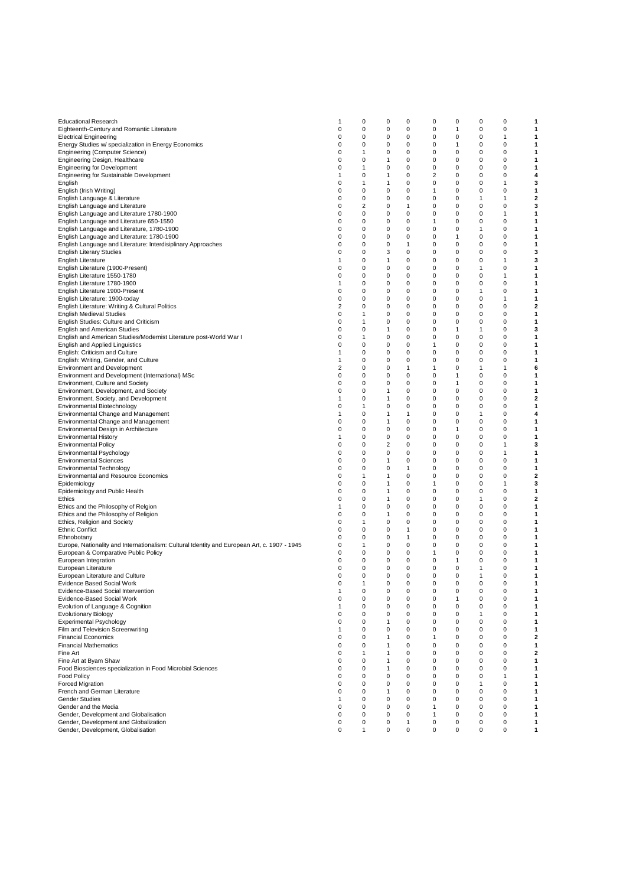| | | | | | | | | | |
|---|---|---|---|---|---|---|---|---|---|
| Educational Research | 1 | 0 | 0 | 0 | 0 | 0 | 0 | 0 | **1** |
| Eighteenth-Century and Romantic Literature | 0 | 0 | 0 | 0 | 0 | 1 | 0 | 0 | **1** |
| Electrical Engineering | 0 | 0 | 0 | 0 | 0 | 0 | 0 | 1 | **1** |
| Energy Studies w/ specialization in Energy Economics | 0 | 0 | 0 | 0 | 0 | 1 | 0 | 0 | **1** |
| Engineering (Computer Science) | 0 | 1 | 0 | 0 | 0 | 0 | 0 | 0 | **1** |
| Engineering Design, Healthcare | 0 | 0 | 1 | 0 | 0 | 0 | 0 | 0 | **1** |
| Engineering for Development | 0 | 1 | 0 | 0 | 0 | 0 | 0 | 0 | **1** |
| Engineering for Sustainable Development | 1 | 0 | 1 | 0 | 2 | 0 | 0 | 0 | **4** |
| English | 0 | 1 | 1 | 0 | 0 | 0 | 0 | 1 | **3** |
| English (Irish Writing) | 0 | 0 | 0 | 0 | 1 | 0 | 0 | 0 | **1** |
| English Language & Literature | 0 | 0 | 0 | 0 | 0 | 0 | 1 | 1 | **2** |
| English Language and Literature | 0 | 2 | 0 | 1 | 0 | 0 | 0 | 0 | **3** |
| English Language and Literature 1780-1900 | 0 | 0 | 0 | 0 | 0 | 0 | 0 | 1 | **1** |
| English Language and Literature 650-1550 | 0 | 0 | 0 | 0 | 1 | 0 | 0 | 0 | **1** |
| English Language and Literature, 1780-1900 | 0 | 0 | 0 | 0 | 0 | 0 | 1 | 0 | **1** |
| English Language and Literature: 1780-1900 | 0 | 0 | 0 | 0 | 0 | 1 | 0 | 0 | **1** |
| English Language and Literature: Interdisiplinary Approaches | 0 | 0 | 0 | 1 | 0 | 0 | 0 | 0 | **1** |
| English Literary Studies | 0 | 0 | 3 | 0 | 0 | 0 | 0 | 0 | **3** |
| English Literature | 1 | 0 | 1 | 0 | 0 | 0 | 0 | 1 | **3** |
| English Literature (1900-Present) | 0 | 0 | 0 | 0 | 0 | 0 | 1 | 0 | **1** |
| English Literature 1550-1780 | 0 | 0 | 0 | 0 | 0 | 0 | 0 | 1 | **1** |
| English Literature 1780-1900 | 1 | 0 | 0 | 0 | 0 | 0 | 0 | 0 | **1** |
| English Literature 1900-Present | 0 | 0 | 0 | 0 | 0 | 0 | 1 | 0 | **1** |
| English Literature: 1900-today | 0 | 0 | 0 | 0 | 0 | 0 | 0 | 1 | **1** |
| English Literature: Writing & Cultural Politics | 2 | 0 | 0 | 0 | 0 | 0 | 0 | 0 | **2** |
| English Medieval Studies | 0 | 1 | 0 | 0 | 0 | 0 | 0 | 0 | **1** |
| English Studies: Culture and Criticism | 0 | 1 | 0 | 0 | 0 | 0 | 0 | 0 | **1** |
| English and American Studies | 0 | 0 | 1 | 0 | 0 | 1 | 1 | 0 | **3** |
| English and American Studies/Modernist Literature post-World War I | 0 | 1 | 0 | 0 | 0 | 0 | 0 | 0 | **1** |
| English and Applied Linguistics | 0 | 0 | 0 | 0 | 1 | 0 | 0 | 0 | **1** |
| English: Criticism and Culture | 1 | 0 | 0 | 0 | 0 | 0 | 0 | 0 | **1** |
| English: Writing, Gender, and Culture | 1 | 0 | 0 | 0 | 0 | 0 | 0 | 0 | **1** |
| Environment and Development | 2 | 0 | 0 | 1 | 1 | 0 | 1 | 1 | **6** |
| Environment and Development (International) MSc | 0 | 0 | 0 | 0 | 0 | 1 | 0 | 0 | **1** |
| Environment, Culture and Society | 0 | 0 | 0 | 0 | 0 | 1 | 0 | 0 | **1** |
| Environment, Development, and Society | 0 | 0 | 1 | 0 | 0 | 0 | 0 | 0 | **1** |
| Environment, Society, and Development | 1 | 0 | 1 | 0 | 0 | 0 | 0 | 0 | **2** |
| Environmental Biotechnology | 0 | 1 | 0 | 0 | 0 | 0 | 0 | 0 | **1** |
| Environmental Change and Management | 1 | 0 | 1 | 1 | 0 | 0 | 1 | 0 | **4** |
| Environmental Change and Management | 0 | 0 | 1 | 0 | 0 | 0 | 0 | 0 | **1** |
| Environmental Design in Architecture | 0 | 0 | 0 | 0 | 0 | 1 | 0 | 0 | **1** |
| Environmental History | 1 | 0 | 0 | 0 | 0 | 0 | 0 | 0 | **1** |
| Environmental Policy | 0 | 0 | 2 | 0 | 0 | 0 | 0 | 1 | **3** |
| Environmental Psychology | 0 | 0 | 0 | 0 | 0 | 0 | 0 | 1 | **1** |
| Environmental Sciences | 0 | 0 | 1 | 0 | 0 | 0 | 0 | 0 | **1** |
| Environmental Technology | 0 | 0 | 0 | 1 | 0 | 0 | 0 | 0 | **1** |
| Environmental and Resource Economics | 0 | 1 | 1 | 0 | 0 | 0 | 0 | 0 | **2** |
| Epidemiology | 0 | 0 | 1 | 0 | 1 | 0 | 0 | 1 | **3** |
| Epidemiology and Public Health | 0 | 0 | 1 | 0 | 0 | 0 | 0 | 0 | **1** |
| Ethics | 0 | 0 | 1 | 0 | 0 | 0 | 1 | 0 | **2** |
| Ethics and the Philosophy of Relgion | 1 | 0 | 0 | 0 | 0 | 0 | 0 | 0 | **1** |
| Ethics and the Philosophy of Religion | 0 | 0 | 1 | 0 | 0 | 0 | 0 | 0 | **1** |
| Ethics, Religion and Society | 0 | 1 | 0 | 0 | 0 | 0 | 0 | 0 | **1** |
| Ethnic Conflict | 0 | 0 | 0 | 1 | 0 | 0 | 0 | 0 | **1** |
| Ethnobotany | 0 | 0 | 0 | 1 | 0 | 0 | 0 | 0 | **1** |
| Europe, Nationality and Internationalism: Cultural Identity and European Art, c. 1907 - 1945 | 0 | 1 | 0 | 0 | 0 | 0 | 0 | 0 | **1** |
| European & Comparative Public Policy | 0 | 0 | 0 | 0 | 1 | 0 | 0 | 0 | **1** |
| European Integration | 0 | 0 | 0 | 0 | 0 | 1 | 0 | 0 | **1** |
| European Literature | 0 | 0 | 0 | 0 | 0 | 0 | 1 | 0 | **1** |
| European Literature and Culture | 0 | 0 | 0 | 0 | 0 | 0 | 1 | 0 | **1** |
| Evidence Based Social Work | 0 | 1 | 0 | 0 | 0 | 0 | 0 | 0 | **1** |
| Evidence-Based Social Intervention | 1 | 0 | 0 | 0 | 0 | 0 | 0 | 0 | **1** |
| Evidence-Based Social Work | 0 | 0 | 0 | 0 | 0 | 1 | 0 | 0 | **1** |
| Evolution of Language & Cognition | 1 | 0 | 0 | 0 | 0 | 0 | 0 | 0 | **1** |
| Evolutionary Biology | 0 | 0 | 0 | 0 | 0 | 0 | 1 | 0 | **1** |
| Experimental Psychology | 0 | 0 | 1 | 0 | 0 | 0 | 0 | 0 | **1** |
| Film and Television Screenwriting | 1 | 0 | 0 | 0 | 0 | 0 | 0 | 0 | **1** |
| Financial Economics | 0 | 0 | 1 | 0 | 1 | 0 | 0 | 0 | **2** |
| Financial Mathematics | 0 | 0 | 1 | 0 | 0 | 0 | 0 | 0 | **1** |
| Fine Art | 0 | 1 | 1 | 0 | 0 | 0 | 0 | 0 | **2** |
| Fine Art at Byam Shaw | 0 | 0 | 1 | 0 | 0 | 0 | 0 | 0 | **1** |
| Food Biosciences specialization in Food Microbial Sciences | 0 | 0 | 1 | 0 | 0 | 0 | 0 | 0 | **1** |
| Food Policy | 0 | 0 | 0 | 0 | 0 | 0 | 0 | 1 | **1** |
| Forced Migration | 0 | 0 | 0 | 0 | 0 | 0 | 1 | 0 | **1** |
| French and German Literature | 0 | 0 | 1 | 0 | 0 | 0 | 0 | 0 | **1** |
| Gender Studies | 1 | 0 | 0 | 0 | 0 | 0 | 0 | 0 | **1** |
| Gender and the Media | 0 | 0 | 0 | 0 | 1 | 0 | 0 | 0 | **1** |
| Gender, Development and Globalisation | 0 | 0 | 0 | 0 | 1 | 0 | 0 | 0 | **1** |
| Gender, Development and Globalization | 0 | 0 | 0 | 1 | 0 | 0 | 0 | 0 | **1** |
| Gender, Development, Globalisation | 0 | 1 | 0 | 0 | 0 | 0 | 0 | 0 | **1** |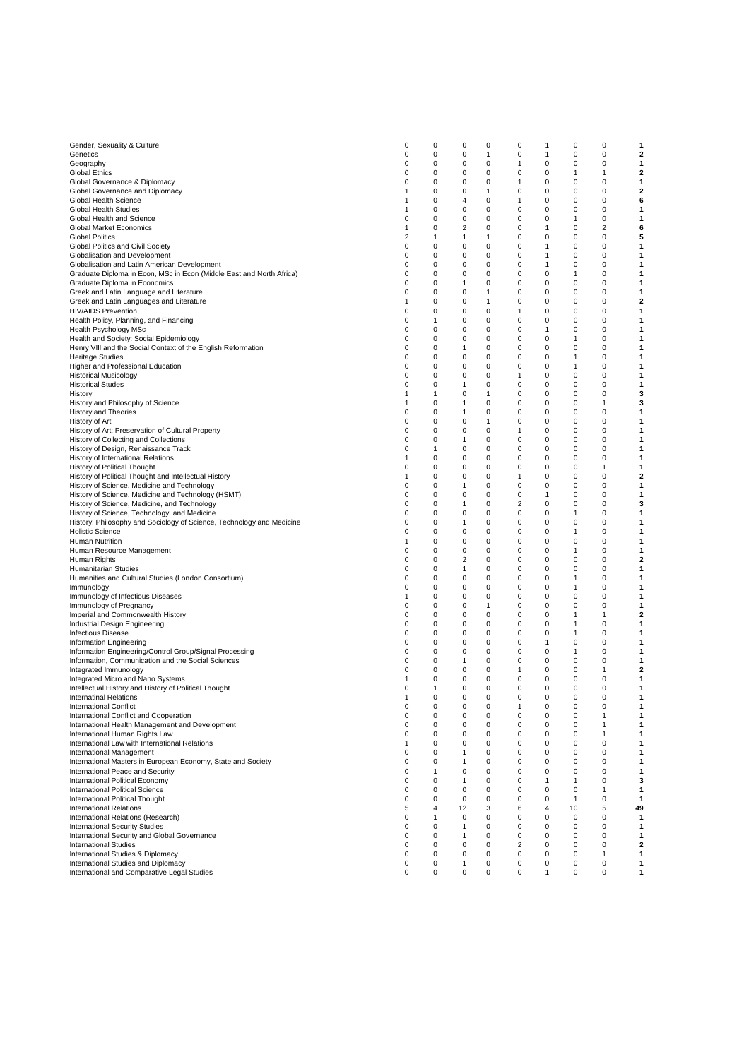| | | | | | | | | | |
|---|---|---|---|---|---|---|---|---|---|
| Gender, Sexuality & Culture | 0 | 0 | 0 | 0 | 0 | 1 | 0 | 0 | **1** |
| Genetics | 0 | 0 | 0 | 1 | 0 | 1 | 0 | 0 | **2** |
| Geography | 0 | 0 | 0 | 0 | 1 | 0 | 0 | 0 | **1** |
| Global Ethics | 0 | 0 | 0 | 0 | 0 | 0 | 1 | 1 | **2** |
| Global Governance & Diplomacy | 0 | 0 | 0 | 0 | 1 | 0 | 0 | 0 | **1** |
| Global Governance and Diplomacy | 1 | 0 | 0 | 1 | 0 | 0 | 0 | 0 | **2** |
| Global Health Science | 1 | 0 | 4 | 0 | 1 | 0 | 0 | 0 | **6** |
| Global Health Studies | 1 | 0 | 0 | 0 | 0 | 0 | 0 | 0 | **1** |
| Global Health and Science | 0 | 0 | 0 | 0 | 0 | 0 | 1 | 0 | **1** |
| Global Market Economics | 1 | 0 | 2 | 0 | 0 | 1 | 0 | 2 | **6** |
| Global Politics | 2 | 1 | 1 | 1 | 0 | 0 | 0 | 0 | **5** |
| Global Politics and Civil Society | 0 | 0 | 0 | 0 | 0 | 1 | 0 | 0 | **1** |
| Globalisation and Development | 0 | 0 | 0 | 0 | 0 | 1 | 0 | 0 | **1** |
| Globalisation and Latin American Development | 0 | 0 | 0 | 0 | 0 | 1 | 0 | 0 | **1** |
| Graduate Diploma in Econ, MSc in Econ (Middle East and North Africa) | 0 | 0 | 0 | 0 | 0 | 0 | 1 | 0 | **1** |
| Graduate Diploma in Economics | 0 | 0 | 1 | 0 | 0 | 0 | 0 | 0 | **1** |
| Greek and Latin Language and Literature | 0 | 0 | 0 | 1 | 0 | 0 | 0 | 0 | **1** |
| Greek and Latin Languages and Literature | 1 | 0 | 0 | 1 | 0 | 0 | 0 | 0 | **2** |
| HIV/AIDS Prevention | 0 | 0 | 0 | 0 | 1 | 0 | 0 | 0 | **1** |
| Health Policy, Planning, and Financing | 0 | 1 | 0 | 0 | 0 | 0 | 0 | 0 | **1** |
| Health Psychology MSc | 0 | 0 | 0 | 0 | 0 | 1 | 0 | 0 | **1** |
| Health and Society: Social Epidemiology | 0 | 0 | 0 | 0 | 0 | 0 | 1 | 0 | **1** |
| Henry VIII and the Social Context of the English Reformation | 0 | 0 | 1 | 0 | 0 | 0 | 0 | 0 | **1** |
| Heritage Studies | 0 | 0 | 0 | 0 | 0 | 0 | 1 | 0 | **1** |
| Higher and Professional Education | 0 | 0 | 0 | 0 | 0 | 0 | 1 | 0 | **1** |
| Historical Musicology | 0 | 0 | 0 | 0 | 1 | 0 | 0 | 0 | **1** |
| Historical Studes | 0 | 0 | 1 | 0 | 0 | 0 | 0 | 0 | **1** |
| History | 1 | 1 | 0 | 1 | 0 | 0 | 0 | 0 | **3** |
| History and Philosophy of Science | 1 | 0 | 1 | 0 | 0 | 0 | 0 | 1 | **3** |
| History and Theories | 0 | 0 | 1 | 0 | 0 | 0 | 0 | 0 | **1** |
| History of Art | 0 | 0 | 0 | 1 | 0 | 0 | 0 | 0 | **1** |
| History of Art: Preservation of Cultural Property | 0 | 0 | 0 | 0 | 1 | 0 | 0 | 0 | **1** |
| History of Collecting and Collections | 0 | 0 | 1 | 0 | 0 | 0 | 0 | 0 | **1** |
| History of Design, Renaissance Track | 0 | 1 | 0 | 0 | 0 | 0 | 0 | 0 | **1** |
| History of International Relations | 1 | 0 | 0 | 0 | 0 | 0 | 0 | 0 | **1** |
| History of Political Thought | 0 | 0 | 0 | 0 | 0 | 0 | 0 | 1 | **1** |
| History of Political Thought and Intellectual History | 1 | 0 | 0 | 0 | 1 | 0 | 0 | 0 | **2** |
| History of Science, Medicine and Technology | 0 | 0 | 1 | 0 | 0 | 0 | 0 | 0 | **1** |
| History of Science, Medicine and Technology (HSMT) | 0 | 0 | 0 | 0 | 0 | 1 | 0 | 0 | **1** |
| History of Science, Medicine, and Technology | 0 | 0 | 1 | 0 | 2 | 0 | 0 | 0 | **3** |
| History of Science, Technology, and Medicine | 0 | 0 | 0 | 0 | 0 | 0 | 1 | 0 | **1** |
| History, Philosophy and Sociology of Science, Technology and Medicine | 0 | 0 | 1 | 0 | 0 | 0 | 0 | 0 | **1** |
| Holistic Science | 0 | 0 | 0 | 0 | 0 | 0 | 1 | 0 | **1** |
| Human Nutrition | 1 | 0 | 0 | 0 | 0 | 0 | 0 | 0 | **1** |
| Human Resource Management | 0 | 0 | 0 | 0 | 0 | 0 | 1 | 0 | **1** |
| Human Rights | 0 | 0 | 2 | 0 | 0 | 0 | 0 | 0 | **2** |
| Humanitarian Studies | 0 | 0 | 1 | 0 | 0 | 0 | 0 | 0 | **1** |
| Humanities and Cultural Studies (London Consortium) | 0 | 0 | 0 | 0 | 0 | 0 | 1 | 0 | **1** |
| Immunology | 0 | 0 | 0 | 0 | 0 | 0 | 1 | 0 | **1** |
| Immunology of Infectious Diseases | 1 | 0 | 0 | 0 | 0 | 0 | 0 | 0 | **1** |
| Immunology of Pregnancy | 0 | 0 | 0 | 1 | 0 | 0 | 0 | 0 | **1** |
| Imperial and Commonwealth History | 0 | 0 | 0 | 0 | 0 | 0 | 1 | 1 | **2** |
| Industrial Design Engineering | 0 | 0 | 0 | 0 | 0 | 0 | 1 | 0 | **1** |
| Infectious Disease | 0 | 0 | 0 | 0 | 0 | 0 | 1 | 0 | **1** |
| Information Engineering | 0 | 0 | 0 | 0 | 0 | 1 | 0 | 0 | **1** |
| Information Engineering/Control Group/Signal Processing | 0 | 0 | 0 | 0 | 0 | 0 | 1 | 0 | **1** |
| Information, Communication and the Social Sciences | 0 | 0 | 1 | 0 | 0 | 0 | 0 | 0 | **1** |
| Integrated Immunology | 0 | 0 | 0 | 0 | 1 | 0 | 0 | 1 | **2** |
| Integrated Micro and Nano Systems | 1 | 0 | 0 | 0 | 0 | 0 | 0 | 0 | **1** |
| Intellectual History and History of Political Thought | 0 | 1 | 0 | 0 | 0 | 0 | 0 | 0 | **1** |
| Internatinal Relations | 1 | 0 | 0 | 0 | 0 | 0 | 0 | 0 | **1** |
| International Conflict | 0 | 0 | 0 | 0 | 1 | 0 | 0 | 0 | **1** |
| International Conflict and Cooperation | 0 | 0 | 0 | 0 | 0 | 0 | 0 | 1 | **1** |
| International Health Management and Development | 0 | 0 | 0 | 0 | 0 | 0 | 0 | 1 | **1** |
| International Human Rights Law | 0 | 0 | 0 | 0 | 0 | 0 | 0 | 1 | **1** |
| International Law with International Relations | 1 | 0 | 0 | 0 | 0 | 0 | 0 | 0 | **1** |
| International Management | 0 | 0 | 1 | 0 | 0 | 0 | 0 | 0 | **1** |
| International Masters in European Economy, State and Society | 0 | 0 | 1 | 0 | 0 | 0 | 0 | 0 | **1** |
| International Peace and Security | 0 | 1 | 0 | 0 | 0 | 0 | 0 | 0 | **1** |
| International Political Economy | 0 | 0 | 1 | 0 | 0 | 1 | 1 | 0 | **3** |
| International Political Science | 0 | 0 | 0 | 0 | 0 | 0 | 0 | 1 | **1** |
| International Political Thought | 0 | 0 | 0 | 0 | 0 | 0 | 1 | 0 | **1** |
| International Relations | 5 | 4 | 12 | 3 | 6 | 4 | 10 | 5 | **49** |
| International Relations (Research) | 0 | 1 | 0 | 0 | 0 | 0 | 0 | 0 | **1** |
| International Security Studies | 0 | 0 | 1 | 0 | 0 | 0 | 0 | 0 | **1** |
| International Security and Global Governance | 0 | 0 | 1 | 0 | 0 | 0 | 0 | 0 | **1** |
| International Studies | 0 | 0 | 0 | 0 | 2 | 0 | 0 | 0 | **2** |
| International Studies & Diplomacy | 0 | 0 | 0 | 0 | 0 | 0 | 0 | 1 | **1** |
| International Studies and Diplomacy | 0 | 0 | 1 | 0 | 0 | 0 | 0 | 0 | **1** |
| International and Comparative Legal Studies | 0 | 0 | 0 | 0 | 0 | 1 | 0 | 0 | **1** |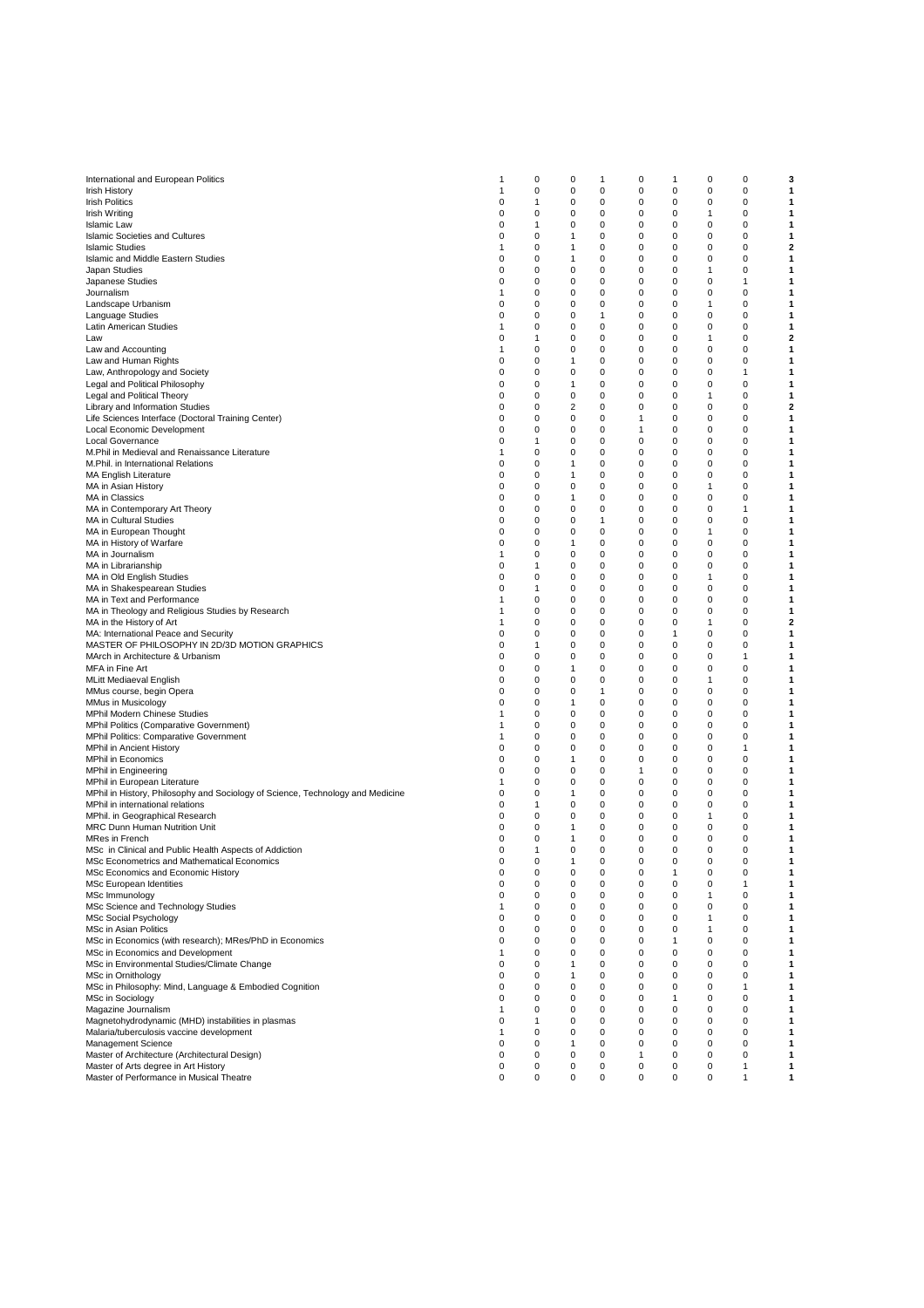| | | | | | | | | | |
|---|---|---|---|---|---|---|---|---|---|
| International and European Politics | 1 | 0 | 0 | 1 | 0 | 1 | 0 | 0 | **3** |
| Irish History | 1 | 0 | 0 | 0 | 0 | 0 | 0 | 0 | **1** |
| Irish Politics | 0 | 1 | 0 | 0 | 0 | 0 | 0 | 0 | **1** |
| Irish Writing | 0 | 0 | 0 | 0 | 0 | 0 | 1 | 0 | **1** |
| Islamic Law | 0 | 1 | 0 | 0 | 0 | 0 | 0 | 0 | **1** |
| Islamic Societies and Cultures | 0 | 0 | 1 | 0 | 0 | 0 | 0 | 0 | **1** |
| Islamic Studies | 1 | 0 | 1 | 0 | 0 | 0 | 0 | 0 | **2** |
| Islamic and Middle Eastern Studies | 0 | 0 | 1 | 0 | 0 | 0 | 0 | 0 | **1** |
| Japan Studies | 0 | 0 | 0 | 0 | 0 | 0 | 1 | 0 | **1** |
| Japanese Studies | 0 | 0 | 0 | 0 | 0 | 0 | 0 | 1 | **1** |
| Journalism | 1 | 0 | 0 | 0 | 0 | 0 | 0 | 0 | **1** |
| Landscape Urbanism | 0 | 0 | 0 | 0 | 0 | 0 | 1 | 0 | **1** |
| Language Studies | 0 | 0 | 0 | 1 | 0 | 0 | 0 | 0 | **1** |
| Latin American Studies | 1 | 0 | 0 | 0 | 0 | 0 | 0 | 0 | **1** |
| Law | 0 | 1 | 0 | 0 | 0 | 0 | 1 | 0 | **2** |
| Law and Accounting | 1 | 0 | 0 | 0 | 0 | 0 | 0 | 0 | **1** |
| Law and Human Rights | 0 | 0 | 1 | 0 | 0 | 0 | 0 | 0 | **1** |
| Law, Anthropology and Society | 0 | 0 | 0 | 0 | 0 | 0 | 0 | 1 | **1** |
| Legal and Political Philosophy | 0 | 0 | 1 | 0 | 0 | 0 | 0 | 0 | **1** |
| Legal and Political Theory | 0 | 0 | 0 | 0 | 0 | 0 | 1 | 0 | **1** |
| Library and Information Studies | 0 | 0 | 2 | 0 | 0 | 0 | 0 | 0 | **2** |
| Life Sciences Interface (Doctoral Training Center) | 0 | 0 | 0 | 0 | 1 | 0 | 0 | 0 | **1** |
| Local Economic Development | 0 | 0 | 0 | 0 | 1 | 0 | 0 | 0 | **1** |
| Local Governance | 0 | 1 | 0 | 0 | 0 | 0 | 0 | 0 | **1** |
| M.Phil in Medieval and Renaissance Literature | 1 | 0 | 0 | 0 | 0 | 0 | 0 | 0 | **1** |
| M.Phil. in International Relations | 0 | 0 | 1 | 0 | 0 | 0 | 0 | 0 | **1** |
| MA English Literature | 0 | 0 | 1 | 0 | 0 | 0 | 0 | 0 | **1** |
| MA in Asian History | 0 | 0 | 0 | 0 | 0 | 0 | 1 | 0 | **1** |
| MA in Classics | 0 | 0 | 1 | 0 | 0 | 0 | 0 | 0 | **1** |
| MA in Contemporary Art Theory | 0 | 0 | 0 | 0 | 0 | 0 | 0 | 1 | **1** |
| MA in Cultural Studies | 0 | 0 | 0 | 1 | 0 | 0 | 0 | 0 | **1** |
| MA in European Thought | 0 | 0 | 0 | 0 | 0 | 0 | 1 | 0 | **1** |
| MA in History of Warfare | 0 | 0 | 1 | 0 | 0 | 0 | 0 | 0 | **1** |
| MA in Journalism | 1 | 0 | 0 | 0 | 0 | 0 | 0 | 0 | **1** |
| MA in Librarianship | 0 | 1 | 0 | 0 | 0 | 0 | 0 | 0 | **1** |
| MA in Old English Studies | 0 | 0 | 0 | 0 | 0 | 0 | 1 | 0 | **1** |
| MA in Shakespearean Studies | 0 | 1 | 0 | 0 | 0 | 0 | 0 | 0 | **1** |
| MA in Text and Performance | 1 | 0 | 0 | 0 | 0 | 0 | 0 | 0 | **1** |
| MA in Theology and Religious Studies by Research | 1 | 0 | 0 | 0 | 0 | 0 | 0 | 0 | **1** |
| MA in the History of Art | 1 | 0 | 0 | 0 | 0 | 0 | 1 | 0 | **2** |
| MA: International Peace and Security | 0 | 0 | 0 | 0 | 0 | 1 | 0 | 0 | **1** |
| MASTER OF PHILOSOPHY IN 2D/3D MOTION GRAPHICS | 0 | 1 | 0 | 0 | 0 | 0 | 0 | 0 | **1** |
| MArch in Architecture & Urbanism | 0 | 0 | 0 | 0 | 0 | 0 | 0 | 1 | **1** |
| MFA in Fine Art | 0 | 0 | 1 | 0 | 0 | 0 | 0 | 0 | **1** |
| MLitt Mediaeval English | 0 | 0 | 0 | 0 | 0 | 0 | 1 | 0 | **1** |
| MMus course, begin Opera | 0 | 0 | 0 | 1 | 0 | 0 | 0 | 0 | **1** |
| MMus in Musicology | 0 | 0 | 1 | 0 | 0 | 0 | 0 | 0 | **1** |
| MPhil Modern Chinese Studies | 1 | 0 | 0 | 0 | 0 | 0 | 0 | 0 | **1** |
| MPhil Politics (Comparative Government) | 1 | 0 | 0 | 0 | 0 | 0 | 0 | 0 | **1** |
| MPhil Politics: Comparative Government | 1 | 0 | 0 | 0 | 0 | 0 | 0 | 0 | **1** |
| MPhil in Ancient History | 0 | 0 | 0 | 0 | 0 | 0 | 0 | 1 | **1** |
| MPhil in Economics | 0 | 0 | 1 | 0 | 0 | 0 | 0 | 0 | **1** |
| MPhil in Engineering | 0 | 0 | 0 | 0 | 1 | 0 | 0 | 0 | **1** |
| MPhil in European Literature | 1 | 0 | 0 | 0 | 0 | 0 | 0 | 0 | **1** |
| MPhil in History, Philosophy and Sociology of Science, Technology and Medicine | 0 | 0 | 1 | 0 | 0 | 0 | 0 | 0 | **1** |
| MPhil in international relations | 0 | 1 | 0 | 0 | 0 | 0 | 0 | 0 | **1** |
| MPhil. in Geographical Research | 0 | 0 | 0 | 0 | 0 | 0 | 1 | 0 | **1** |
| MRC Dunn Human Nutrition Unit | 0 | 0 | 1 | 0 | 0 | 0 | 0 | 0 | **1** |
| MRes in French | 0 | 0 | 1 | 0 | 0 | 0 | 0 | 0 | **1** |
| MSc in Clinical and Public Health Aspects of Addiction | 0 | 1 | 0 | 0 | 0 | 0 | 0 | 0 | **1** |
| MSc Econometrics and Mathematical Economics | 0 | 0 | 1 | 0 | 0 | 0 | 0 | 0 | **1** |
| MSc Economics and Economic History | 0 | 0 | 0 | 0 | 0 | 1 | 0 | 0 | **1** |
| MSc European Identities | 0 | 0 | 0 | 0 | 0 | 0 | 0 | 1 | **1** |
| MSc Immunology | 0 | 0 | 0 | 0 | 0 | 0 | 1 | 0 | **1** |
| MSc Science and Technology Studies | 1 | 0 | 0 | 0 | 0 | 0 | 0 | 0 | **1** |
| MSc Social Psychology | 0 | 0 | 0 | 0 | 0 | 0 | 1 | 0 | **1** |
| MSc in Asian Politics | 0 | 0 | 0 | 0 | 0 | 0 | 1 | 0 | **1** |
| MSc in Economics (with research); MRes/PhD in Economics | 0 | 0 | 0 | 0 | 0 | 1 | 0 | 0 | **1** |
| MSc in Economics and Development | 1 | 0 | 0 | 0 | 0 | 0 | 0 | 0 | **1** |
| MSc in Environmental Studies/Climate Change | 0 | 0 | 1 | 0 | 0 | 0 | 0 | 0 | **1** |
| MSc in Ornithology | 0 | 0 | 1 | 0 | 0 | 0 | 0 | 0 | **1** |
| MSc in Philosophy: Mind, Language & Embodied Cognition | 0 | 0 | 0 | 0 | 0 | 0 | 0 | 1 | **1** |
| MSc in Sociology | 0 | 0 | 0 | 0 | 0 | 1 | 0 | 0 | **1** |
| Magazine Journalism | 1 | 0 | 0 | 0 | 0 | 0 | 0 | 0 | **1** |
| Magnetohydrodynamic (MHD) instabilities in plasmas | 0 | 1 | 0 | 0 | 0 | 0 | 0 | 0 | **1** |
| Malaria/tuberculosis vaccine development | 1 | 0 | 0 | 0 | 0 | 0 | 0 | 0 | **1** |
| Management Science | 0 | 0 | 1 | 0 | 0 | 0 | 0 | 0 | **1** |
| Master of Architecture (Architectural Design) | 0 | 0 | 0 | 0 | 1 | 0 | 0 | 0 | **1** |
| Master of Arts degree in Art History | 0 | 0 | 0 | 0 | 0 | 0 | 0 | 1 | **1** |
| Master of Performance in Musical Theatre | 0 | 0 | 0 | 0 | 0 | 0 | 0 | 1 | **1** |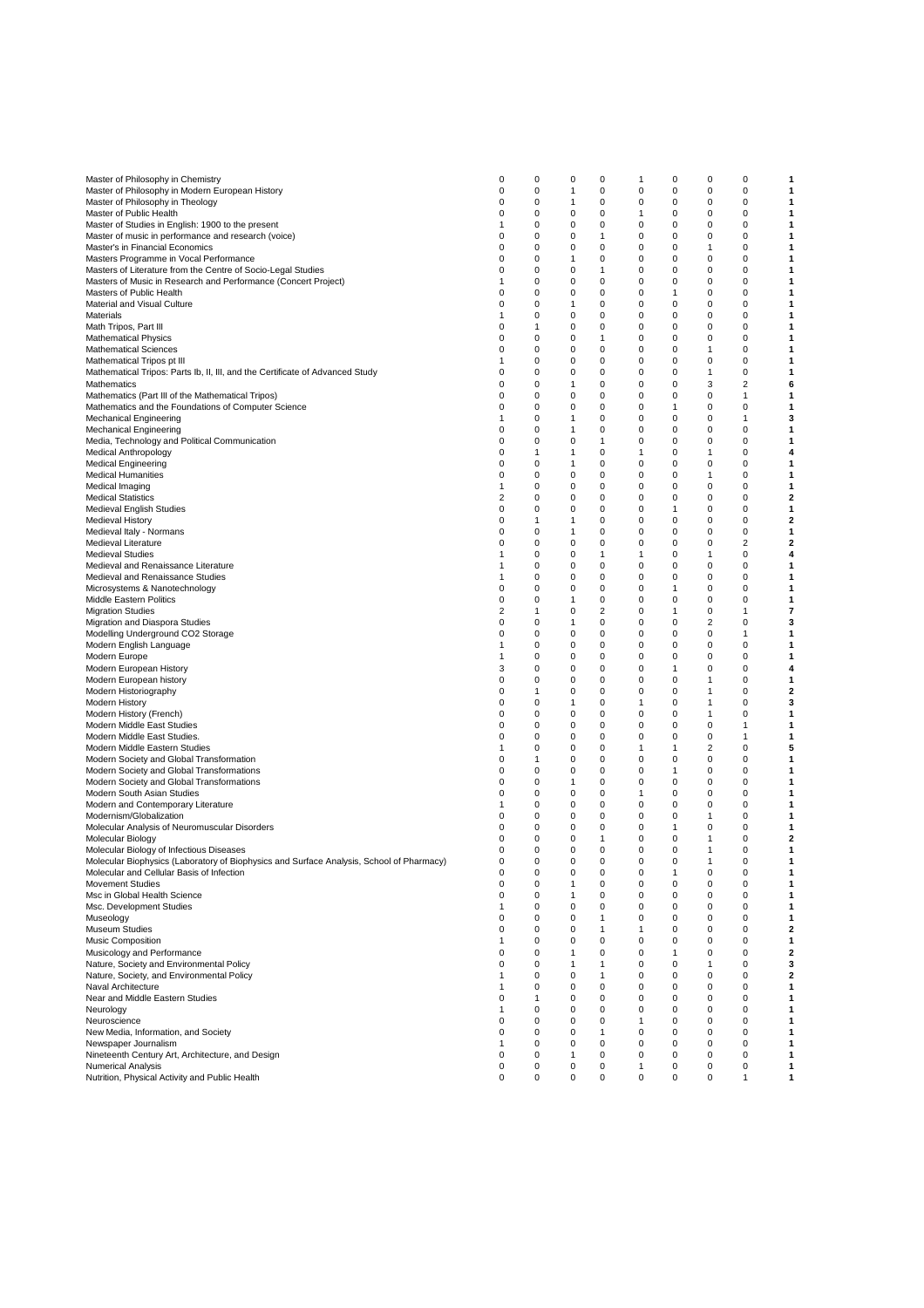| | | | | | | | | | |
|---|---|---|---|---|---|---|---|---|---|
| Master of Philosophy in Chemistry | 0 | 0 | 0 | 0 | 1 | 0 | 0 | 0 | **1** |
| Master of Philosophy in Modern European History | 0 | 0 | 1 | 0 | 0 | 0 | 0 | 0 | **1** |
| Master of Philosophy in Theology | 0 | 0 | 1 | 0 | 0 | 0 | 0 | 0 | **1** |
| Master of Public Health | 0 | 0 | 0 | 0 | 1 | 0 | 0 | 0 | **1** |
| Master of Studies in English: 1900 to the present | 1 | 0 | 0 | 0 | 0 | 0 | 0 | 0 | **1** |
| Master of music in performance and research (voice) | 0 | 0 | 0 | 1 | 0 | 0 | 0 | 0 | **1** |
| Master's in Financial Economics | 0 | 0 | 0 | 0 | 0 | 0 | 1 | 0 | **1** |
| Masters Programme in Vocal Performance | 0 | 0 | 1 | 0 | 0 | 0 | 0 | 0 | **1** |
| Masters of Literature from the Centre of Socio-Legal Studies | 0 | 0 | 0 | 1 | 0 | 0 | 0 | 0 | **1** |
| Masters of Music in Research and Performance (Concert Project) | 1 | 0 | 0 | 0 | 0 | 0 | 0 | 0 | **1** |
| Masters of Public Health | 0 | 0 | 0 | 0 | 0 | 1 | 0 | 0 | **1** |
| Material and Visual Culture | 0 | 0 | 1 | 0 | 0 | 0 | 0 | 0 | **1** |
| Materials | 1 | 0 | 0 | 0 | 0 | 0 | 0 | 0 | **1** |
| Math Tripos, Part III | 0 | 1 | 0 | 0 | 0 | 0 | 0 | 0 | **1** |
| Mathematical Physics | 0 | 0 | 0 | 1 | 0 | 0 | 0 | 0 | **1** |
| Mathematical Sciences | 0 | 0 | 0 | 0 | 0 | 0 | 1 | 0 | **1** |
| Mathematical Tripos pt III | 1 | 0 | 0 | 0 | 0 | 0 | 0 | 0 | **1** |
| Mathematical Tripos: Parts Ib, II, III, and the Certificate of Advanced Study | 0 | 0 | 0 | 0 | 0 | 0 | 1 | 0 | **1** |
| Mathematics | 0 | 0 | 1 | 0 | 0 | 0 | 3 | 2 | **6** |
| Mathematics (Part III of the Mathematical Tripos) | 0 | 0 | 0 | 0 | 0 | 0 | 0 | 1 | **1** |
| Mathematics and the Foundations of Computer Science | 0 | 0 | 0 | 0 | 0 | 1 | 0 | 0 | **1** |
| Mechanical Engineering | 1 | 0 | 1 | 0 | 0 | 0 | 0 | 1 | **3** |
| Mechanical Engineering | 0 | 0 | 1 | 0 | 0 | 0 | 0 | 0 | **1** |
| Media, Technology and Political Communication | 0 | 0 | 0 | 1 | 0 | 0 | 0 | 0 | **1** |
| Medical Anthropology | 0 | 1 | 1 | 0 | 1 | 0 | 1 | 0 | **4** |
| Medical Engineering | 0 | 0 | 1 | 0 | 0 | 0 | 0 | 0 | **1** |
| Medical Humanities | 0 | 0 | 0 | 0 | 0 | 0 | 1 | 0 | **1** |
| Medical Imaging | 1 | 0 | 0 | 0 | 0 | 0 | 0 | 0 | **1** |
| Medical Statistics | 2 | 0 | 0 | 0 | 0 | 0 | 0 | 0 | **2** |
| Medieval English Studies | 0 | 0 | 0 | 0 | 0 | 1 | 0 | 0 | **1** |
| Medieval History | 0 | 1 | 1 | 0 | 0 | 0 | 0 | 0 | **2** |
| Medieval Italy - Normans | 0 | 0 | 1 | 0 | 0 | 0 | 0 | 0 | **1** |
| Medieval Literature | 0 | 0 | 0 | 0 | 0 | 0 | 0 | 2 | **2** |
| Medieval Studies | 1 | 0 | 0 | 1 | 1 | 0 | 1 | 0 | **4** |
| Medieval and Renaissance Literature | 1 | 0 | 0 | 0 | 0 | 0 | 0 | 0 | **1** |
| Medieval and Renaissance Studies | 1 | 0 | 0 | 0 | 0 | 0 | 0 | 0 | **1** |
| Microsystems & Nanotechnology | 0 | 0 | 0 | 0 | 0 | 1 | 0 | 0 | **1** |
| Middle Eastern Politics | 0 | 0 | 1 | 0 | 0 | 0 | 0 | 0 | **1** |
| Migration Studies | 2 | 1 | 0 | 2 | 0 | 1 | 0 | 1 | **7** |
| Migration and Diaspora Studies | 0 | 0 | 1 | 0 | 0 | 0 | 2 | 0 | **3** |
| Modelling Underground CO2 Storage | 0 | 0 | 0 | 0 | 0 | 0 | 0 | 1 | **1** |
| Modern English Language | 1 | 0 | 0 | 0 | 0 | 0 | 0 | 0 | **1** |
| Modern Europe | 1 | 0 | 0 | 0 | 0 | 0 | 0 | 0 | **1** |
| Modern European History | 3 | 0 | 0 | 0 | 0 | 1 | 0 | 0 | **4** |
| Modern European history | 0 | 0 | 0 | 0 | 0 | 0 | 1 | 0 | **1** |
| Modern Historiography | 0 | 1 | 0 | 0 | 0 | 0 | 1 | 0 | **2** |
| Modern History | 0 | 0 | 1 | 0 | 1 | 0 | 1 | 0 | **3** |
| Modern History (French) | 0 | 0 | 0 | 0 | 0 | 0 | 1 | 0 | **1** |
| Modern Middle East Studies | 0 | 0 | 0 | 0 | 0 | 0 | 0 | 1 | **1** |
| Modern Middle East Studies. | 0 | 0 | 0 | 0 | 0 | 0 | 0 | 1 | **1** |
| Modern Middle Eastern Studies | 1 | 0 | 0 | 0 | 1 | 1 | 2 | 0 | **5** |
| Modern Society and Global Transformation | 0 | 1 | 0 | 0 | 0 | 0 | 0 | 0 | **1** |
| Modern Society and Global Transformations | 0 | 0 | 0 | 0 | 0 | 1 | 0 | 0 | **1** |
| Modern Society and Global Transformations | 0 | 0 | 1 | 0 | 0 | 0 | 0 | 0 | **1** |
| Modern South Asian Studies | 0 | 0 | 0 | 0 | 1 | 0 | 0 | 0 | **1** |
| Modern and Contemporary Literature | 1 | 0 | 0 | 0 | 0 | 0 | 0 | 0 | **1** |
| Modernism/Globalization | 0 | 0 | 0 | 0 | 0 | 0 | 1 | 0 | **1** |
| Molecular Analysis of Neuromuscular Disorders | 0 | 0 | 0 | 0 | 0 | 1 | 0 | 0 | **1** |
| Molecular Biology | 0 | 0 | 0 | 1 | 0 | 0 | 1 | 0 | **2** |
| Molecular Biology of Infectious Diseases | 0 | 0 | 0 | 0 | 0 | 0 | 1 | 0 | **1** |
| Molecular Biophysics (Laboratory of Biophysics and Surface Analysis, School of Pharmacy) | 0 | 0 | 0 | 0 | 0 | 0 | 1 | 0 | **1** |
| Molecular and Cellular Basis of Infection | 0 | 0 | 0 | 0 | 0 | 1 | 0 | 0 | **1** |
| Movement Studies | 0 | 0 | 1 | 0 | 0 | 0 | 0 | 0 | **1** |
| Msc in Global Health Science | 0 | 0 | 1 | 0 | 0 | 0 | 0 | 0 | **1** |
| Msc. Development Studies | 1 | 0 | 0 | 0 | 0 | 0 | 0 | 0 | **1** |
| Museology | 0 | 0 | 0 | 1 | 0 | 0 | 0 | 0 | **1** |
| Museum Studies | 0 | 0 | 0 | 1 | 1 | 0 | 0 | 0 | **2** |
| Music Composition | 1 | 0 | 0 | 0 | 0 | 0 | 0 | 0 | **1** |
| Musicology and Performance | 0 | 0 | 1 | 0 | 0 | 1 | 0 | 0 | **2** |
| Nature, Society and Environmental Policy | 0 | 0 | 1 | 1 | 0 | 0 | 1 | 0 | **3** |
| Nature, Society, and Environmental Policy | 1 | 0 | 0 | 1 | 0 | 0 | 0 | 0 | **2** |
| Naval Architecture | 1 | 0 | 0 | 0 | 0 | 0 | 0 | 0 | **1** |
| Near and Middle Eastern Studies | 0 | 1 | 0 | 0 | 0 | 0 | 0 | 0 | **1** |
| Neurology | 1 | 0 | 0 | 0 | 0 | 0 | 0 | 0 | **1** |
| Neuroscience | 0 | 0 | 0 | 0 | 1 | 0 | 0 | 0 | **1** |
| New Media, Information, and Society | 0 | 0 | 0 | 1 | 0 | 0 | 0 | 0 | **1** |
| Newspaper Journalism | 1 | 0 | 0 | 0 | 0 | 0 | 0 | 0 | **1** |
| Nineteenth Century Art, Architecture, and Design | 0 | 0 | 1 | 0 | 0 | 0 | 0 | 0 | **1** |
| Numerical Analysis | 0 | 0 | 0 | 0 | 1 | 0 | 0 | 0 | **1** |
| Nutrition, Physical Activity and Public Health | 0 | 0 | 0 | 0 | 0 | 0 | 0 | 1 | **1** |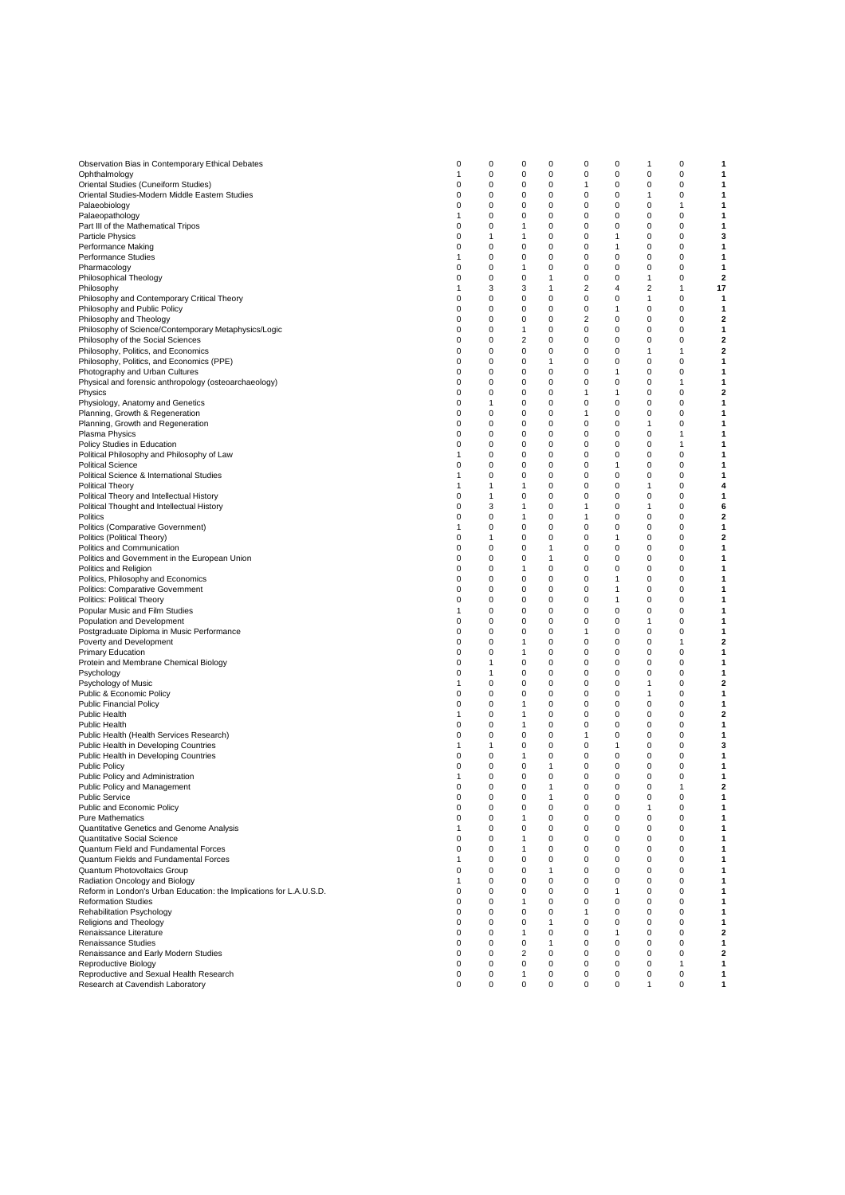| | | | | | | | | | |
|---|---|---|---|---|---|---|---|---|---|
| Observation Bias in Contemporary Ethical Debates | 0 | 0 | 0 | 0 | 0 | 0 | 1 | 0 | **1** |
| Ophthalmology | 1 | 0 | 0 | 0 | 0 | 0 | 0 | 0 | **1** |
| Oriental Studies (Cuneiform Studies) | 0 | 0 | 0 | 0 | 1 | 0 | 0 | 0 | **1** |
| Oriental Studies-Modern Middle Eastern Studies | 0 | 0 | 0 | 0 | 0 | 0 | 1 | 0 | **1** |
| Palaeobiology | 0 | 0 | 0 | 0 | 0 | 0 | 0 | 1 | **1** |
| Palaeopathology | 1 | 0 | 0 | 0 | 0 | 0 | 0 | 0 | **1** |
| Part III of the Mathematical Tripos | 0 | 0 | 1 | 0 | 0 | 0 | 0 | 0 | **1** |
| Particle Physics | 0 | 1 | 1 | 0 | 0 | 1 | 0 | 0 | **3** |
| Performance Making | 0 | 0 | 0 | 0 | 0 | 1 | 0 | 0 | **1** |
| Performance Studies | 1 | 0 | 0 | 0 | 0 | 0 | 0 | 0 | **1** |
| Pharmacology | 0 | 0 | 1 | 0 | 0 | 0 | 0 | 0 | **1** |
| Philosophical Theology | 0 | 0 | 0 | 1 | 0 | 0 | 1 | 0 | **2** |
| Philosophy | 1 | 3 | 3 | 1 | 2 | 4 | 2 | 1 | **17** |
| Philosophy and Contemporary Critical Theory | 0 | 0 | 0 | 0 | 0 | 0 | 1 | 0 | **1** |
| Philosophy and Public Policy | 0 | 0 | 0 | 0 | 0 | 1 | 0 | 0 | **1** |
| Philosophy and Theology | 0 | 0 | 0 | 0 | 2 | 0 | 0 | 0 | **2** |
| Philosophy of Science/Contemporary Metaphysics/Logic | 0 | 0 | 1 | 0 | 0 | 0 | 0 | 0 | **1** |
| Philosophy of the Social Sciences | 0 | 0 | 2 | 0 | 0 | 0 | 0 | 0 | **2** |
| Philosophy, Politics, and Economics | 0 | 0 | 0 | 0 | 0 | 0 | 1 | 1 | **2** |
| Philosophy, Politics, and Economics (PPE) | 0 | 0 | 0 | 1 | 0 | 0 | 0 | 0 | **1** |
| Photography and Urban Cultures | 0 | 0 | 0 | 0 | 0 | 1 | 0 | 0 | **1** |
| Physical and forensic anthropology (osteoarchaeology) | 0 | 0 | 0 | 0 | 0 | 0 | 0 | 1 | **1** |
| Physics | 0 | 0 | 0 | 0 | 1 | 1 | 0 | 0 | **2** |
| Physiology, Anatomy and Genetics | 0 | 1 | 0 | 0 | 0 | 0 | 0 | 0 | **1** |
| Planning, Growth & Regeneration | 0 | 0 | 0 | 0 | 1 | 0 | 0 | 0 | **1** |
| Planning, Growth and Regeneration | 0 | 0 | 0 | 0 | 0 | 0 | 1 | 0 | **1** |
| Plasma Physics | 0 | 0 | 0 | 0 | 0 | 0 | 0 | 1 | **1** |
| Policy Studies in Education | 0 | 0 | 0 | 0 | 0 | 0 | 0 | 1 | **1** |
| Political Philosophy and Philosophy of Law | 1 | 0 | 0 | 0 | 0 | 0 | 0 | 0 | **1** |
| Political Science | 0 | 0 | 0 | 0 | 0 | 1 | 0 | 0 | **1** |
| Political Science & International Studies | 1 | 0 | 0 | 0 | 0 | 0 | 0 | 0 | **1** |
| Political Theory | 1 | 1 | 1 | 0 | 0 | 0 | 1 | 0 | **4** |
| Political Theory and Intellectual History | 0 | 1 | 0 | 0 | 0 | 0 | 0 | 0 | **1** |
| Political Thought and Intellectual History | 0 | 3 | 1 | 0 | 1 | 0 | 1 | 0 | **6** |
| Politics | 0 | 0 | 1 | 0 | 1 | 0 | 0 | 0 | **2** |
| Politics (Comparative Government) | 1 | 0 | 0 | 0 | 0 | 0 | 0 | 0 | **1** |
| Politics (Political Theory) | 0 | 1 | 0 | 0 | 0 | 1 | 0 | 0 | **2** |
| Politics and Communication | 0 | 0 | 0 | 1 | 0 | 0 | 0 | 0 | **1** |
| Politics and Government in the European Union | 0 | 0 | 0 | 1 | 0 | 0 | 0 | 0 | **1** |
| Politics and Religion | 0 | 0 | 1 | 0 | 0 | 0 | 0 | 0 | **1** |
| Politics, Philosophy and Economics | 0 | 0 | 0 | 0 | 0 | 1 | 0 | 0 | **1** |
| Politics: Comparative Government | 0 | 0 | 0 | 0 | 0 | 1 | 0 | 0 | **1** |
| Politics: Political Theory | 0 | 0 | 0 | 0 | 0 | 1 | 0 | 0 | **1** |
| Popular Music and Film Studies | 1 | 0 | 0 | 0 | 0 | 0 | 0 | 0 | **1** |
| Population and Development | 0 | 0 | 0 | 0 | 0 | 0 | 1 | 0 | **1** |
| Postgraduate Diploma in Music Performance | 0 | 0 | 0 | 0 | 1 | 0 | 0 | 0 | **1** |
| Poverty and Development | 0 | 0 | 1 | 0 | 0 | 0 | 0 | 1 | **2** |
| Primary Education | 0 | 0 | 1 | 0 | 0 | 0 | 0 | 0 | **1** |
| Protein and Membrane Chemical Biology | 0 | 1 | 0 | 0 | 0 | 0 | 0 | 0 | **1** |
| Psychology | 0 | 1 | 0 | 0 | 0 | 0 | 0 | 0 | **1** |
| Psychology of Music | 1 | 0 | 0 | 0 | 0 | 0 | 1 | 0 | **2** |
| Public & Economic Policy | 0 | 0 | 0 | 0 | 0 | 0 | 1 | 0 | **1** |
| Public Financial Policy | 0 | 0 | 1 | 0 | 0 | 0 | 0 | 0 | **1** |
| Public Health | 1 | 0 | 1 | 0 | 0 | 0 | 0 | 0 | **2** |
| Public Health | 0 | 0 | 1 | 0 | 0 | 0 | 0 | 0 | **1** |
| Public Health (Health Services Research) | 0 | 0 | 0 | 0 | 1 | 0 | 0 | 0 | **1** |
| Public Health in Developing Countries | 1 | 1 | 0 | 0 | 0 | 1 | 0 | 0 | **3** |
| Public Health in Developing Countries | 0 | 0 | 1 | 0 | 0 | 0 | 0 | 0 | **1** |
| Public Policy | 0 | 0 | 0 | 1 | 0 | 0 | 0 | 0 | **1** |
| Public Policy and Administration | 1 | 0 | 0 | 0 | 0 | 0 | 0 | 0 | **1** |
| Public Policy and Management | 0 | 0 | 0 | 1 | 0 | 0 | 0 | 1 | **2** |
| Public Service | 0 | 0 | 0 | 1 | 0 | 0 | 0 | 0 | **1** |
| Public and Economic Policy | 0 | 0 | 0 | 0 | 0 | 0 | 1 | 0 | **1** |
| Pure Mathematics | 0 | 0 | 1 | 0 | 0 | 0 | 0 | 0 | **1** |
| Quantitative Genetics and Genome Analysis | 1 | 0 | 0 | 0 | 0 | 0 | 0 | 0 | **1** |
| Quantitative Social Science | 0 | 0 | 1 | 0 | 0 | 0 | 0 | 0 | **1** |
| Quantum Field and Fundamental Forces | 0 | 0 | 1 | 0 | 0 | 0 | 0 | 0 | **1** |
| Quantum Fields and Fundamental Forces | 1 | 0 | 0 | 0 | 0 | 0 | 0 | 0 | **1** |
| Quantum Photovoltaics Group | 0 | 0 | 0 | 1 | 0 | 0 | 0 | 0 | **1** |
| Radiation Oncology and Biology | 1 | 0 | 0 | 0 | 0 | 0 | 0 | 0 | **1** |
| Reform in London's Urban Education: the Implications for L.A.U.S.D. | 0 | 0 | 0 | 0 | 0 | 1 | 0 | 0 | **1** |
| Reformation Studies | 0 | 0 | 1 | 0 | 0 | 0 | 0 | 0 | **1** |
| Rehabilitation Psychology | 0 | 0 | 0 | 0 | 1 | 0 | 0 | 0 | **1** |
| Religions and Theology | 0 | 0 | 0 | 1 | 0 | 0 | 0 | 0 | **1** |
| Renaissance Literature | 0 | 0 | 1 | 0 | 0 | 1 | 0 | 0 | **2** |
| Renaissance Studies | 0 | 0 | 0 | 1 | 0 | 0 | 0 | 0 | **1** |
| Renaissance and Early Modern Studies | 0 | 0 | 2 | 0 | 0 | 0 | 0 | 0 | **2** |
| Reproductive Biology | 0 | 0 | 0 | 0 | 0 | 0 | 0 | 1 | **1** |
| Reproductive and Sexual Health Research | 0 | 0 | 1 | 0 | 0 | 0 | 0 | 0 | **1** |
| Research at Cavendish Laboratory | 0 | 0 | 0 | 0 | 0 | 0 | 1 | 0 | **1** |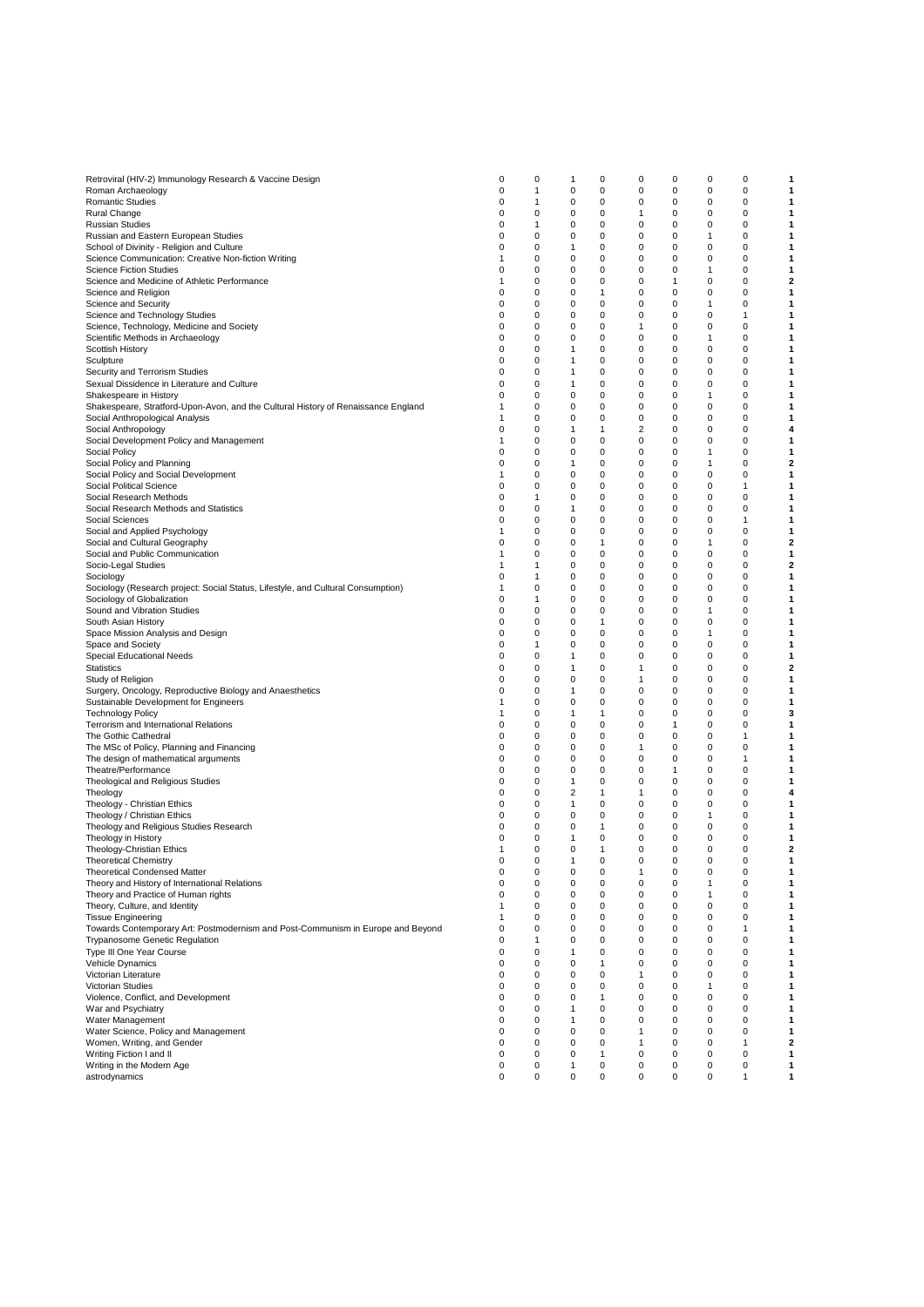| | | | | | | | | | |
|---|---|---|---|---|---|---|---|---|---|
| Retroviral (HIV-2) Immunology Research & Vaccine Design | 0 | 0 | 1 | 0 | 0 | 0 | 0 | 0 | **1** |
| Roman Archaeology | 0 | 1 | 0 | 0 | 0 | 0 | 0 | 0 | **1** |
| Romantic Studies | 0 | 1 | 0 | 0 | 0 | 0 | 0 | 0 | **1** |
| Rural Change | 0 | 0 | 0 | 0 | 1 | 0 | 0 | 0 | **1** |
| Russian Studies | 0 | 1 | 0 | 0 | 0 | 0 | 0 | 0 | **1** |
| Russian and Eastern European Studies | 0 | 0 | 0 | 0 | 0 | 0 | 1 | 0 | **1** |
| School of Divinity - Religion and Culture | 0 | 0 | 1 | 0 | 0 | 0 | 0 | 0 | **1** |
| Science Communication: Creative Non-fiction Writing | 1 | 0 | 0 | 0 | 0 | 0 | 0 | 0 | **1** |
| Science Fiction Studies | 0 | 0 | 0 | 0 | 0 | 0 | 1 | 0 | **1** |
| Science and Medicine of Athletic Performance | 1 | 0 | 0 | 0 | 0 | 1 | 0 | 0 | **2** |
| Science and Religion | 0 | 0 | 0 | 1 | 0 | 0 | 0 | 0 | **1** |
| Science and Security | 0 | 0 | 0 | 0 | 0 | 0 | 1 | 0 | **1** |
| Science and Technology Studies | 0 | 0 | 0 | 0 | 0 | 0 | 0 | 1 | **1** |
| Science, Technology, Medicine and Society | 0 | 0 | 0 | 0 | 1 | 0 | 0 | 0 | **1** |
| Scientific Methods in Archaeology | 0 | 0 | 0 | 0 | 0 | 0 | 1 | 0 | **1** |
| Scottish History | 0 | 0 | 1 | 0 | 0 | 0 | 0 | 0 | **1** |
| Sculpture | 0 | 0 | 1 | 0 | 0 | 0 | 0 | 0 | **1** |
| Security and Terrorism Studies | 0 | 0 | 1 | 0 | 0 | 0 | 0 | 0 | **1** |
| Sexual Dissidence in Literature and Culture | 0 | 0 | 1 | 0 | 0 | 0 | 0 | 0 | **1** |
| Shakespeare in History | 0 | 0 | 0 | 0 | 0 | 0 | 1 | 0 | **1** |
| Shakespeare, Stratford-Upon-Avon, and the Cultural History of Renaissance England | 1 | 0 | 0 | 0 | 0 | 0 | 0 | 0 | **1** |
| Social Anthropological Analysis | 1 | 0 | 0 | 0 | 0 | 0 | 0 | 0 | **1** |
| Social Anthropology | 0 | 0 | 1 | 1 | 2 | 0 | 0 | 0 | **4** |
| Social Development Policy and Management | 1 | 0 | 0 | 0 | 0 | 0 | 0 | 0 | **1** |
| Social Policy | 0 | 0 | 0 | 0 | 0 | 0 | 1 | 0 | **1** |
| Social Policy and Planning | 0 | 0 | 1 | 0 | 0 | 0 | 1 | 0 | **2** |
| Social Policy and Social Development | 1 | 0 | 0 | 0 | 0 | 0 | 0 | 0 | **1** |
| Social Political Science | 0 | 0 | 0 | 0 | 0 | 0 | 0 | 1 | **1** |
| Social Research Methods | 0 | 1 | 0 | 0 | 0 | 0 | 0 | 0 | **1** |
| Social Research Methods and Statistics | 0 | 0 | 1 | 0 | 0 | 0 | 0 | 0 | **1** |
| Social Sciences | 0 | 0 | 0 | 0 | 0 | 0 | 0 | 1 | **1** |
| Social and Applied Psychology | 1 | 0 | 0 | 0 | 0 | 0 | 0 | 0 | **1** |
| Social and Cultural Geography | 0 | 0 | 0 | 1 | 0 | 0 | 1 | 0 | **2** |
| Social and Public Communication | 1 | 0 | 0 | 0 | 0 | 0 | 0 | 0 | **1** |
| Socio-Legal Studies | 1 | 1 | 0 | 0 | 0 | 0 | 0 | 0 | **2** |
| Sociology | 0 | 1 | 0 | 0 | 0 | 0 | 0 | 0 | **1** |
| Sociology (Research project: Social Status, Lifestyle, and Cultural Consumption) | 1 | 0 | 0 | 0 | 0 | 0 | 0 | 0 | **1** |
| Sociology of Globalization | 0 | 1 | 0 | 0 | 0 | 0 | 0 | 0 | **1** |
| Sound and Vibration Studies | 0 | 0 | 0 | 0 | 0 | 0 | 1 | 0 | **1** |
| South Asian History | 0 | 0 | 0 | 1 | 0 | 0 | 0 | 0 | **1** |
| Space Mission Analysis and Design | 0 | 0 | 0 | 0 | 0 | 0 | 1 | 0 | **1** |
| Space and Society | 0 | 1 | 0 | 0 | 0 | 0 | 0 | 0 | **1** |
| Special Educational Needs | 0 | 0 | 1 | 0 | 0 | 0 | 0 | 0 | **1** |
| Statistics | 0 | 0 | 1 | 0 | 1 | 0 | 0 | 0 | **2** |
| Study of Religion | 0 | 0 | 0 | 0 | 1 | 0 | 0 | 0 | **1** |
| Surgery, Oncology, Reproductive Biology and Anaesthetics | 0 | 0 | 1 | 0 | 0 | 0 | 0 | 0 | **1** |
| Sustainable Development for Engineers | 1 | 0 | 0 | 0 | 0 | 0 | 0 | 0 | **1** |
| Technology Policy | 1 | 0 | 1 | 1 | 0 | 0 | 0 | 0 | **3** |
| Terrorism and International Relations | 0 | 0 | 0 | 0 | 0 | 1 | 0 | 0 | **1** |
| The Gothic Cathedral | 0 | 0 | 0 | 0 | 0 | 0 | 0 | 1 | **1** |
| The MSc of Policy, Planning and Financing | 0 | 0 | 0 | 0 | 1 | 0 | 0 | 0 | **1** |
| The design of mathematical arguments | 0 | 0 | 0 | 0 | 0 | 0 | 0 | 1 | **1** |
| Theatre/Performance | 0 | 0 | 0 | 0 | 0 | 1 | 0 | 0 | **1** |
| Theological and Religious Studies | 0 | 0 | 1 | 0 | 0 | 0 | 0 | 0 | **1** |
| Theology | 0 | 0 | 2 | 1 | 1 | 0 | 0 | 0 | **4** |
| Theology - Christian Ethics | 0 | 0 | 1 | 0 | 0 | 0 | 0 | 0 | **1** |
| Theology / Christian Ethics | 0 | 0 | 0 | 0 | 0 | 0 | 1 | 0 | **1** |
| Theology and Religious Studies Research | 0 | 0 | 0 | 1 | 0 | 0 | 0 | 0 | **1** |
| Theology in History | 0 | 0 | 1 | 0 | 0 | 0 | 0 | 0 | **1** |
| Theology-Christian Ethics | 1 | 0 | 0 | 1 | 0 | 0 | 0 | 0 | **2** |
| Theoretical Chemistry | 0 | 0 | 1 | 0 | 0 | 0 | 0 | 0 | **1** |
| Theoretical Condensed Matter | 0 | 0 | 0 | 0 | 1 | 0 | 0 | 0 | **1** |
| Theory and History of International Relations | 0 | 0 | 0 | 0 | 0 | 0 | 1 | 0 | **1** |
| Theory and Practice of Human rights | 0 | 0 | 0 | 0 | 0 | 0 | 1 | 0 | **1** |
| Theory, Culture, and Identity | 1 | 0 | 0 | 0 | 0 | 0 | 0 | 0 | **1** |
| Tissue Engineering | 1 | 0 | 0 | 0 | 0 | 0 | 0 | 0 | **1** |
| Towards Contemporary Art: Postmodernism and Post-Communism in Europe and Beyond | 0 | 0 | 0 | 0 | 0 | 0 | 0 | 1 | **1** |
| Trypanosome Genetic Regulation | 0 | 1 | 0 | 0 | 0 | 0 | 0 | 0 | **1** |
| Type III One Year Course | 0 | 0 | 1 | 0 | 0 | 0 | 0 | 0 | **1** |
| Vehicle Dynamics | 0 | 0 | 0 | 1 | 0 | 0 | 0 | 0 | **1** |
| Victorian Literature | 0 | 0 | 0 | 0 | 1 | 0 | 0 | 0 | **1** |
| Victorian Studies | 0 | 0 | 0 | 0 | 0 | 0 | 1 | 0 | **1** |
| Violence, Conflict, and Development | 0 | 0 | 0 | 1 | 0 | 0 | 0 | 0 | **1** |
| War and Psychiatry | 0 | 0 | 1 | 0 | 0 | 0 | 0 | 0 | **1** |
| Water Management | 0 | 0 | 1 | 0 | 0 | 0 | 0 | 0 | **1** |
| Water Science, Policy and Management | 0 | 0 | 0 | 0 | 1 | 0 | 0 | 0 | **1** |
| Women, Writing, and Gender | 0 | 0 | 0 | 0 | 1 | 0 | 0 | 1 | **2** |
| Writing Fiction I and II | 0 | 0 | 0 | 1 | 0 | 0 | 0 | 0 | **1** |
| Writing in the Modern Age | 0 | 0 | 1 | 0 | 0 | 0 | 0 | 0 | **1** |
| astrodynamics | 0 | 0 | 0 | 0 | 0 | 0 | 0 | 1 | **1** |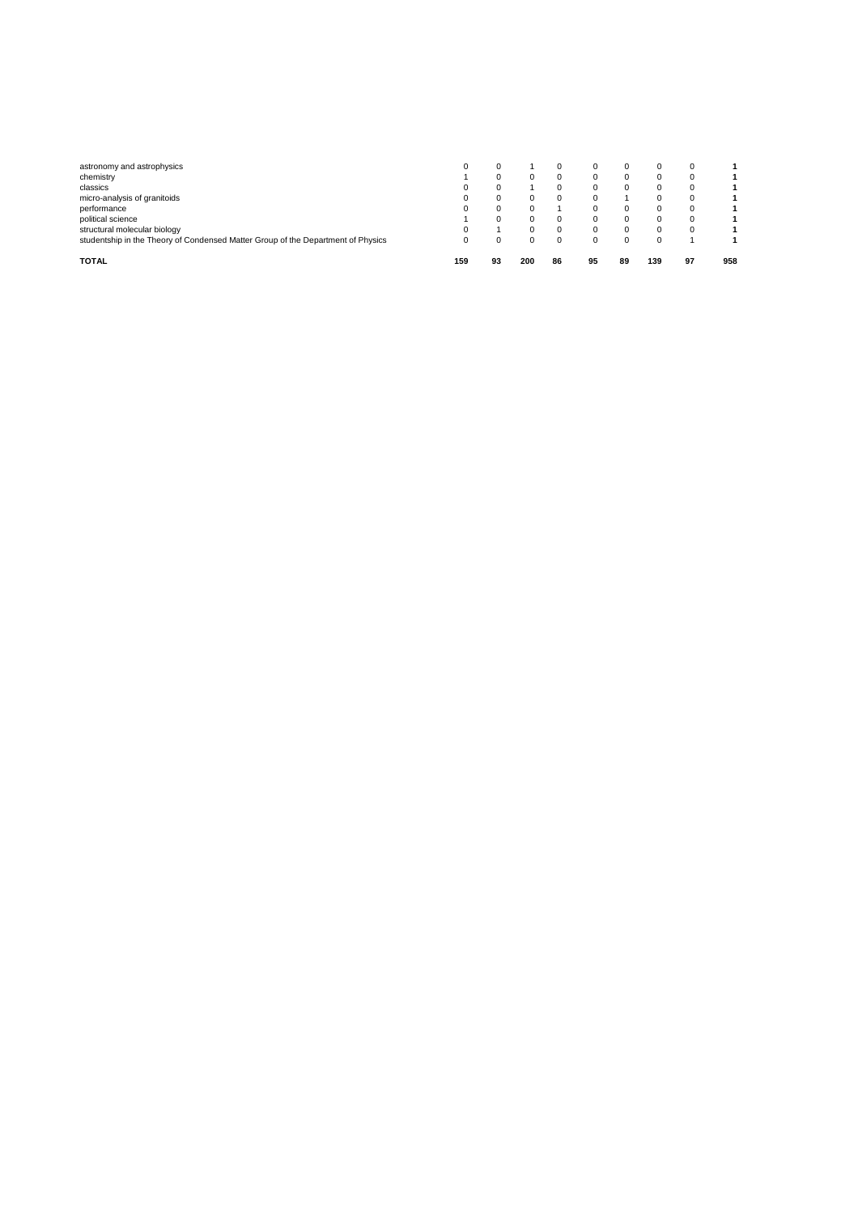| | | | | | | | | | |
|---|---|---|---|---|---|---|---|---|---|
| astronomy and astrophysics | 0 | 0 | 1 | 0 | 0 | 0 | 0 | 0 | **1** |
| chemistry | 1 | 0 | 0 | 0 | 0 | 0 | 0 | 0 | **1** |
| classics | 0 | 0 | 1 | 0 | 0 | 0 | 0 | 0 | **1** |
| micro-analysis of granitoids | 0 | 0 | 0 | 0 | 0 | 1 | 0 | 0 | **1** |
| performance | 0 | 0 | 0 | 1 | 0 | 0 | 0 | 0 | **1** |
| political science | 1 | 0 | 0 | 0 | 0 | 0 | 0 | 0 | **1** |
| structural molecular biology | 0 | 1 | 0 | 0 | 0 | 0 | 0 | 0 | **1** |
| studentship in the Theory of Condensed Matter Group of the Department of Physics | 0 | 0 | 0 | 0 | 0 | 0 | 0 | 1 | **1** |
| **TOTAL** | **159** | **93** | **200** | **86** | **95** | **89** | **139** | **97** | **958** |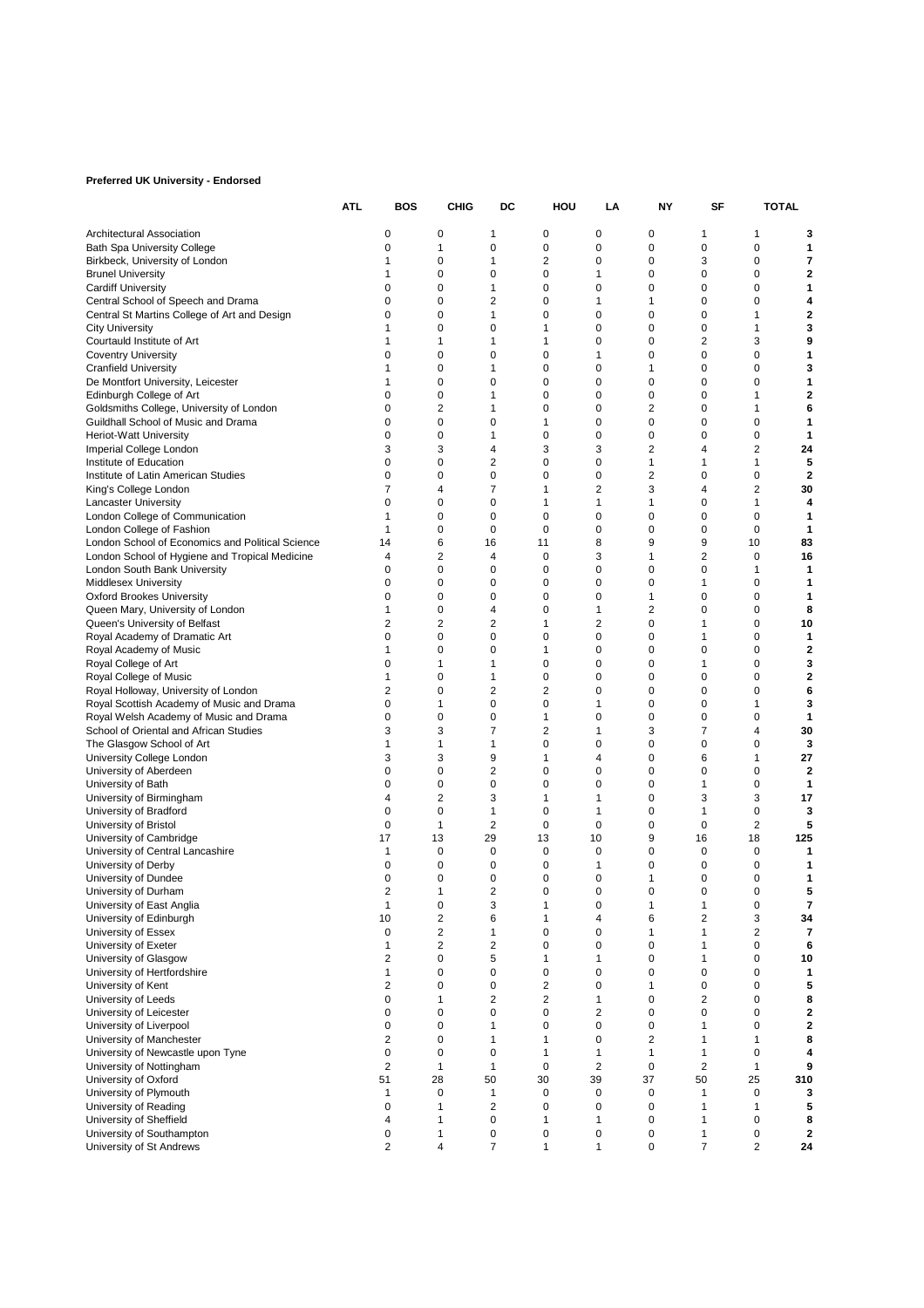**Preferred UK University - Endorsed**

| | ATL | BOS | CHIG | DC | HOU | LA | NY | SF | TOTAL |
|---|---|---|---|---|---|---|---|---|---|
| Architectural Association | 0 | 0 | 1 | 0 | 0 | 0 | 1 | 1 | **3** |
| Bath Spa University College | 0 | 1 | 0 | 0 | 0 | 0 | 0 | 0 | **1** |
| Birkbeck, University of London | 1 | 0 | 1 | 2 | 0 | 0 | 3 | 0 | **7** |
| Brunel University | 1 | 0 | 0 | 0 | 1 | 0 | 0 | 0 | **2** |
| Cardiff University | 0 | 0 | 1 | 0 | 0 | 0 | 0 | 0 | **1** |
| Central School of Speech and Drama | 0 | 0 | 2 | 0 | 1 | 1 | 0 | 0 | **4** |
| Central St Martins College of Art and Design | 0 | 0 | 1 | 0 | 0 | 0 | 0 | 1 | **2** |
| City University | 1 | 0 | 0 | 1 | 0 | 0 | 0 | 1 | **3** |
| Courtauld Institute of Art | 1 | 1 | 1 | 1 | 0 | 0 | 2 | 3 | **9** |
| Coventry University | 0 | 0 | 0 | 0 | 1 | 0 | 0 | 0 | **1** |
| Cranfield University | 1 | 0 | 1 | 0 | 0 | 1 | 0 | 0 | **3** |
| De Montfort University, Leicester | 1 | 0 | 0 | 0 | 0 | 0 | 0 | 0 | **1** |
| Edinburgh College of Art | 0 | 0 | 1 | 0 | 0 | 0 | 0 | 1 | **2** |
| Goldsmiths College, University of London | 0 | 2 | 1 | 0 | 0 | 2 | 0 | 1 | **6** |
| Guildhall School of Music and Drama | 0 | 0 | 0 | 1 | 0 | 0 | 0 | 0 | **1** |
| Heriot-Watt University | 0 | 0 | 1 | 0 | 0 | 0 | 0 | 0 | **1** |
| Imperial College London | 3 | 3 | 4 | 3 | 3 | 2 | 4 | 2 | **24** |
| Institute of Education | 0 | 0 | 2 | 0 | 0 | 1 | 1 | 1 | **5** |
| Institute of Latin American Studies | 0 | 0 | 0 | 0 | 0 | 2 | 0 | 0 | **2** |
| King's College London | 7 | 4 | 7 | 1 | 2 | 3 | 4 | 2 | **30** |
| Lancaster University | 0 | 0 | 0 | 1 | 1 | 1 | 0 | 1 | **4** |
| London College of Communication | 1 | 0 | 0 | 0 | 0 | 0 | 0 | 0 | **1** |
| London College of Fashion | 1 | 0 | 0 | 0 | 0 | 0 | 0 | 0 | **1** |
| London School of Economics and Political Science | 14 | 6 | 16 | 11 | 8 | 9 | 9 | 10 | **83** |
| London School of Hygiene and Tropical Medicine | 4 | 2 | 4 | 0 | 3 | 1 | 2 | 0 | **16** |
| London South Bank University | 0 | 0 | 0 | 0 | 0 | 0 | 0 | 1 | **1** |
| Middlesex University | 0 | 0 | 0 | 0 | 0 | 0 | 1 | 0 | **1** |
| Oxford Brookes University | 0 | 0 | 0 | 0 | 0 | 1 | 0 | 0 | **1** |
| Queen Mary, University of London | 1 | 0 | 4 | 0 | 1 | 2 | 0 | 0 | **8** |
| Queen's University of Belfast | 2 | 2 | 2 | 1 | 2 | 0 | 1 | 0 | **10** |
| Royal Academy of Dramatic Art | 0 | 0 | 0 | 0 | 0 | 0 | 1 | 0 | **1** |
| Royal Academy of Music | 1 | 0 | 0 | 1 | 0 | 0 | 0 | 0 | **2** |
| Royal College of Art | 0 | 1 | 1 | 0 | 0 | 0 | 1 | 0 | **3** |
| Royal College of Music | 1 | 0 | 1 | 0 | 0 | 0 | 0 | 0 | **2** |
| Royal Holloway, University of London | 2 | 0 | 2 | 2 | 0 | 0 | 0 | 0 | **6** |
| Royal Scottish Academy of Music and Drama | 0 | 1 | 0 | 0 | 1 | 0 | 0 | 1 | **3** |
| Royal Welsh Academy of Music and Drama | 0 | 0 | 0 | 1 | 0 | 0 | 0 | 0 | **1** |
| School of Oriental and African Studies | 3 | 3 | 7 | 2 | 1 | 3 | 7 | 4 | **30** |
| The Glasgow School of Art | 1 | 1 | 1 | 0 | 0 | 0 | 0 | 0 | **3** |
| University College London | 3 | 3 | 9 | 1 | 4 | 0 | 6 | 1 | **27** |
| University of Aberdeen | 0 | 0 | 2 | 0 | 0 | 0 | 0 | 0 | **2** |
| University of Bath | 0 | 0 | 0 | 0 | 0 | 0 | 1 | 0 | **1** |
| University of Birmingham | 4 | 2 | 3 | 1 | 1 | 0 | 3 | 3 | **17** |
| University of Bradford | 0 | 0 | 1 | 0 | 1 | 0 | 1 | 0 | **3** |
| University of Bristol | 0 | 1 | 2 | 0 | 0 | 0 | 0 | 2 | **5** |
| University of Cambridge | 17 | 13 | 29 | 13 | 10 | 9 | 16 | 18 | **125** |
| University of Central Lancashire | 1 | 0 | 0 | 0 | 0 | 0 | 0 | 0 | **1** |
| University of Derby | 0 | 0 | 0 | 0 | 1 | 0 | 0 | 0 | **1** |
| University of Dundee | 0 | 0 | 0 | 0 | 0 | 1 | 0 | 0 | **1** |
| University of Durham | 2 | 1 | 2 | 0 | 0 | 0 | 0 | 0 | **5** |
| University of East Anglia | 1 | 0 | 3 | 1 | 0 | 1 | 1 | 0 | **7** |
| University of Edinburgh | 10 | 2 | 6 | 1 | 4 | 6 | 2 | 3 | **34** |
| University of Essex | 0 | 2 | 1 | 0 | 0 | 1 | 1 | 2 | **7** |
| University of Exeter | 1 | 2 | 2 | 0 | 0 | 0 | 1 | 0 | **6** |
| University of Glasgow | 2 | 0 | 5 | 1 | 1 | 0 | 1 | 0 | **10** |
| University of Hertfordshire | 1 | 0 | 0 | 0 | 0 | 0 | 0 | 0 | **1** |
| University of Kent | 2 | 0 | 0 | 2 | 0 | 1 | 0 | 0 | **5** |
| University of Leeds | 0 | 1 | 2 | 2 | 1 | 0 | 2 | 0 | **8** |
| University of Leicester | 0 | 0 | 0 | 0 | 2 | 0 | 0 | 0 | **2** |
| University of Liverpool | 0 | 0 | 1 | 0 | 0 | 0 | 1 | 0 | **2** |
| University of Manchester | 2 | 0 | 1 | 1 | 0 | 2 | 1 | 1 | **8** |
| University of Newcastle upon Tyne | 0 | 0 | 0 | 1 | 1 | 1 | 1 | 0 | **4** |
| University of Nottingham | 2 | 1 | 1 | 0 | 2 | 0 | 2 | 1 | **9** |
| University of Oxford | 51 | 28 | 50 | 30 | 39 | 37 | 50 | 25 | **310** |
| University of Plymouth | 1 | 0 | 1 | 0 | 0 | 0 | 1 | 0 | **3** |
| University of Reading | 0 | 1 | 2 | 0 | 0 | 0 | 1 | 1 | **5** |
| University of Sheffield | 4 | 1 | 0 | 1 | 1 | 0 | 1 | 0 | **8** |
| University of Southampton | 0 | 1 | 0 | 0 | 0 | 0 | 1 | 0 | **2** |
| University of St Andrews | 2 | 4 | 7 | 1 | 1 | 0 | 7 | 2 | **24** |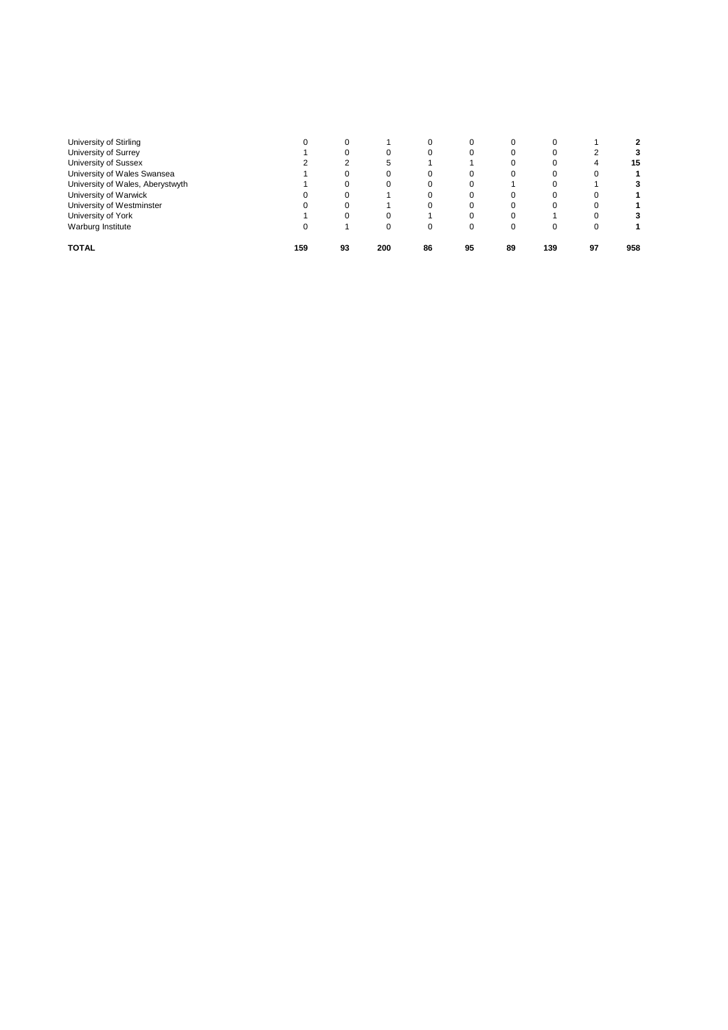| | | | | | | | | | |
|---|---|---|---|---|---|---|---|---|---|
| University of Stirling | 0 | 0 | 1 | 0 | 0 | 0 | 0 | 1 | **2** |
| University of Surrey | 1 | 0 | 0 | 0 | 0 | 0 | 0 | 2 | **3** |
| University of Sussex | 2 | 2 | 5 | 1 | 1 | 0 | 0 | 4 | **15** |
| University of Wales Swansea | 1 | 0 | 0 | 0 | 0 | 0 | 0 | 0 | **1** |
| University of Wales, Aberystwyth | 1 | 0 | 0 | 0 | 0 | 1 | 0 | 1 | **3** |
| University of Warwick | 0 | 0 | 1 | 0 | 0 | 0 | 0 | 0 | **1** |
| University of Westminster | 0 | 0 | 1 | 0 | 0 | 0 | 0 | 0 | **1** |
| University of York | 1 | 0 | 0 | 1 | 0 | 0 | 1 | 0 | **3** |
| Warburg Institute | 0 | 1 | 0 | 0 | 0 | 0 | 0 | 0 | **1** |
| **TOTAL** | **159** | **93** | **200** | **86** | **95** | **89** | **139** | **97** | **958** |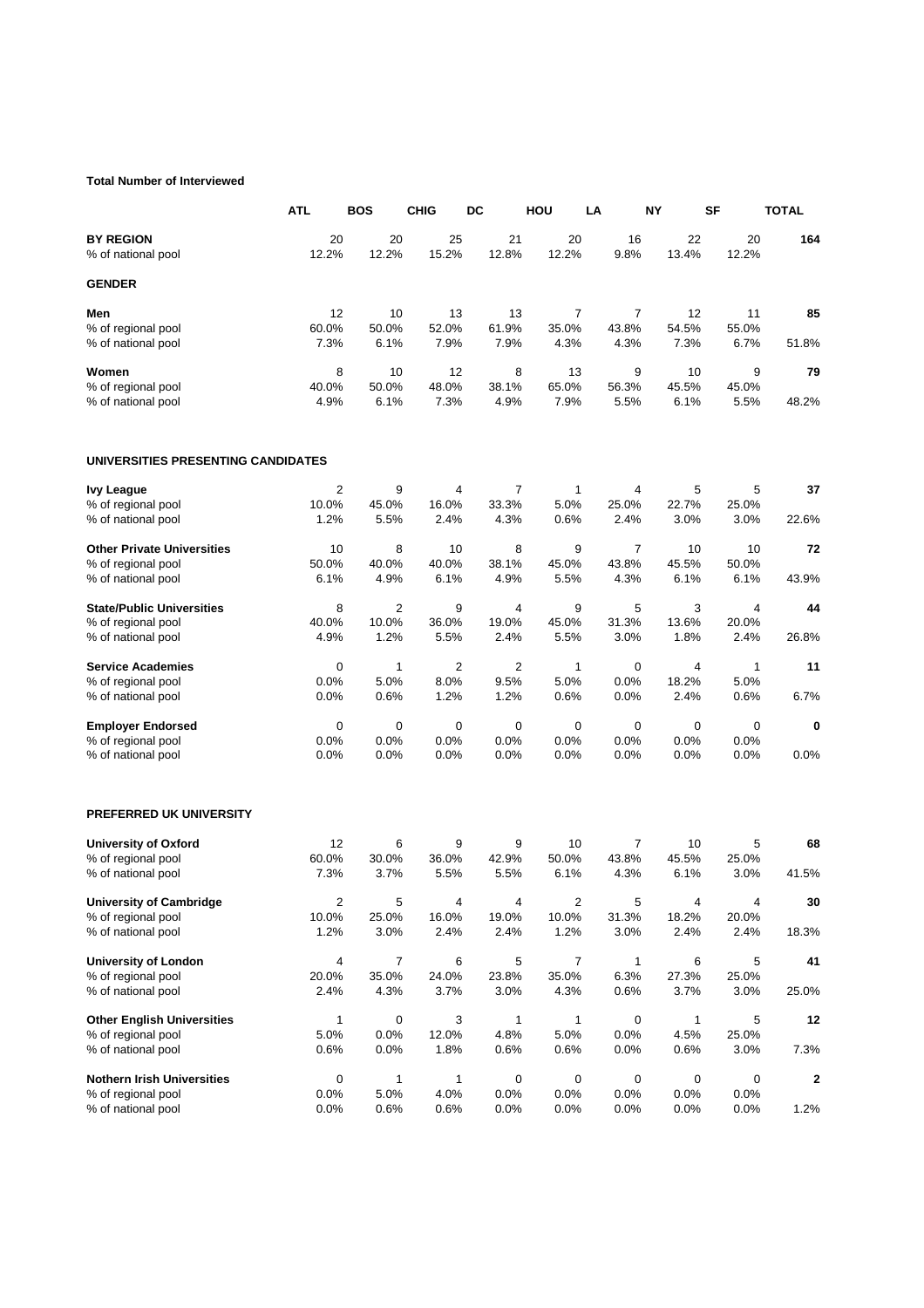**Total Number of Interviewed**

| | ATL | BOS | CHIG | DC | HOU | LA | NY | SF | TOTAL |
|---|---|---|---|---|---|---|---|---|---|
| **BY REGION** | 20 | 20 | 25 | 21 | 20 | 16 | 22 | 20 | **164** |
| % of national pool | 12.2% | 12.2% | 15.2% | 12.8% | 12.2% | 9.8% | 13.4% | 12.2% | |
| **GENDER** | | | | | | | | | |
| **Men** | 12 | 10 | 13 | 13 | 7 | 7 | 12 | 11 | **85** |
| % of regional pool | 60.0% | 50.0% | 52.0% | 61.9% | 35.0% | 43.8% | 54.5% | 55.0% | |
| % of national pool | 7.3% | 6.1% | 7.9% | 7.9% | 4.3% | 4.3% | 7.3% | 6.7% | 51.8% |
| **Women** | 8 | 10 | 12 | 8 | 13 | 9 | 10 | 9 | **79** |
| % of regional pool | 40.0% | 50.0% | 48.0% | 38.1% | 65.0% | 56.3% | 45.5% | 45.0% | |
| % of national pool | 4.9% | 6.1% | 7.3% | 4.9% | 7.9% | 5.5% | 6.1% | 5.5% | 48.2% |
| **UNIVERSITIES PRESENTING CANDIDATES** | | | | | | | | | |
| **Ivy League** | 2 | 9 | 4 | 7 | 1 | 4 | 5 | 5 | **37** |
| % of regional pool | 10.0% | 45.0% | 16.0% | 33.3% | 5.0% | 25.0% | 22.7% | 25.0% | |
| % of national pool | 1.2% | 5.5% | 2.4% | 4.3% | 0.6% | 2.4% | 3.0% | 3.0% | 22.6% |
| **Other Private Universities** | 10 | 8 | 10 | 8 | 9 | 7 | 10 | 10 | **72** |
| % of regional pool | 50.0% | 40.0% | 40.0% | 38.1% | 45.0% | 43.8% | 45.5% | 50.0% | |
| % of national pool | 6.1% | 4.9% | 6.1% | 4.9% | 5.5% | 4.3% | 6.1% | 6.1% | 43.9% |
| **State/Public Universities** | 8 | 2 | 9 | 4 | 9 | 5 | 3 | 4 | **44** |
| % of regional pool | 40.0% | 10.0% | 36.0% | 19.0% | 45.0% | 31.3% | 13.6% | 20.0% | |
| % of national pool | 4.9% | 1.2% | 5.5% | 2.4% | 5.5% | 3.0% | 1.8% | 2.4% | 26.8% |
| **Service Academies** | 0 | 1 | 2 | 2 | 1 | 0 | 4 | 1 | **11** |
| % of regional pool | 0.0% | 5.0% | 8.0% | 9.5% | 5.0% | 0.0% | 18.2% | 5.0% | |
| % of national pool | 0.0% | 0.6% | 1.2% | 1.2% | 0.6% | 0.0% | 2.4% | 0.6% | 6.7% |
| **Employer Endorsed** | 0 | 0 | 0 | 0 | 0 | 0 | 0 | 0 | **0** |
| % of regional pool | 0.0% | 0.0% | 0.0% | 0.0% | 0.0% | 0.0% | 0.0% | 0.0% | |
| % of national pool | 0.0% | 0.0% | 0.0% | 0.0% | 0.0% | 0.0% | 0.0% | 0.0% | 0.0% |
| **PREFERRED UK UNIVERSITY** | | | | | | | | | |
| **University of Oxford** | 12 | 6 | 9 | 9 | 10 | 7 | 10 | 5 | **68** |
| % of regional pool | 60.0% | 30.0% | 36.0% | 42.9% | 50.0% | 43.8% | 45.5% | 25.0% | |
| % of national pool | 7.3% | 3.7% | 5.5% | 5.5% | 6.1% | 4.3% | 6.1% | 3.0% | 41.5% |
| **University of Cambridge** | 2 | 5 | 4 | 4 | 2 | 5 | 4 | 4 | **30** |
| % of regional pool | 10.0% | 25.0% | 16.0% | 19.0% | 10.0% | 31.3% | 18.2% | 20.0% | |
| % of national pool | 1.2% | 3.0% | 2.4% | 2.4% | 1.2% | 3.0% | 2.4% | 2.4% | 18.3% |
| **University of London** | 4 | 7 | 6 | 5 | 7 | 1 | 6 | 5 | **41** |
| % of regional pool | 20.0% | 35.0% | 24.0% | 23.8% | 35.0% | 6.3% | 27.3% | 25.0% | |
| % of national pool | 2.4% | 4.3% | 3.7% | 3.0% | 4.3% | 0.6% | 3.7% | 3.0% | 25.0% |
| **Other English Universities** | 1 | 0 | 3 | 1 | 1 | 0 | 1 | 5 | **12** |
| % of regional pool | 5.0% | 0.0% | 12.0% | 4.8% | 5.0% | 0.0% | 4.5% | 25.0% | |
| % of national pool | 0.6% | 0.0% | 1.8% | 0.6% | 0.6% | 0.0% | 0.6% | 3.0% | 7.3% |
| **Nothern Irish Universities** | 0 | 1 | 1 | 0 | 0 | 0 | 0 | 0 | **2** |
| % of regional pool | 0.0% | 5.0% | 4.0% | 0.0% | 0.0% | 0.0% | 0.0% | 0.0% | |
| % of national pool | 0.0% | 0.6% | 0.6% | 0.0% | 0.0% | 0.0% | 0.0% | 0.0% | 1.2% |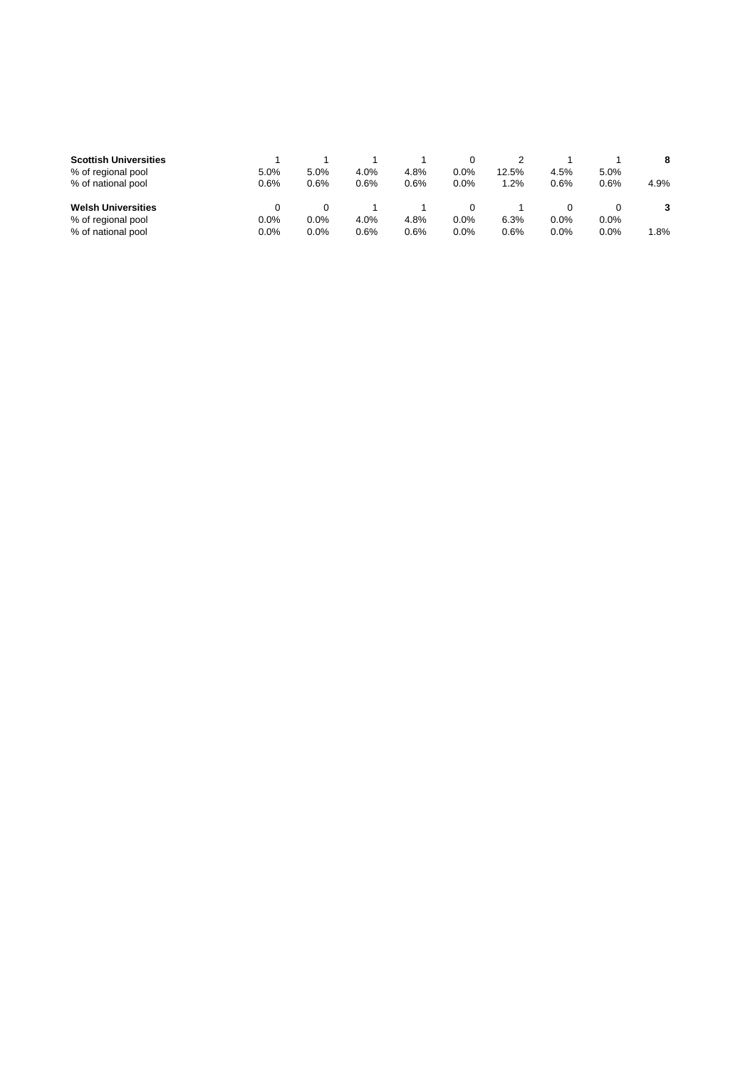| | | | | | | | | | |
|---|---|---|---|---|---|---|---|---|---|
| **Scottish Universities** | 1 | 1 | 1 | 1 | 0 | 2 | 1 | 1 | **8** |
| % of regional pool | 5.0% | 5.0% | 4.0% | 4.8% | 0.0% | 12.5% | 4.5% | 5.0% | |
| % of national pool | 0.6% | 0.6% | 0.6% | 0.6% | 0.0% | 1.2% | 0.6% | 0.6% | 4.9% |
| | | | | | | | | | |
| **Welsh Universities** | 0 | 0 | 1 | 1 | 0 | 1 | 0 | 0 | **3** |
| % of regional pool | 0.0% | 0.0% | 4.0% | 4.8% | 0.0% | 6.3% | 0.0% | 0.0% | |
| % of national pool | 0.0% | 0.0% | 0.6% | 0.6% | 0.0% | 0.6% | 0.0% | 0.0% | 1.8% |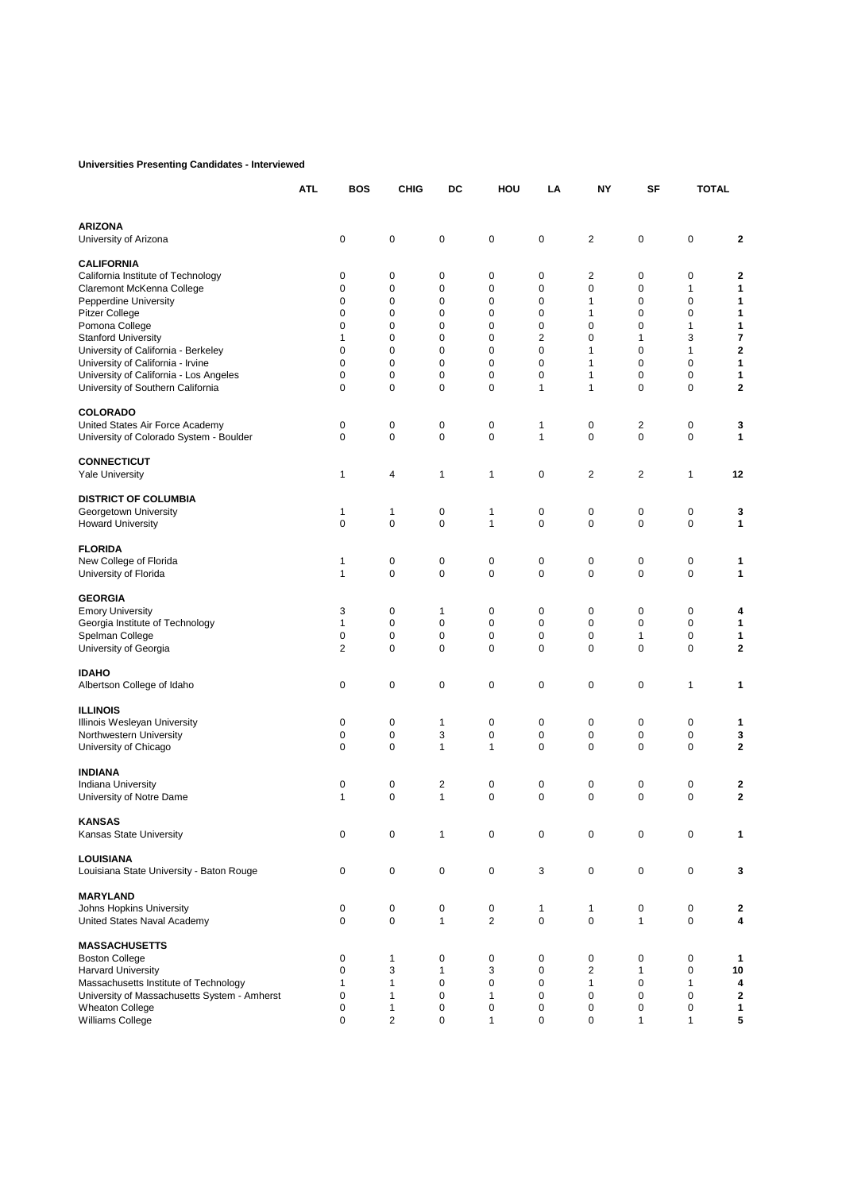**Universities Presenting Candidates - Interviewed**

| | ATL | BOS | CHIG | DC | HOU | LA | NY | SF | TOTAL |
|---|---|---|---|---|---|---|---|---|---|
| **ARIZONA** | | | | | | | | | |
| University of Arizona | 0 | 0 | 0 | 0 | 0 | 2 | 0 | 0 | **2** |
| **CALIFORNIA** | | | | | | | | | |
| California Institute of Technology | 0 | 0 | 0 | 0 | 0 | 2 | 0 | 0 | **2** |
| Claremont McKenna College | 0 | 0 | 0 | 0 | 0 | 0 | 0 | 1 | **1** |
| Pepperdine University | 0 | 0 | 0 | 0 | 0 | 1 | 0 | 0 | **1** |
| Pitzer College | 0 | 0 | 0 | 0 | 0 | 1 | 0 | 0 | **1** |
| Pomona College | 0 | 0 | 0 | 0 | 0 | 0 | 0 | 1 | **1** |
| Stanford University | 1 | 0 | 0 | 0 | 2 | 0 | 1 | 3 | **7** |
| University of California - Berkeley | 0 | 0 | 0 | 0 | 0 | 1 | 0 | 1 | **2** |
| University of California - Irvine | 0 | 0 | 0 | 0 | 0 | 1 | 0 | 0 | **1** |
| University of California - Los Angeles | 0 | 0 | 0 | 0 | 0 | 1 | 0 | 0 | **1** |
| University of Southern California | 0 | 0 | 0 | 0 | 1 | 1 | 0 | 0 | **2** |
| **COLORADO** | | | | | | | | | |
| United States Air Force Academy | 0 | 0 | 0 | 0 | 1 | 0 | 2 | 0 | **3** |
| University of Colorado System - Boulder | 0 | 0 | 0 | 0 | 1 | 0 | 0 | 0 | **1** |
| **CONNECTICUT** | | | | | | | | | |
| Yale University | 1 | 4 | 1 | 1 | 0 | 2 | 2 | 1 | **12** |
| **DISTRICT OF COLUMBIA** | | | | | | | | | |
| Georgetown University | 1 | 1 | 0 | 1 | 0 | 0 | 0 | 0 | **3** |
| Howard University | 0 | 0 | 0 | 1 | 0 | 0 | 0 | 0 | **1** |
| **FLORIDA** | | | | | | | | | |
| New College of Florida | 1 | 0 | 0 | 0 | 0 | 0 | 0 | 0 | **1** |
| University of Florida | 1 | 0 | 0 | 0 | 0 | 0 | 0 | 0 | **1** |
| **GEORGIA** | | | | | | | | | |
| Emory University | 3 | 0 | 1 | 0 | 0 | 0 | 0 | 0 | **4** |
| Georgia Institute of Technology | 1 | 0 | 0 | 0 | 0 | 0 | 0 | 0 | **1** |
| Spelman College | 0 | 0 | 0 | 0 | 0 | 0 | 1 | 0 | **1** |
| University of Georgia | 2 | 0 | 0 | 0 | 0 | 0 | 0 | 0 | **2** |
| **IDAHO** | | | | | | | | | |
| Albertson College of Idaho | 0 | 0 | 0 | 0 | 0 | 0 | 0 | 1 | **1** |
| **ILLINOIS** | | | | | | | | | |
| Illinois Wesleyan University | 0 | 0 | 1 | 0 | 0 | 0 | 0 | 0 | **1** |
| Northwestern University | 0 | 0 | 3 | 0 | 0 | 0 | 0 | 0 | **3** |
| University of Chicago | 0 | 0 | 1 | 1 | 0 | 0 | 0 | 0 | **2** |
| **INDIANA** | | | | | | | | | |
| Indiana University | 0 | 0 | 2 | 0 | 0 | 0 | 0 | 0 | **2** |
| University of Notre Dame | 1 | 0 | 1 | 0 | 0 | 0 | 0 | 0 | **2** |
| **KANSAS** | | | | | | | | | |
| Kansas State University | 0 | 0 | 1 | 0 | 0 | 0 | 0 | 0 | **1** |
| **LOUISIANA** | | | | | | | | | |
| Louisiana State University - Baton Rouge | 0 | 0 | 0 | 0 | 3 | 0 | 0 | 0 | **3** |
| **MARYLAND** | | | | | | | | | |
| Johns Hopkins University | 0 | 0 | 0 | 0 | 1 | 1 | 0 | 0 | **2** |
| United States Naval Academy | 0 | 0 | 1 | 2 | 0 | 0 | 1 | 0 | **4** |
| **MASSACHUSETTS** | | | | | | | | | |
| Boston College | 0 | 1 | 0 | 0 | 0 | 0 | 0 | 0 | **1** |
| Harvard University | 0 | 3 | 1 | 3 | 0 | 2 | 1 | 0 | **10** |
| Massachusetts Institute of Technology | 1 | 1 | 0 | 0 | 0 | 1 | 0 | 1 | **4** |
| University of Massachusetts System - Amherst | 0 | 1 | 0 | 1 | 0 | 0 | 0 | 0 | **2** |
| Wheaton College | 0 | 1 | 0 | 0 | 0 | 0 | 0 | 0 | **1** |
| Williams College | 0 | 2 | 0 | 1 | 0 | 0 | 1 | 1 | **5** |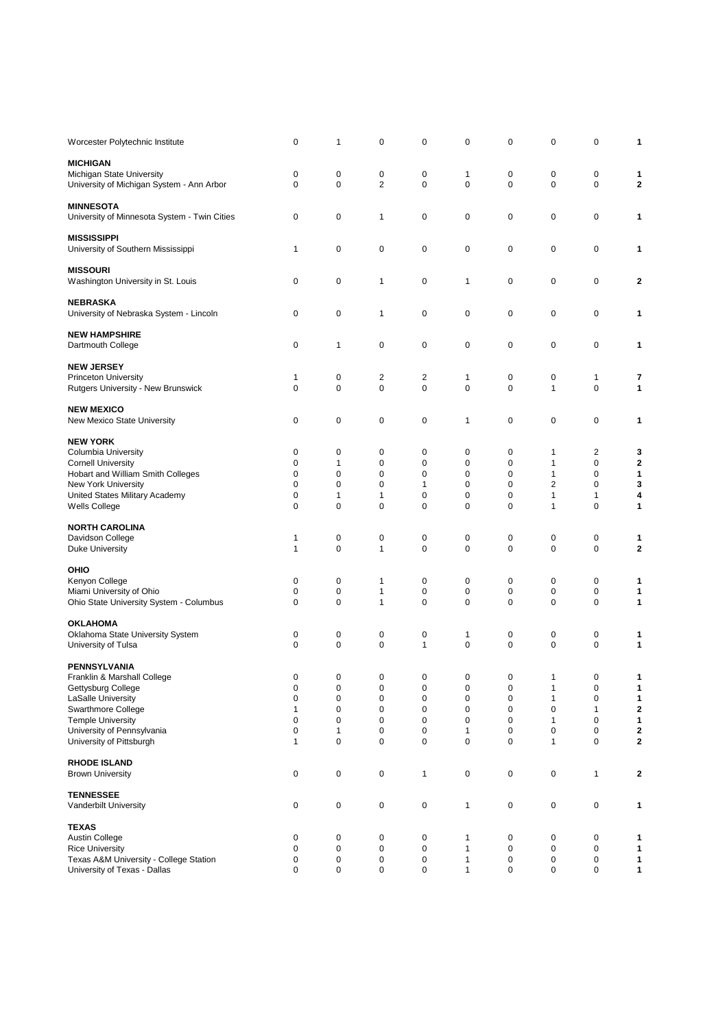| | | | | | | | | | |
|---|---|---|---|---|---|---|---|---|---|
| Worcester Polytechnic Institute | 0 | 1 | 0 | 0 | 0 | 0 | 0 | 0 | **1** |
| **MICHIGAN** | | | | | | | | | |
| Michigan State University | 0 | 0 | 0 | 0 | 1 | 0 | 0 | 0 | **1** |
| University of Michigan System - Ann Arbor | 0 | 0 | 2 | 0 | 0 | 0 | 0 | 0 | **2** |
| **MINNESOTA** | | | | | | | | | |
| University of Minnesota System - Twin Cities | 0 | 0 | 1 | 0 | 0 | 0 | 0 | 0 | **1** |
| **MISSISSIPPI** | | | | | | | | | |
| University of Southern Mississippi | 1 | 0 | 0 | 0 | 0 | 0 | 0 | 0 | **1** |
| **MISSOURI** | | | | | | | | | |
| Washington University in St. Louis | 0 | 0 | 1 | 0 | 1 | 0 | 0 | 0 | **2** |
| **NEBRASKA** | | | | | | | | | |
| University of Nebraska System - Lincoln | 0 | 0 | 1 | 0 | 0 | 0 | 0 | 0 | **1** |
| **NEW HAMPSHIRE** | | | | | | | | | |
| Dartmouth College | 0 | 1 | 0 | 0 | 0 | 0 | 0 | 0 | **1** |
| **NEW JERSEY** | | | | | | | | | |
| Princeton University | 1 | 0 | 2 | 2 | 1 | 0 | 0 | 1 | **7** |
| Rutgers University - New Brunswick | 0 | 0 | 0 | 0 | 0 | 0 | 1 | 0 | **1** |
| **NEW MEXICO** | | | | | | | | | |
| New Mexico State University | 0 | 0 | 0 | 0 | 1 | 0 | 0 | 0 | **1** |
| **NEW YORK** | | | | | | | | | |
| Columbia University | 0 | 0 | 0 | 0 | 0 | 0 | 1 | 2 | **3** |
| Cornell University | 0 | 1 | 0 | 0 | 0 | 0 | 1 | 0 | **2** |
| Hobart and William Smith Colleges | 0 | 0 | 0 | 0 | 0 | 0 | 1 | 0 | **1** |
| New York University | 0 | 0 | 0 | 1 | 0 | 0 | 2 | 0 | **3** |
| United States Military Academy | 0 | 1 | 1 | 0 | 0 | 0 | 1 | 1 | **4** |
| Wells College | 0 | 0 | 0 | 0 | 0 | 0 | 1 | 0 | **1** |
| **NORTH CAROLINA** | | | | | | | | | |
| Davidson College | 1 | 0 | 0 | 0 | 0 | 0 | 0 | 0 | **1** |
| Duke University | 1 | 0 | 1 | 0 | 0 | 0 | 0 | 0 | **2** |
| **OHIO** | | | | | | | | | |
| Kenyon College | 0 | 0 | 1 | 0 | 0 | 0 | 0 | 0 | **1** |
| Miami University of Ohio | 0 | 0 | 1 | 0 | 0 | 0 | 0 | 0 | **1** |
| Ohio State University System - Columbus | 0 | 0 | 1 | 0 | 0 | 0 | 0 | 0 | **1** |
| **OKLAHOMA** | | | | | | | | | |
| Oklahoma State University System | 0 | 0 | 0 | 0 | 1 | 0 | 0 | 0 | **1** |
| University of Tulsa | 0 | 0 | 0 | 1 | 0 | 0 | 0 | 0 | **1** |
| **PENNSYLVANIA** | | | | | | | | | |
| Franklin & Marshall College | 0 | 0 | 0 | 0 | 0 | 0 | 1 | 0 | **1** |
| Gettysburg College | 0 | 0 | 0 | 0 | 0 | 0 | 1 | 0 | **1** |
| LaSalle University | 0 | 0 | 0 | 0 | 0 | 0 | 1 | 0 | **1** |
| Swarthmore College | 1 | 0 | 0 | 0 | 0 | 0 | 0 | 1 | **2** |
| Temple University | 0 | 0 | 0 | 0 | 0 | 0 | 1 | 0 | **1** |
| University of Pennsylvania | 0 | 1 | 0 | 0 | 1 | 0 | 0 | 0 | **2** |
| University of Pittsburgh | 1 | 0 | 0 | 0 | 0 | 0 | 1 | 0 | **2** |
| **RHODE ISLAND** | | | | | | | | | |
| Brown University | 0 | 0 | 0 | 1 | 0 | 0 | 0 | 1 | **2** |
| **TENNESSEE** | | | | | | | | | |
| Vanderbilt University | 0 | 0 | 0 | 0 | 1 | 0 | 0 | 0 | **1** |
| **TEXAS** | | | | | | | | | |
| Austin College | 0 | 0 | 0 | 0 | 1 | 0 | 0 | 0 | **1** |
| Rice University | 0 | 0 | 0 | 0 | 1 | 0 | 0 | 0 | **1** |
| Texas A&M University - College Station | 0 | 0 | 0 | 0 | 1 | 0 | 0 | 0 | **1** |
| University of Texas - Dallas | 0 | 0 | 0 | 0 | 1 | 0 | 0 | 0 | **1** |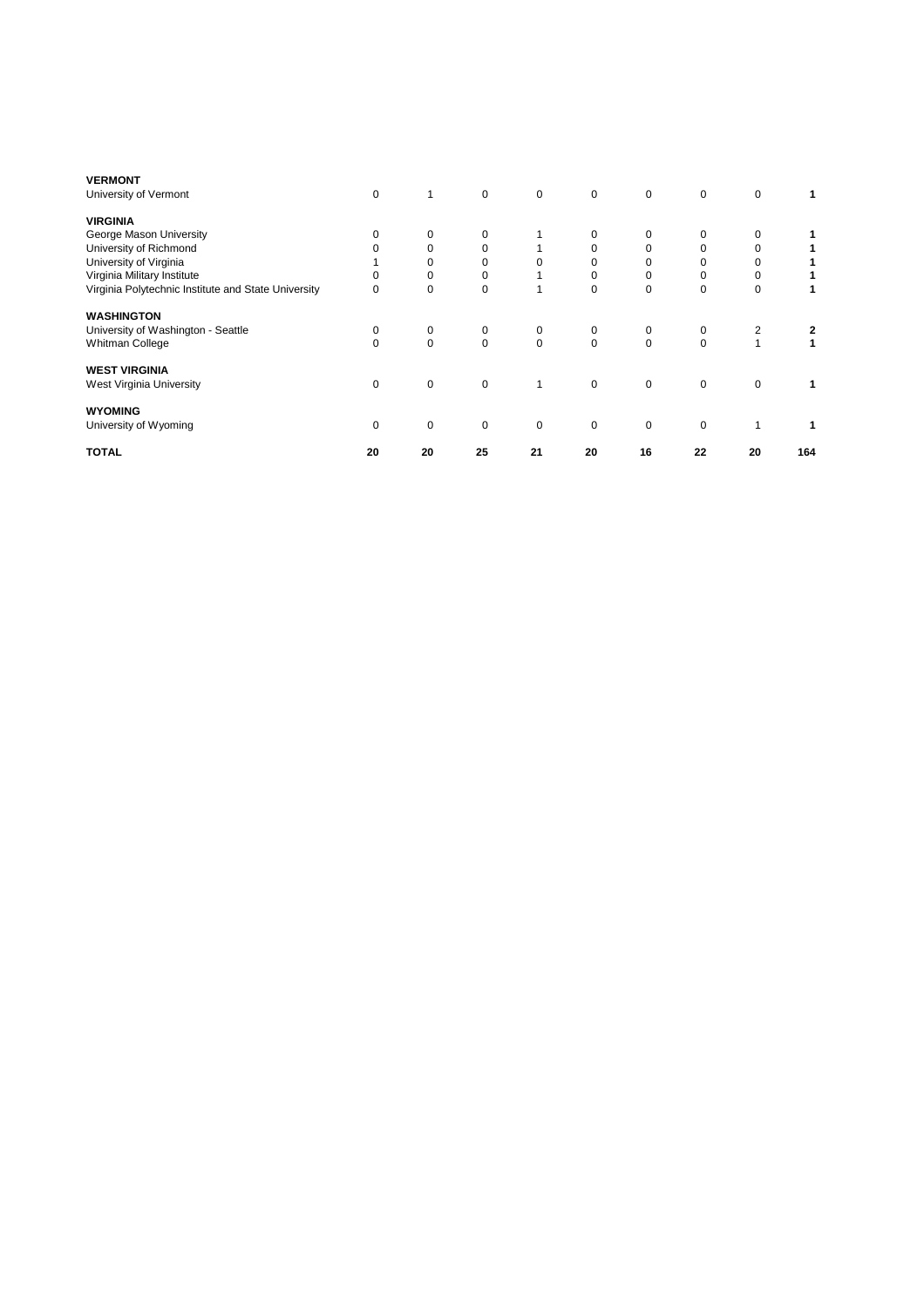| | | | | | | | | | |
|---|---|---|---|---|---|---|---|---|---|
| **VERMONT** | | | | | | | | | |
| University of Vermont | 0 | 1 | 0 | 0 | 0 | 0 | 0 | 0 | **1** |
| **VIRGINIA** | | | | | | | | | |
| George Mason University | 0 | 0 | 0 | 1 | 0 | 0 | 0 | 0 | **1** |
| University of Richmond | 0 | 0 | 0 | 1 | 0 | 0 | 0 | 0 | **1** |
| University of Virginia | 1 | 0 | 0 | 0 | 0 | 0 | 0 | 0 | **1** |
| Virginia Military Institute | 0 | 0 | 0 | 1 | 0 | 0 | 0 | 0 | **1** |
| Virginia Polytechnic Institute and State University | 0 | 0 | 0 | 1 | 0 | 0 | 0 | 0 | **1** |
| **WASHINGTON** | | | | | | | | | |
| University of Washington - Seattle | 0 | 0 | 0 | 0 | 0 | 0 | 0 | 2 | **2** |
| Whitman College | 0 | 0 | 0 | 0 | 0 | 0 | 0 | 1 | **1** |
| **WEST VIRGINIA** | | | | | | | | | |
| West Virginia University | 0 | 0 | 0 | 1 | 0 | 0 | 0 | 0 | **1** |
| **WYOMING** | | | | | | | | | |
| University of Wyoming | 0 | 0 | 0 | 0 | 0 | 0 | 0 | 1 | **1** |
| **TOTAL** | **20** | **20** | **25** | **21** | **20** | **16** | **22** | **20** | **164** |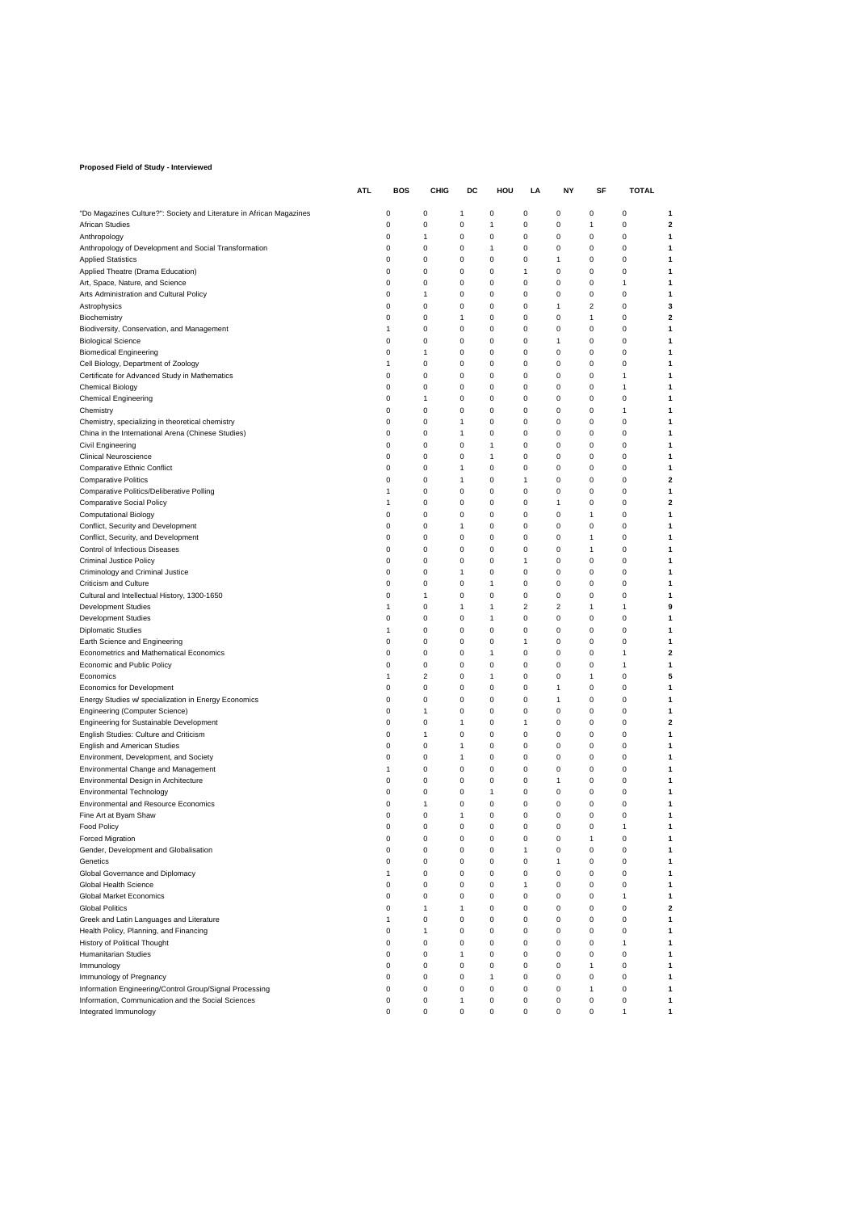**Proposed Field of Study - Interviewed**

| | ATL | BOS | CHIG | DC | HOU | LA | NY | SF | TOTAL |
|---|---|---|---|---|---|---|---|---|---|
| "Do Magazines Culture?": Society and Literature in African Magazines | 0 | 0 | 1 | 0 | 0 | 0 | 0 | 0 | **1** |
| African Studies | 0 | 0 | 0 | 1 | 0 | 0 | 1 | 0 | **2** |
| Anthropology | 0 | 1 | 0 | 0 | 0 | 0 | 0 | 0 | **1** |
| Anthropology of Development and Social Transformation | 0 | 0 | 0 | 1 | 0 | 0 | 0 | 0 | **1** |
| Applied Statistics | 0 | 0 | 0 | 0 | 0 | 1 | 0 | 0 | **1** |
| Applied Theatre (Drama Education) | 0 | 0 | 0 | 0 | 1 | 0 | 0 | 0 | **1** |
| Art, Space, Nature, and Science | 0 | 0 | 0 | 0 | 0 | 0 | 0 | 1 | **1** |
| Arts Administration and Cultural Policy | 0 | 1 | 0 | 0 | 0 | 0 | 0 | 0 | **1** |
| Astrophysics | 0 | 0 | 0 | 0 | 0 | 1 | 2 | 0 | **3** |
| Biochemistry | 0 | 0 | 1 | 0 | 0 | 0 | 1 | 0 | **2** |
| Biodiversity, Conservation, and Management | 1 | 0 | 0 | 0 | 0 | 0 | 0 | 0 | **1** |
| Biological Science | 0 | 0 | 0 | 0 | 0 | 1 | 0 | 0 | **1** |
| Biomedical Engineering | 0 | 1 | 0 | 0 | 0 | 0 | 0 | 0 | **1** |
| Cell Biology, Department of Zoology | 1 | 0 | 0 | 0 | 0 | 0 | 0 | 0 | **1** |
| Certificate for Advanced Study in Mathematics | 0 | 0 | 0 | 0 | 0 | 0 | 0 | 1 | **1** |
| Chemical Biology | 0 | 0 | 0 | 0 | 0 | 0 | 0 | 1 | **1** |
| Chemical Engineering | 0 | 1 | 0 | 0 | 0 | 0 | 0 | 0 | **1** |
| Chemistry | 0 | 0 | 0 | 0 | 0 | 0 | 0 | 1 | **1** |
| Chemistry, specializing in theoretical chemistry | 0 | 0 | 1 | 0 | 0 | 0 | 0 | 0 | **1** |
| China in the International Arena (Chinese Studies) | 0 | 0 | 1 | 0 | 0 | 0 | 0 | 0 | **1** |
| Civil Engineering | 0 | 0 | 0 | 1 | 0 | 0 | 0 | 0 | **1** |
| Clinical Neuroscience | 0 | 0 | 0 | 1 | 0 | 0 | 0 | 0 | **1** |
| Comparative Ethnic Conflict | 0 | 0 | 1 | 0 | 0 | 0 | 0 | 0 | **1** |
| Comparative Politics | 0 | 0 | 1 | 0 | 1 | 0 | 0 | 0 | **2** |
| Comparative Politics/Deliberative Polling | 1 | 0 | 0 | 0 | 0 | 0 | 0 | 0 | **1** |
| Comparative Social Policy | 1 | 0 | 0 | 0 | 0 | 1 | 0 | 0 | **2** |
| Computational Biology | 0 | 0 | 0 | 0 | 0 | 0 | 1 | 0 | **1** |
| Conflict, Security and Development | 0 | 0 | 1 | 0 | 0 | 0 | 0 | 0 | **1** |
| Conflict, Security, and Development | 0 | 0 | 0 | 0 | 0 | 0 | 1 | 0 | **1** |
| Control of Infectious Diseases | 0 | 0 | 0 | 0 | 0 | 0 | 1 | 0 | **1** |
| Criminal Justice Policy | 0 | 0 | 0 | 0 | 1 | 0 | 0 | 0 | **1** |
| Criminology and Criminal Justice | 0 | 0 | 1 | 0 | 0 | 0 | 0 | 0 | **1** |
| Criticism and Culture | 0 | 0 | 0 | 1 | 0 | 0 | 0 | 0 | **1** |
| Cultural and Intellectual History, 1300-1650 | 0 | 1 | 0 | 0 | 0 | 0 | 0 | 0 | **1** |
| Development Studies | 1 | 0 | 1 | 1 | 2 | 2 | 1 | 1 | **9** |
| Development Studies | 0 | 0 | 0 | 1 | 0 | 0 | 0 | 0 | **1** |
| Diplomatic Studies | 1 | 0 | 0 | 0 | 0 | 0 | 0 | 0 | **1** |
| Earth Science and Engineering | 0 | 0 | 0 | 0 | 1 | 0 | 0 | 0 | **1** |
| Econometrics and Mathematical Economics | 0 | 0 | 0 | 1 | 0 | 0 | 0 | 1 | **2** |
| Economic and Public Policy | 0 | 0 | 0 | 0 | 0 | 0 | 0 | 1 | **1** |
| Economics | 1 | 2 | 0 | 1 | 0 | 0 | 1 | 0 | **5** |
| Economics for Development | 0 | 0 | 0 | 0 | 0 | 1 | 0 | 0 | **1** |
| Energy Studies w/ specialization in Energy Economics | 0 | 0 | 0 | 0 | 0 | 1 | 0 | 0 | **1** |
| Engineering (Computer Science) | 0 | 1 | 0 | 0 | 0 | 0 | 0 | 0 | **1** |
| Engineering for Sustainable Development | 0 | 0 | 1 | 0 | 1 | 0 | 0 | 0 | **2** |
| English Studies: Culture and Criticism | 0 | 1 | 0 | 0 | 0 | 0 | 0 | 0 | **1** |
| English and American Studies | 0 | 0 | 1 | 0 | 0 | 0 | 0 | 0 | **1** |
| Environment, Development, and Society | 0 | 0 | 1 | 0 | 0 | 0 | 0 | 0 | **1** |
| Environmental Change and Management | 1 | 0 | 0 | 0 | 0 | 0 | 0 | 0 | **1** |
| Environmental Design in Architecture | 0 | 0 | 0 | 0 | 0 | 1 | 0 | 0 | **1** |
| Environmental Technology | 0 | 0 | 0 | 1 | 0 | 0 | 0 | 0 | **1** |
| Environmental and Resource Economics | 0 | 1 | 0 | 0 | 0 | 0 | 0 | 0 | **1** |
| Fine Art at Byam Shaw | 0 | 0 | 1 | 0 | 0 | 0 | 0 | 0 | **1** |
| Food Policy | 0 | 0 | 0 | 0 | 0 | 0 | 0 | 1 | **1** |
| Forced Migration | 0 | 0 | 0 | 0 | 0 | 0 | 1 | 0 | **1** |
| Gender, Development and Globalisation | 0 | 0 | 0 | 0 | 1 | 0 | 0 | 0 | **1** |
| Genetics | 0 | 0 | 0 | 0 | 0 | 1 | 0 | 0 | **1** |
| Global Governance and Diplomacy | 1 | 0 | 0 | 0 | 0 | 0 | 0 | 0 | **1** |
| Global Health Science | 0 | 0 | 0 | 0 | 1 | 0 | 0 | 0 | **1** |
| Global Market Economics | 0 | 0 | 0 | 0 | 0 | 0 | 0 | 1 | **1** |
| Global Politics | 0 | 1 | 1 | 0 | 0 | 0 | 0 | 0 | **2** |
| Greek and Latin Languages and Literature | 1 | 0 | 0 | 0 | 0 | 0 | 0 | 0 | **1** |
| Health Policy, Planning, and Financing | 0 | 1 | 0 | 0 | 0 | 0 | 0 | 0 | **1** |
| History of Political Thought | 0 | 0 | 0 | 0 | 0 | 0 | 0 | 1 | **1** |
| Humanitarian Studies | 0 | 0 | 1 | 0 | 0 | 0 | 0 | 0 | **1** |
| Immunology | 0 | 0 | 0 | 0 | 0 | 0 | 1 | 0 | **1** |
| Immunology of Pregnancy | 0 | 0 | 0 | 1 | 0 | 0 | 0 | 0 | **1** |
| Information Engineering/Control Group/Signal Processing | 0 | 0 | 0 | 0 | 0 | 0 | 1 | 0 | **1** |
| Information, Communication and the Social Sciences | 0 | 0 | 1 | 0 | 0 | 0 | 0 | 0 | **1** |
| Integrated Immunology | 0 | 0 | 0 | 0 | 0 | 0 | 0 | 1 | **1** |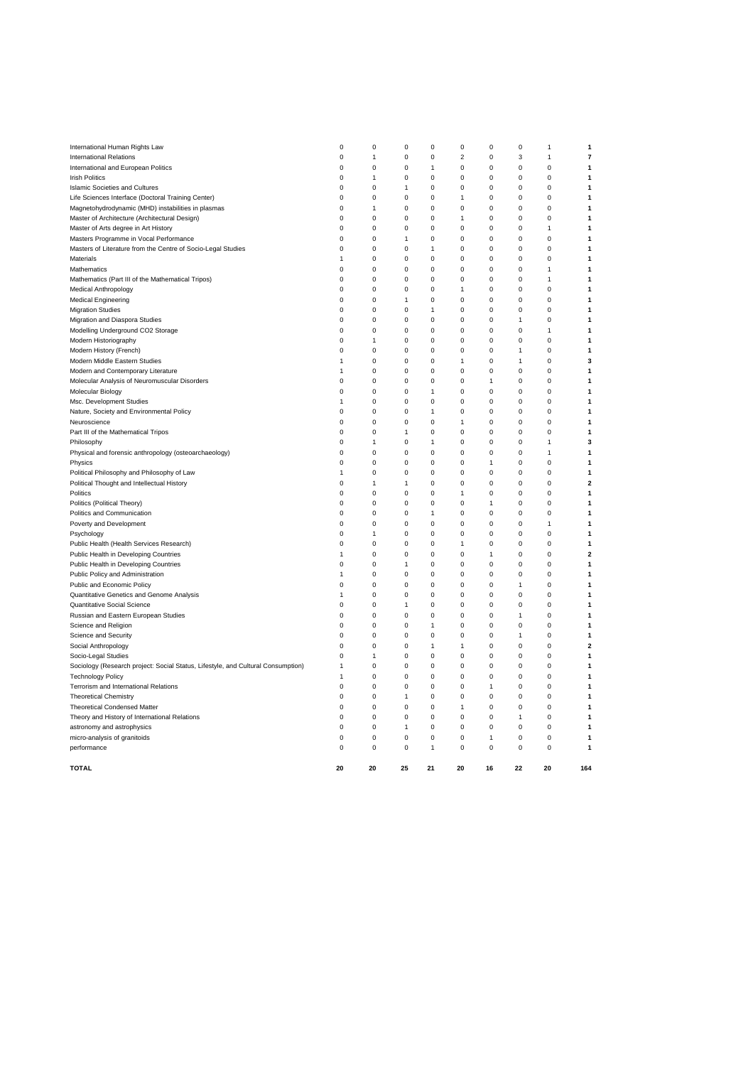| | | | | | | | | | |
|---|---|---|---|---|---|---|---|---|---|
| International Human Rights Law | 0 | 0 | 0 | 0 | 0 | 0 | 0 | 1 | **1** |
| International Relations | 0 | 1 | 0 | 0 | 2 | 0 | 3 | 1 | **7** |
| International and European Politics | 0 | 0 | 0 | 1 | 0 | 0 | 0 | 0 | **1** |
| Irish Politics | 0 | 1 | 0 | 0 | 0 | 0 | 0 | 0 | **1** |
| Islamic Societies and Cultures | 0 | 0 | 1 | 0 | 0 | 0 | 0 | 0 | **1** |
| Life Sciences Interface (Doctoral Training Center) | 0 | 0 | 0 | 0 | 1 | 0 | 0 | 0 | **1** |
| Magnetohydrodynamic (MHD) instabilities in plasmas | 0 | 1 | 0 | 0 | 0 | 0 | 0 | 0 | **1** |
| Master of Architecture (Architectural Design) | 0 | 0 | 0 | 0 | 1 | 0 | 0 | 0 | **1** |
| Master of Arts degree in Art History | 0 | 0 | 0 | 0 | 0 | 0 | 0 | 1 | **1** |
| Masters Programme in Vocal Performance | 0 | 0 | 1 | 0 | 0 | 0 | 0 | 0 | **1** |
| Masters of Literature from the Centre of Socio-Legal Studies | 0 | 0 | 0 | 1 | 0 | 0 | 0 | 0 | **1** |
| Materials | 1 | 0 | 0 | 0 | 0 | 0 | 0 | 0 | **1** |
| Mathematics | 0 | 0 | 0 | 0 | 0 | 0 | 0 | 1 | **1** |
| Mathematics (Part III of the Mathematical Tripos) | 0 | 0 | 0 | 0 | 0 | 0 | 0 | 1 | **1** |
| Medical Anthropology | 0 | 0 | 0 | 0 | 1 | 0 | 0 | 0 | **1** |
| Medical Engineering | 0 | 0 | 1 | 0 | 0 | 0 | 0 | 0 | **1** |
| Migration Studies | 0 | 0 | 0 | 1 | 0 | 0 | 0 | 0 | **1** |
| Migration and Diaspora Studies | 0 | 0 | 0 | 0 | 0 | 0 | 1 | 0 | **1** |
| Modelling Underground CO2 Storage | 0 | 0 | 0 | 0 | 0 | 0 | 0 | 1 | **1** |
| Modern Historiography | 0 | 1 | 0 | 0 | 0 | 0 | 0 | 0 | **1** |
| Modern History (French) | 0 | 0 | 0 | 0 | 0 | 0 | 1 | 0 | **1** |
| Modern Middle Eastern Studies | 1 | 0 | 0 | 0 | 1 | 0 | 1 | 0 | **3** |
| Modern and Contemporary Literature | 1 | 0 | 0 | 0 | 0 | 0 | 0 | 0 | **1** |
| Molecular Analysis of Neuromuscular Disorders | 0 | 0 | 0 | 0 | 0 | 1 | 0 | 0 | **1** |
| Molecular Biology | 0 | 0 | 0 | 1 | 0 | 0 | 0 | 0 | **1** |
| Msc. Development Studies | 1 | 0 | 0 | 0 | 0 | 0 | 0 | 0 | **1** |
| Nature, Society and Environmental Policy | 0 | 0 | 0 | 1 | 0 | 0 | 0 | 0 | **1** |
| Neuroscience | 0 | 0 | 0 | 0 | 1 | 0 | 0 | 0 | **1** |
| Part III of the Mathematical Tripos | 0 | 0 | 1 | 0 | 0 | 0 | 0 | 0 | **1** |
| Philosophy | 0 | 1 | 0 | 1 | 0 | 0 | 0 | 1 | **3** |
| Physical and forensic anthropology (osteoarchaeology) | 0 | 0 | 0 | 0 | 0 | 0 | 0 | 1 | **1** |
| Physics | 0 | 0 | 0 | 0 | 0 | 1 | 0 | 0 | **1** |
| Political Philosophy and Philosophy of Law | 1 | 0 | 0 | 0 | 0 | 0 | 0 | 0 | **1** |
| Political Thought and Intellectual History | 0 | 1 | 1 | 0 | 0 | 0 | 0 | 0 | **2** |
| Politics | 0 | 0 | 0 | 0 | 1 | 0 | 0 | 0 | **1** |
| Politics (Political Theory) | 0 | 0 | 0 | 0 | 0 | 1 | 0 | 0 | **1** |
| Politics and Communication | 0 | 0 | 0 | 1 | 0 | 0 | 0 | 0 | **1** |
| Poverty and Development | 0 | 0 | 0 | 0 | 0 | 0 | 0 | 1 | **1** |
| Psychology | 0 | 1 | 0 | 0 | 0 | 0 | 0 | 0 | **1** |
| Public Health (Health Services Research) | 0 | 0 | 0 | 0 | 1 | 0 | 0 | 0 | **1** |
| Public Health in Developing Countries | 1 | 0 | 0 | 0 | 0 | 1 | 0 | 0 | **2** |
| Public Health in Developing Countries | 0 | 0 | 1 | 0 | 0 | 0 | 0 | 0 | **1** |
| Public Policy and Administration | 1 | 0 | 0 | 0 | 0 | 0 | 0 | 0 | **1** |
| Public and Economic Policy | 0 | 0 | 0 | 0 | 0 | 0 | 1 | 0 | **1** |
| Quantitative Genetics and Genome Analysis | 1 | 0 | 0 | 0 | 0 | 0 | 0 | 0 | **1** |
| Quantitative Social Science | 0 | 0 | 1 | 0 | 0 | 0 | 0 | 0 | **1** |
| Russian and Eastern European Studies | 0 | 0 | 0 | 0 | 0 | 0 | 1 | 0 | **1** |
| Science and Religion | 0 | 0 | 0 | 1 | 0 | 0 | 0 | 0 | **1** |
| Science and Security | 0 | 0 | 0 | 0 | 0 | 0 | 1 | 0 | **1** |
| Social Anthropology | 0 | 0 | 0 | 1 | 1 | 0 | 0 | 0 | **2** |
| Socio-Legal Studies | 0 | 1 | 0 | 0 | 0 | 0 | 0 | 0 | **1** |
| Sociology (Research project: Social Status, Lifestyle, and Cultural Consumption) | 1 | 0 | 0 | 0 | 0 | 0 | 0 | 0 | **1** |
| Technology Policy | 1 | 0 | 0 | 0 | 0 | 0 | 0 | 0 | **1** |
| Terrorism and International Relations | 0 | 0 | 0 | 0 | 0 | 1 | 0 | 0 | **1** |
| Theoretical Chemistry | 0 | 0 | 1 | 0 | 0 | 0 | 0 | 0 | **1** |
| Theoretical Condensed Matter | 0 | 0 | 0 | 0 | 1 | 0 | 0 | 0 | **1** |
| Theory and History of International Relations | 0 | 0 | 0 | 0 | 0 | 0 | 1 | 0 | **1** |
| astronomy and astrophysics | 0 | 0 | 1 | 0 | 0 | 0 | 0 | 0 | **1** |
| micro-analysis of granitoids | 0 | 0 | 0 | 0 | 0 | 1 | 0 | 0 | **1** |
| performance | 0 | 0 | 0 | 1 | 0 | 0 | 0 | 0 | **1** |
| **TOTAL** | **20** | **20** | **25** | **21** | **20** | **16** | **22** | **20** | **164** |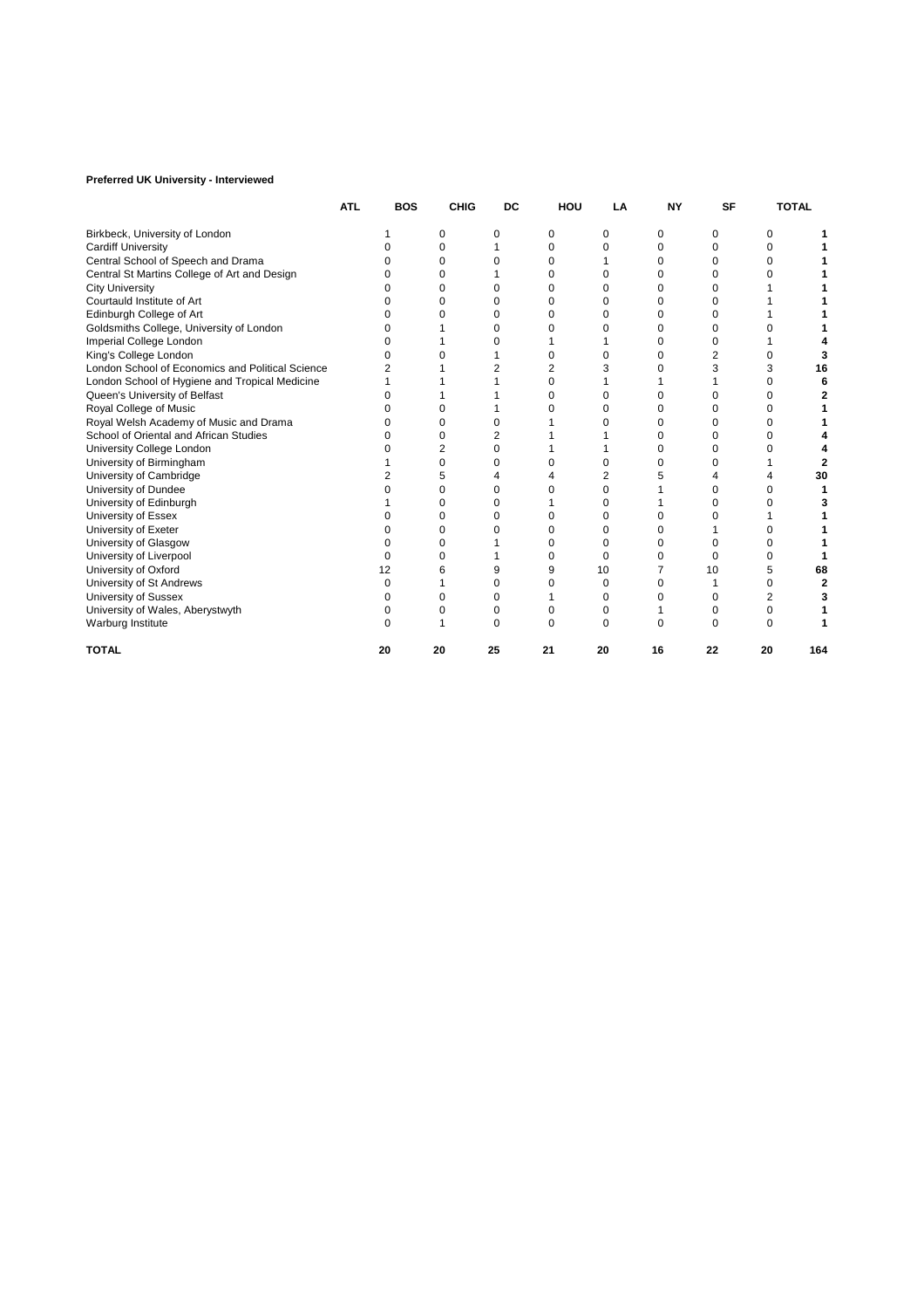**Preferred UK University - Interviewed**

| | ATL | BOS | CHIG | DC | HOU | LA | NY | SF | TOTAL |
|---|---|---|---|---|---|---|---|---|---|
| Birkbeck, University of London | 1 | 0 | 0 | 0 | 0 | 0 | 0 | 0 | **1** |
| Cardiff University | 0 | 0 | 1 | 0 | 0 | 0 | 0 | 0 | **1** |
| Central School of Speech and Drama | 0 | 0 | 0 | 0 | 1 | 0 | 0 | 0 | **1** |
| Central St Martins College of Art and Design | 0 | 0 | 1 | 0 | 0 | 0 | 0 | 0 | **1** |
| City University | 0 | 0 | 0 | 0 | 0 | 0 | 0 | 1 | **1** |
| Courtauld Institute of Art | 0 | 0 | 0 | 0 | 0 | 0 | 0 | 1 | **1** |
| Edinburgh College of Art | 0 | 0 | 0 | 0 | 0 | 0 | 0 | 1 | **1** |
| Goldsmiths College, University of London | 0 | 1 | 0 | 0 | 0 | 0 | 0 | 0 | **1** |
| Imperial College London | 0 | 1 | 0 | 1 | 1 | 0 | 0 | 1 | **4** |
| King's College London | 0 | 0 | 1 | 0 | 0 | 0 | 2 | 0 | **3** |
| London School of Economics and Political Science | 2 | 1 | 2 | 2 | 3 | 0 | 3 | 3 | **16** |
| London School of Hygiene and Tropical Medicine | 1 | 1 | 1 | 0 | 1 | 1 | 1 | 0 | **6** |
| Queen's University of Belfast | 0 | 1 | 1 | 0 | 0 | 0 | 0 | 0 | **2** |
| Royal College of Music | 0 | 0 | 1 | 0 | 0 | 0 | 0 | 0 | **1** |
| Royal Welsh Academy of Music and Drama | 0 | 0 | 0 | 1 | 0 | 0 | 0 | 0 | **1** |
| School of Oriental and African Studies | 0 | 0 | 2 | 1 | 1 | 0 | 0 | 0 | **4** |
| University College London | 0 | 2 | 0 | 1 | 1 | 0 | 0 | 0 | **4** |
| University of Birmingham | 1 | 0 | 0 | 0 | 0 | 0 | 0 | 1 | **2** |
| University of Cambridge | 2 | 5 | 4 | 4 | 2 | 5 | 4 | 4 | **30** |
| University of Dundee | 0 | 0 | 0 | 0 | 0 | 1 | 0 | 0 | **1** |
| University of Edinburgh | 1 | 0 | 0 | 1 | 0 | 1 | 0 | 0 | **3** |
| University of Essex | 0 | 0 | 0 | 0 | 0 | 0 | 0 | 1 | **1** |
| University of Exeter | 0 | 0 | 0 | 0 | 0 | 0 | 1 | 0 | **1** |
| University of Glasgow | 0 | 0 | 1 | 0 | 0 | 0 | 0 | 0 | **1** |
| University of Liverpool | 0 | 0 | 1 | 0 | 0 | 0 | 0 | 0 | **1** |
| University of Oxford | 12 | 6 | 9 | 9 | 10 | 7 | 10 | 5 | **68** |
| University of St Andrews | 0 | 1 | 0 | 0 | 0 | 0 | 1 | 0 | **2** |
| University of Sussex | 0 | 0 | 0 | 1 | 0 | 0 | 0 | 2 | **3** |
| University of Wales, Aberystwyth | 0 | 0 | 0 | 0 | 0 | 1 | 0 | 0 | **1** |
| Warburg Institute | 0 | 1 | 0 | 0 | 0 | 0 | 0 | 0 | **1** |
| **TOTAL** | **20** | **20** | **25** | **21** | **20** | **16** | **22** | **20** | **164** |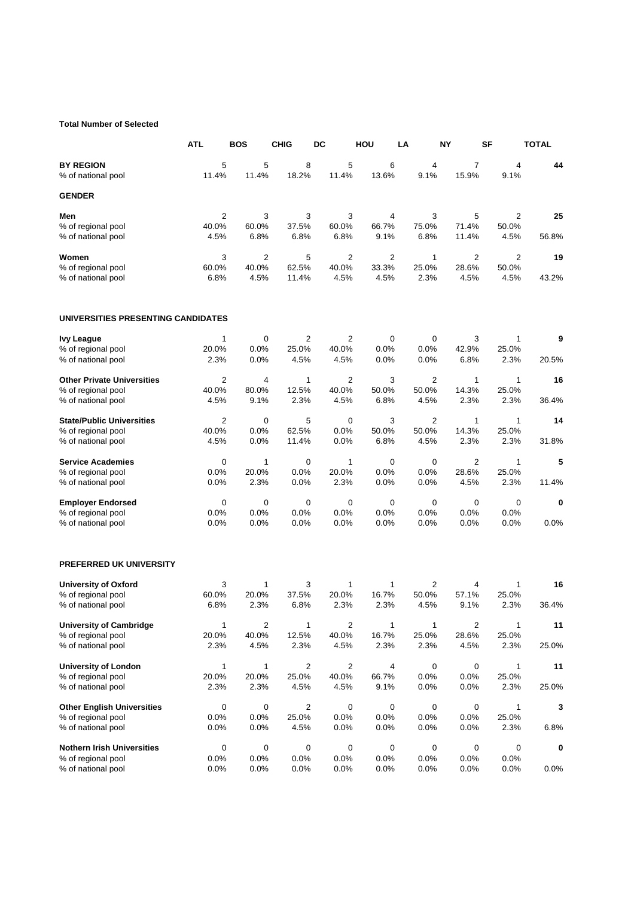**Total Number of Selected**

| | ATL | BOS | CHIG | DC | HOU | LA | NY | SF | TOTAL |
|---|---|---|---|---|---|---|---|---|---|
| **BY REGION** | 5 | 5 | 8 | 5 | 6 | 4 | 7 | 4 | **44** |
| % of national pool | 11.4% | 11.4% | 18.2% | 11.4% | 13.6% | 9.1% | 15.9% | 9.1% | |
| **GENDER** | | | | | | | | | |
| **Men** | 2 | 3 | 3 | 3 | 4 | 3 | 5 | 2 | **25** |
| % of regional pool | 40.0% | 60.0% | 37.5% | 60.0% | 66.7% | 75.0% | 71.4% | 50.0% | |
| % of national pool | 4.5% | 6.8% | 6.8% | 6.8% | 9.1% | 6.8% | 11.4% | 4.5% | 56.8% |
| **Women** | 3 | 2 | 5 | 2 | 2 | 1 | 2 | 2 | **19** |
| % of regional pool | 60.0% | 40.0% | 62.5% | 40.0% | 33.3% | 25.0% | 28.6% | 50.0% | |
| % of national pool | 6.8% | 4.5% | 11.4% | 4.5% | 4.5% | 2.3% | 4.5% | 4.5% | 43.2% |
| **UNIVERSITIES PRESENTING CANDIDATES** | | | | | | | | | |
| **Ivy League** | 1 | 0 | 2 | 2 | 0 | 0 | 3 | 1 | **9** |
| % of regional pool | 20.0% | 0.0% | 25.0% | 40.0% | 0.0% | 0.0% | 42.9% | 25.0% | |
| % of national pool | 2.3% | 0.0% | 4.5% | 4.5% | 0.0% | 0.0% | 6.8% | 2.3% | 20.5% |
| **Other Private Universities** | 2 | 4 | 1 | 2 | 3 | 2 | 1 | 1 | **16** |
| % of regional pool | 40.0% | 80.0% | 12.5% | 40.0% | 50.0% | 50.0% | 14.3% | 25.0% | |
| % of national pool | 4.5% | 9.1% | 2.3% | 4.5% | 6.8% | 4.5% | 2.3% | 2.3% | 36.4% |
| **State/Public Universities** | 2 | 0 | 5 | 0 | 3 | 2 | 1 | 1 | **14** |
| % of regional pool | 40.0% | 0.0% | 62.5% | 0.0% | 50.0% | 50.0% | 14.3% | 25.0% | |
| % of national pool | 4.5% | 0.0% | 11.4% | 0.0% | 6.8% | 4.5% | 2.3% | 2.3% | 31.8% |
| **Service Academies** | 0 | 1 | 0 | 1 | 0 | 0 | 2 | 1 | **5** |
| % of regional pool | 0.0% | 20.0% | 0.0% | 20.0% | 0.0% | 0.0% | 28.6% | 25.0% | |
| % of national pool | 0.0% | 2.3% | 0.0% | 2.3% | 0.0% | 0.0% | 4.5% | 2.3% | 11.4% |
| **Employer Endorsed** | 0 | 0 | 0 | 0 | 0 | 0 | 0 | 0 | **0** |
| % of regional pool | 0.0% | 0.0% | 0.0% | 0.0% | 0.0% | 0.0% | 0.0% | 0.0% | |
| % of national pool | 0.0% | 0.0% | 0.0% | 0.0% | 0.0% | 0.0% | 0.0% | 0.0% | 0.0% |
| **PREFERRED UK UNIVERSITY** | | | | | | | | | |
| **University of Oxford** | 3 | 1 | 3 | 1 | 1 | 2 | 4 | 1 | **16** |
| % of regional pool | 60.0% | 20.0% | 37.5% | 20.0% | 16.7% | 50.0% | 57.1% | 25.0% | |
| % of national pool | 6.8% | 2.3% | 6.8% | 2.3% | 2.3% | 4.5% | 9.1% | 2.3% | 36.4% |
| **University of Cambridge** | 1 | 2 | 1 | 2 | 1 | 1 | 2 | 1 | **11** |
| % of regional pool | 20.0% | 40.0% | 12.5% | 40.0% | 16.7% | 25.0% | 28.6% | 25.0% | |
| % of national pool | 2.3% | 4.5% | 2.3% | 4.5% | 2.3% | 2.3% | 4.5% | 2.3% | 25.0% |
| **University of London** | 1 | 1 | 2 | 2 | 4 | 0 | 0 | 1 | **11** |
| % of regional pool | 20.0% | 20.0% | 25.0% | 40.0% | 66.7% | 0.0% | 0.0% | 25.0% | |
| % of national pool | 2.3% | 2.3% | 4.5% | 4.5% | 9.1% | 0.0% | 0.0% | 2.3% | 25.0% |
| **Other English Universities** | 0 | 0 | 2 | 0 | 0 | 0 | 0 | 1 | **3** |
| % of regional pool | 0.0% | 0.0% | 25.0% | 0.0% | 0.0% | 0.0% | 0.0% | 25.0% | |
| % of national pool | 0.0% | 0.0% | 4.5% | 0.0% | 0.0% | 0.0% | 0.0% | 2.3% | 6.8% |
| **Nothern Irish Universities** | 0 | 0 | 0 | 0 | 0 | 0 | 0 | 0 | **0** |
| % of regional pool | 0.0% | 0.0% | 0.0% | 0.0% | 0.0% | 0.0% | 0.0% | 0.0% | |
| % of national pool | 0.0% | 0.0% | 0.0% | 0.0% | 0.0% | 0.0% | 0.0% | 0.0% | 0.0% |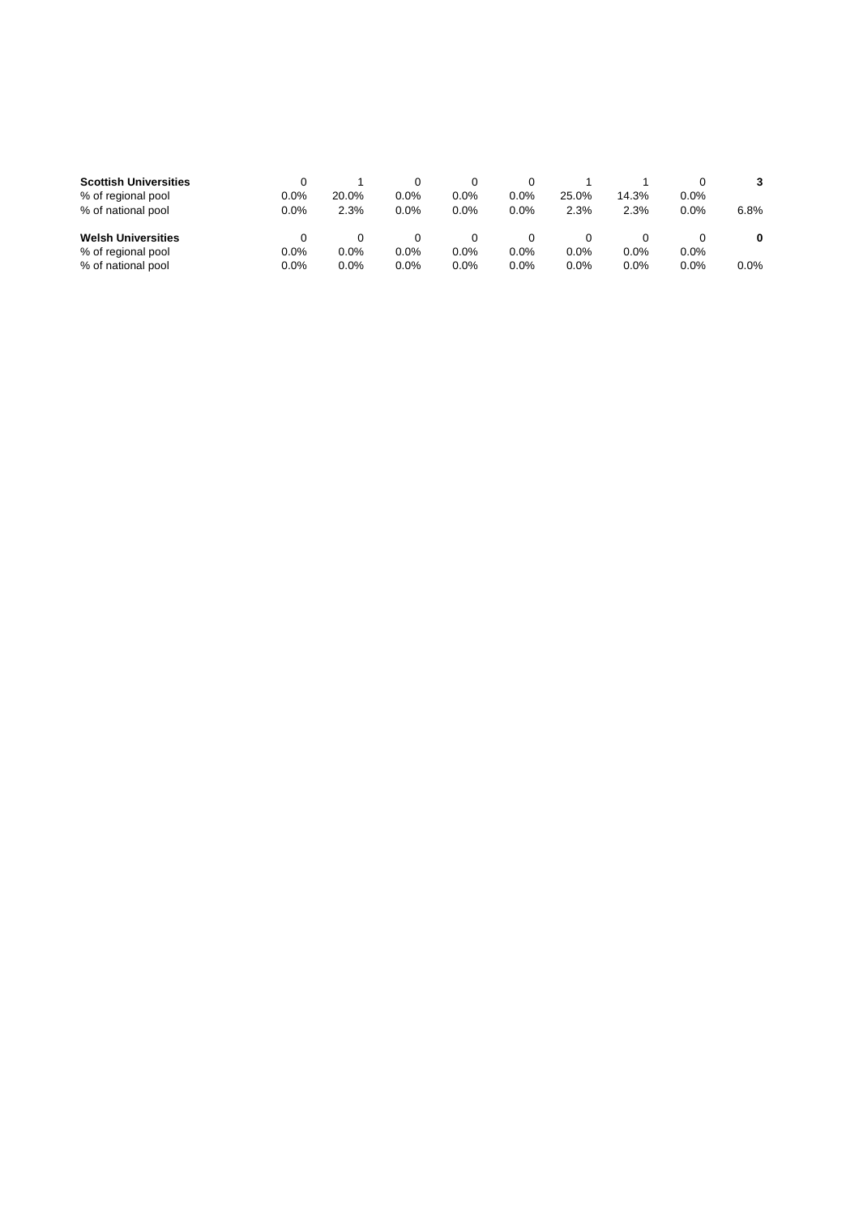| | | | | | | | | | |
|---|---|---|---|---|---|---|---|---|---|
| **Scottish Universities** | 0 | 1 | 0 | 0 | 0 | 1 | 1 | 0 | **3** |
| % of regional pool | 0.0% | 20.0% | 0.0% | 0.0% | 0.0% | 25.0% | 14.3% | 0.0% | |
| % of national pool | 0.0% | 2.3% | 0.0% | 0.0% | 0.0% | 2.3% | 2.3% | 0.0% | 6.8% |
| | | | | | | | | | |
| **Welsh Universities** | 0 | 0 | 0 | 0 | 0 | 0 | 0 | 0 | **0** |
| % of regional pool | 0.0% | 0.0% | 0.0% | 0.0% | 0.0% | 0.0% | 0.0% | 0.0% | |
| % of national pool | 0.0% | 0.0% | 0.0% | 0.0% | 0.0% | 0.0% | 0.0% | 0.0% | 0.0% |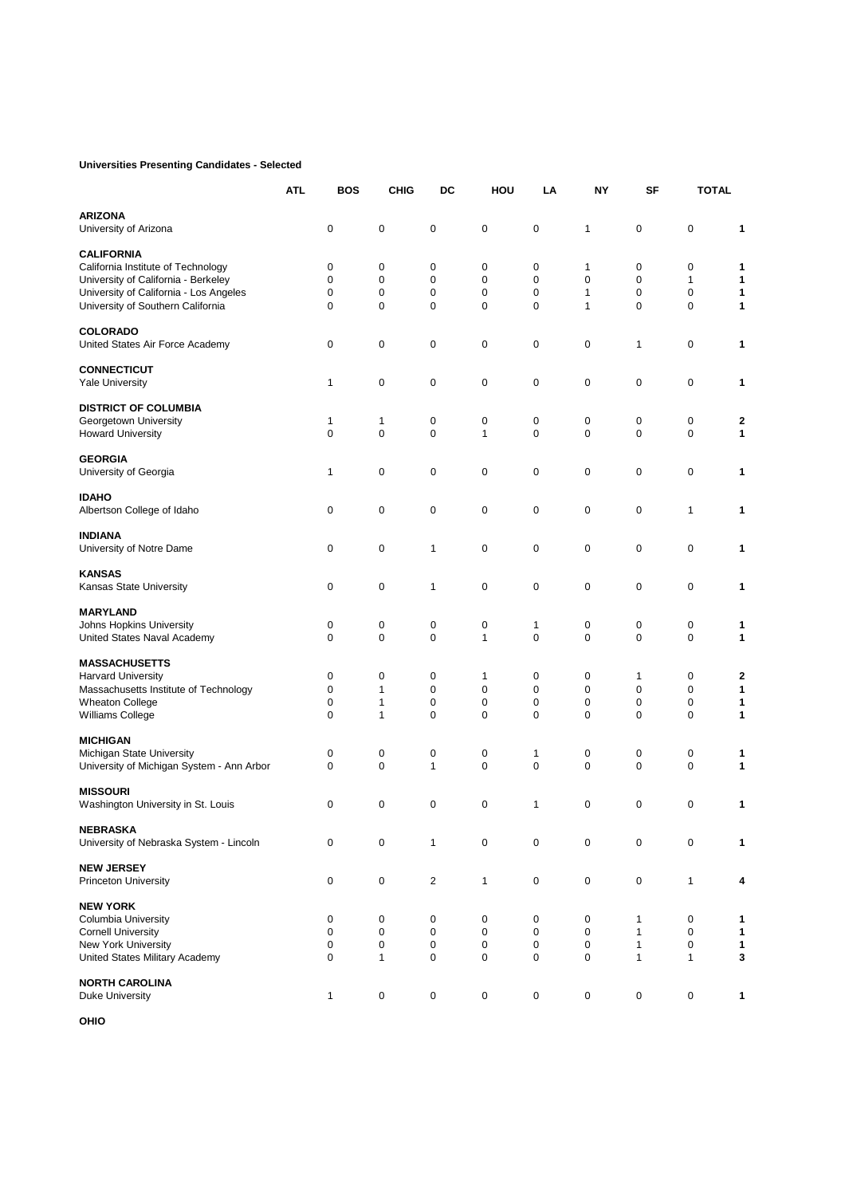**Universities Presenting Candidates - Selected**

| | ATL | BOS | CHIG | DC | HOU | LA | NY | SF | TOTAL |
|---|---|---|---|---|---|---|---|---|---|
| **ARIZONA** | | | | | | | | | |
| University of Arizona | 0 | 0 | 0 | 0 | 0 | 1 | 0 | 0 | **1** |
| **CALIFORNIA** | | | | | | | | | |
| California Institute of Technology | 0 | 0 | 0 | 0 | 0 | 1 | 0 | 0 | **1** |
| University of California - Berkeley | 0 | 0 | 0 | 0 | 0 | 0 | 0 | 1 | **1** |
| University of California - Los Angeles | 0 | 0 | 0 | 0 | 0 | 1 | 0 | 0 | **1** |
| University of Southern California | 0 | 0 | 0 | 0 | 0 | 1 | 0 | 0 | **1** |
| **COLORADO** | | | | | | | | | |
| United States Air Force Academy | 0 | 0 | 0 | 0 | 0 | 0 | 1 | 0 | **1** |
| **CONNECTICUT** | | | | | | | | | |
| Yale University | 1 | 0 | 0 | 0 | 0 | 0 | 0 | 0 | **1** |
| **DISTRICT OF COLUMBIA** | | | | | | | | | |
| Georgetown University | 1 | 1 | 0 | 0 | 0 | 0 | 0 | 0 | **2** |
| Howard University | 0 | 0 | 0 | 1 | 0 | 0 | 0 | 0 | **1** |
| **GEORGIA** | | | | | | | | | |
| University of Georgia | 1 | 0 | 0 | 0 | 0 | 0 | 0 | 0 | **1** |
| **IDAHO** | | | | | | | | | |
| Albertson College of Idaho | 0 | 0 | 0 | 0 | 0 | 0 | 0 | 1 | **1** |
| **INDIANA** | | | | | | | | | |
| University of Notre Dame | 0 | 0 | 1 | 0 | 0 | 0 | 0 | 0 | **1** |
| **KANSAS** | | | | | | | | | |
| Kansas State University | 0 | 0 | 1 | 0 | 0 | 0 | 0 | 0 | **1** |
| **MARYLAND** | | | | | | | | | |
| Johns Hopkins University | 0 | 0 | 0 | 0 | 1 | 0 | 0 | 0 | **1** |
| United States Naval Academy | 0 | 0 | 0 | 1 | 0 | 0 | 0 | 0 | **1** |
| **MASSACHUSETTS** | | | | | | | | | |
| Harvard University | 0 | 0 | 0 | 1 | 0 | 0 | 1 | 0 | **2** |
| Massachusetts Institute of Technology | 0 | 1 | 0 | 0 | 0 | 0 | 0 | 0 | **1** |
| Wheaton College | 0 | 1 | 0 | 0 | 0 | 0 | 0 | 0 | **1** |
| Williams College | 0 | 1 | 0 | 0 | 0 | 0 | 0 | 0 | **1** |
| **MICHIGAN** | | | | | | | | | |
| Michigan State University | 0 | 0 | 0 | 0 | 1 | 0 | 0 | 0 | **1** |
| University of Michigan System - Ann Arbor | 0 | 0 | 1 | 0 | 0 | 0 | 0 | 0 | **1** |
| **MISSOURI** | | | | | | | | | |
| Washington University in St. Louis | 0 | 0 | 0 | 0 | 1 | 0 | 0 | 0 | **1** |
| **NEBRASKA** | | | | | | | | | |
| University of Nebraska System - Lincoln | 0 | 0 | 1 | 0 | 0 | 0 | 0 | 0 | **1** |
| **NEW JERSEY** | | | | | | | | | |
| Princeton University | 0 | 0 | 2 | 1 | 0 | 0 | 0 | 1 | **4** |
| **NEW YORK** | | | | | | | | | |
| Columbia University | 0 | 0 | 0 | 0 | 0 | 0 | 1 | 0 | **1** |
| Cornell University | 0 | 0 | 0 | 0 | 0 | 0 | 1 | 0 | **1** |
| New York University | 0 | 0 | 0 | 0 | 0 | 0 | 1 | 0 | **1** |
| United States Military Academy | 0 | 1 | 0 | 0 | 0 | 0 | 1 | 1 | **3** |
| **NORTH CAROLINA** | | | | | | | | | |
| Duke University | 1 | 0 | 0 | 0 | 0 | 0 | 0 | 0 | **1** |
| **OHIO** | | | | | | | | | |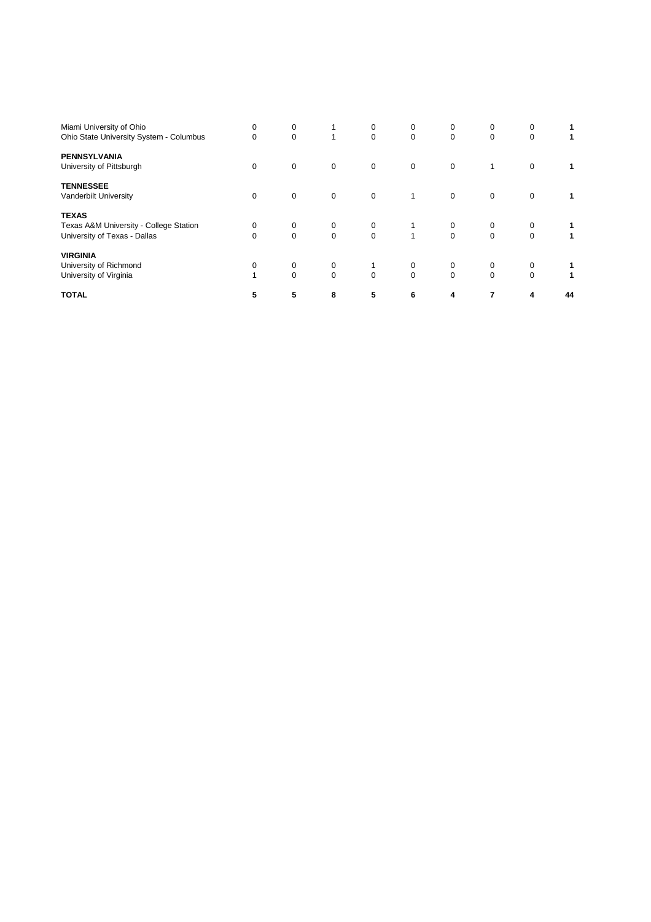| | | | | | | | | | |
|---|---|---|---|---|---|---|---|---|---|
| Miami University of Ohio | 0 | 0 | 1 | 0 | 0 | 0 | 0 | 0 | **1** |
| Ohio State University System - Columbus | 0 | 0 | 1 | 0 | 0 | 0 | 0 | 0 | **1** |
| **PENNSYLVANIA** | | | | | | | | | |
| University of Pittsburgh | 0 | 0 | 0 | 0 | 0 | 0 | 1 | 0 | **1** |
| **TENNESSEE** | | | | | | | | | |
| Vanderbilt University | 0 | 0 | 0 | 0 | 1 | 0 | 0 | 0 | **1** |
| **TEXAS** | | | | | | | | | |
| Texas A&M University - College Station | 0 | 0 | 0 | 0 | 1 | 0 | 0 | 0 | **1** |
| University of Texas - Dallas | 0 | 0 | 0 | 0 | 1 | 0 | 0 | 0 | **1** |
| **VIRGINIA** | | | | | | | | | |
| University of Richmond | 0 | 0 | 0 | 1 | 0 | 0 | 0 | 0 | **1** |
| University of Virginia | 1 | 0 | 0 | 0 | 0 | 0 | 0 | 0 | **1** |
| **TOTAL** | **5** | **5** | **8** | **5** | **6** | **4** | **7** | **4** | **44** |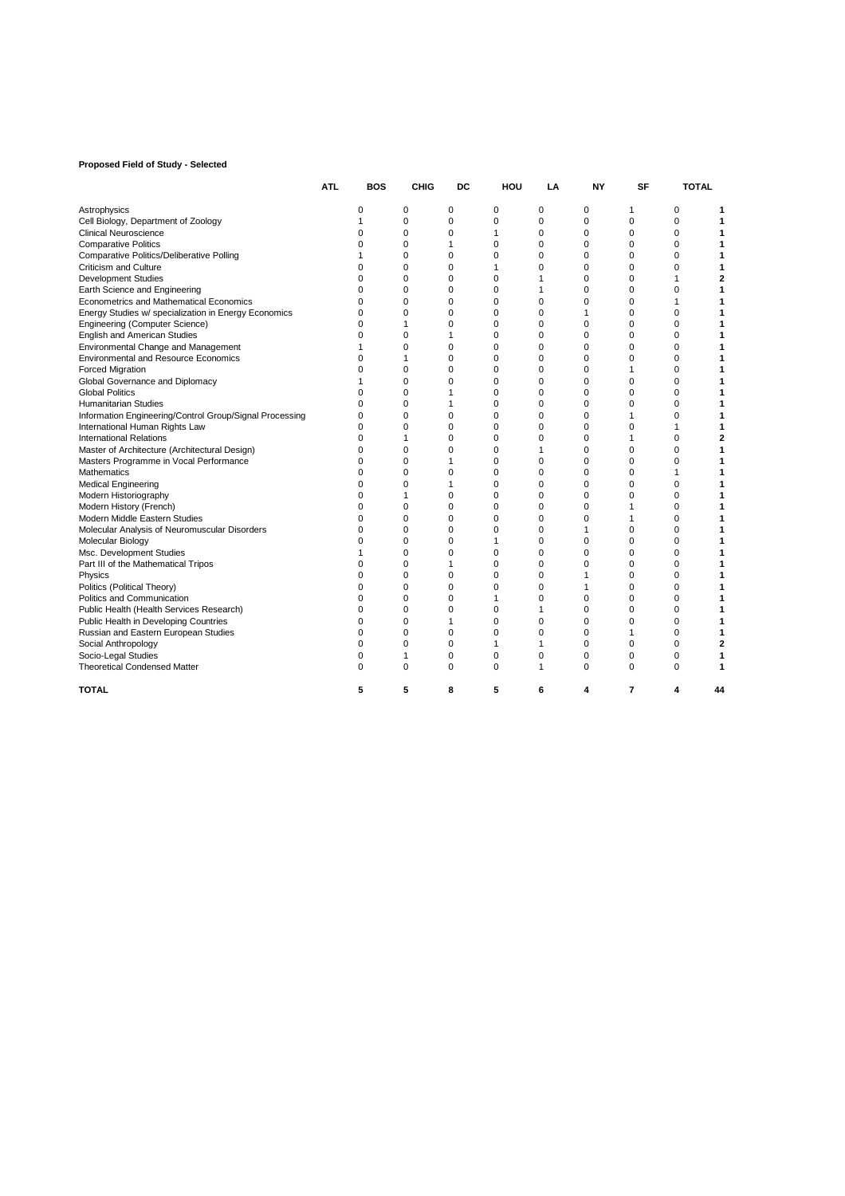**Proposed Field of Study - Selected**

| | ATL | BOS | CHIG | DC | HOU | LA | NY | SF | TOTAL |
|---|---|---|---|---|---|---|---|---|---|
| Astrophysics | 0 | 0 | 0 | 0 | 0 | 0 | 1 | 0 | **1** |
| Cell Biology, Department of Zoology | 1 | 0 | 0 | 0 | 0 | 0 | 0 | 0 | **1** |
| Clinical Neuroscience | 0 | 0 | 0 | 1 | 0 | 0 | 0 | 0 | **1** |
| Comparative Politics | 0 | 0 | 1 | 0 | 0 | 0 | 0 | 0 | **1** |
| Comparative Politics/Deliberative Polling | 1 | 0 | 0 | 0 | 0 | 0 | 0 | 0 | **1** |
| Criticism and Culture | 0 | 0 | 0 | 1 | 0 | 0 | 0 | 0 | **1** |
| Development Studies | 0 | 0 | 0 | 0 | 1 | 0 | 0 | 1 | **2** |
| Earth Science and Engineering | 0 | 0 | 0 | 0 | 1 | 0 | 0 | 0 | **1** |
| Econometrics and Mathematical Economics | 0 | 0 | 0 | 0 | 0 | 0 | 0 | 1 | **1** |
| Energy Studies w/ specialization in Energy Economics | 0 | 0 | 0 | 0 | 0 | 1 | 0 | 0 | **1** |
| Engineering (Computer Science) | 0 | 1 | 0 | 0 | 0 | 0 | 0 | 0 | **1** |
| English and American Studies | 0 | 0 | 1 | 0 | 0 | 0 | 0 | 0 | **1** |
| Environmental Change and Management | 1 | 0 | 0 | 0 | 0 | 0 | 0 | 0 | **1** |
| Environmental and Resource Economics | 0 | 1 | 0 | 0 | 0 | 0 | 0 | 0 | **1** |
| Forced Migration | 0 | 0 | 0 | 0 | 0 | 0 | 1 | 0 | **1** |
| Global Governance and Diplomacy | 1 | 0 | 0 | 0 | 0 | 0 | 0 | 0 | **1** |
| Global Politics | 0 | 0 | 1 | 0 | 0 | 0 | 0 | 0 | **1** |
| Humanitarian Studies | 0 | 0 | 1 | 0 | 0 | 0 | 0 | 0 | **1** |
| Information Engineering/Control Group/Signal Processing | 0 | 0 | 0 | 0 | 0 | 0 | 1 | 0 | **1** |
| International Human Rights Law | 0 | 0 | 0 | 0 | 0 | 0 | 0 | 1 | **1** |
| International Relations | 0 | 1 | 0 | 0 | 0 | 0 | 1 | 0 | **2** |
| Master of Architecture (Architectural Design) | 0 | 0 | 0 | 0 | 1 | 0 | 0 | 0 | **1** |
| Masters Programme in Vocal Performance | 0 | 0 | 1 | 0 | 0 | 0 | 0 | 0 | **1** |
| Mathematics | 0 | 0 | 0 | 0 | 0 | 0 | 0 | 1 | **1** |
| Medical Engineering | 0 | 0 | 1 | 0 | 0 | 0 | 0 | 0 | **1** |
| Modern Historiography | 0 | 1 | 0 | 0 | 0 | 0 | 0 | 0 | **1** |
| Modern History (French) | 0 | 0 | 0 | 0 | 0 | 0 | 1 | 0 | **1** |
| Modern Middle Eastern Studies | 0 | 0 | 0 | 0 | 0 | 0 | 1 | 0 | **1** |
| Molecular Analysis of Neuromuscular Disorders | 0 | 0 | 0 | 0 | 0 | 1 | 0 | 0 | **1** |
| Molecular Biology | 0 | 0 | 0 | 1 | 0 | 0 | 0 | 0 | **1** |
| Msc. Development Studies | 1 | 0 | 0 | 0 | 0 | 0 | 0 | 0 | **1** |
| Part III of the Mathematical Tripos | 0 | 0 | 1 | 0 | 0 | 0 | 0 | 0 | **1** |
| Physics | 0 | 0 | 0 | 0 | 0 | 1 | 0 | 0 | **1** |
| Politics (Political Theory) | 0 | 0 | 0 | 0 | 0 | 1 | 0 | 0 | **1** |
| Politics and Communication | 0 | 0 | 0 | 1 | 0 | 0 | 0 | 0 | **1** |
| Public Health (Health Services Research) | 0 | 0 | 0 | 0 | 1 | 0 | 0 | 0 | **1** |
| Public Health in Developing Countries | 0 | 0 | 1 | 0 | 0 | 0 | 0 | 0 | **1** |
| Russian and Eastern European Studies | 0 | 0 | 0 | 0 | 0 | 0 | 1 | 0 | **1** |
| Social Anthropology | 0 | 0 | 0 | 1 | 1 | 0 | 0 | 0 | **2** |
| Socio-Legal Studies | 0 | 1 | 0 | 0 | 0 | 0 | 0 | 0 | **1** |
| Theoretical Condensed Matter | 0 | 0 | 0 | 0 | 1 | 0 | 0 | 0 | **1** |
| **TOTAL** | **5** | **5** | **8** | **5** | **6** | **4** | **7** | **4** | **44** |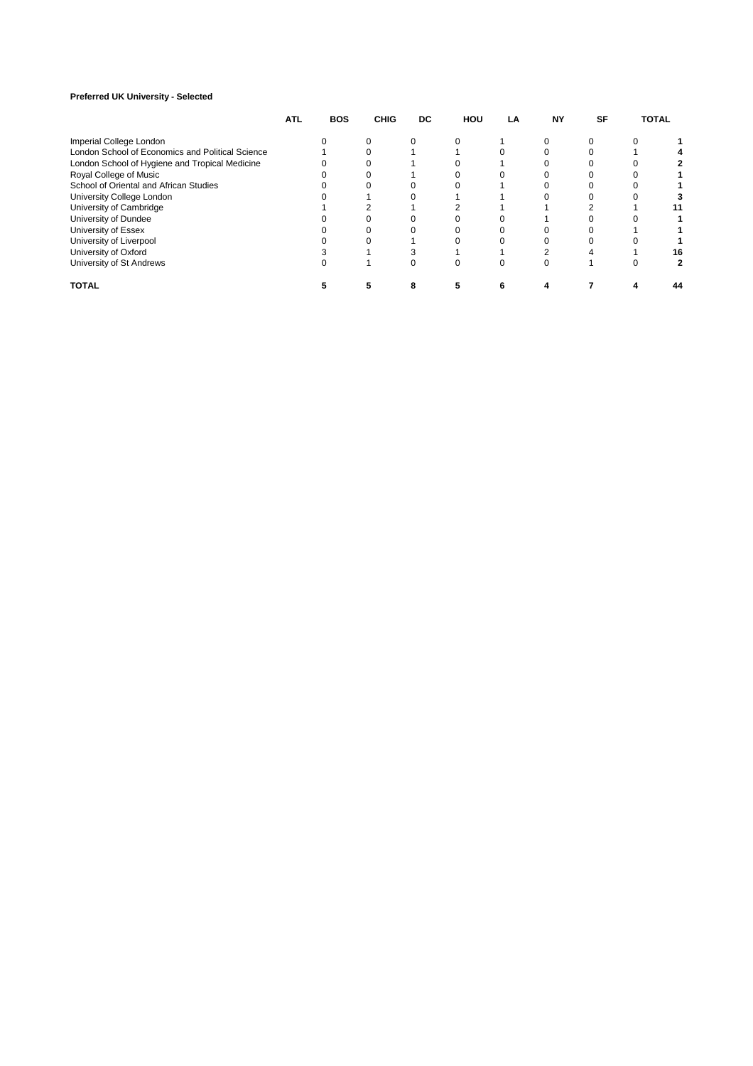**Preferred UK University - Selected**

| | ATL | BOS | CHIG | DC | HOU | LA | NY | SF | TOTAL |
|---|---|---|---|---|---|---|---|---|---|
| Imperial College London | 0 | 0 | 0 | 0 | 1 | 0 | 0 | 0 | **1** |
| London School of Economics and Political Science | 1 | 0 | 1 | 1 | 0 | 0 | 0 | 1 | **4** |
| London School of Hygiene and Tropical Medicine | 0 | 0 | 1 | 0 | 1 | 0 | 0 | 0 | **2** |
| Royal College of Music | 0 | 0 | 1 | 0 | 0 | 0 | 0 | 0 | **1** |
| School of Oriental and African Studies | 0 | 0 | 0 | 0 | 1 | 0 | 0 | 0 | **1** |
| University College London | 0 | 1 | 0 | 1 | 1 | 0 | 0 | 0 | **3** |
| University of Cambridge | 1 | 2 | 1 | 2 | 1 | 1 | 2 | 1 | **11** |
| University of Dundee | 0 | 0 | 0 | 0 | 0 | 1 | 0 | 0 | **1** |
| University of Essex | 0 | 0 | 0 | 0 | 0 | 0 | 0 | 1 | **1** |
| University of Liverpool | 0 | 0 | 1 | 0 | 0 | 0 | 0 | 0 | **1** |
| University of Oxford | 3 | 1 | 3 | 1 | 1 | 2 | 4 | 1 | **16** |
| University of St Andrews | 0 | 1 | 0 | 0 | 0 | 0 | 1 | 0 | **2** |
| **TOTAL** | **5** | **5** | **8** | **5** | **6** | **4** | **7** | **4** | **44** |